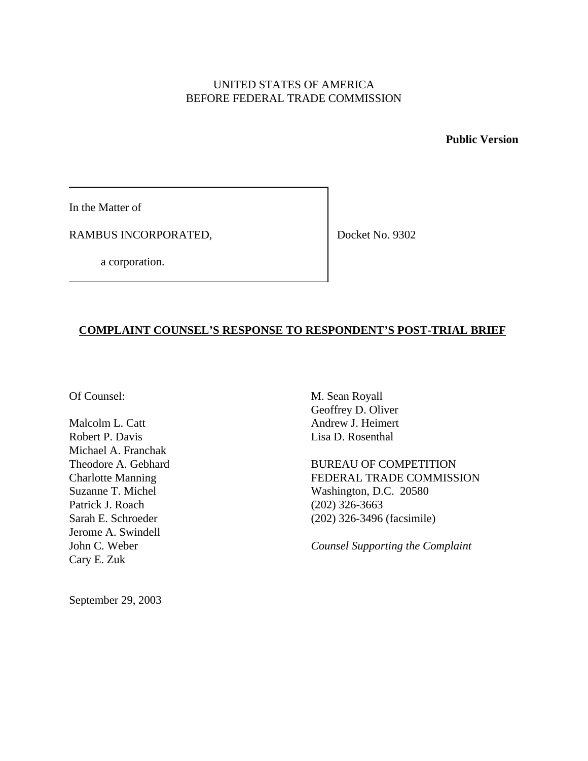UNITED STATES OF AMERICA
BEFORE FEDERAL TRADE COMMISSION

**Public Version**

| In the Matter of<br><br>RAMBUS INCORPORATED,<br><br>a corporation. | Docket No. 9302 |
|---|---|

## COMPLAINT COUNSEL'S RESPONSE TO RESPONDENT'S POST-TRIAL BRIEF

Of Counsel:

Malcolm L. Catt
Robert P. Davis
Michael A. Franchak
Theodore A. Gebhard
Charlotte Manning
Suzanne T. Michel
Patrick J. Roach
Sarah E. Schroeder
Jerome A. Swindell
John C. Weber
Cary E. Zuk

M. Sean Royall
Geoffrey D. Oliver
Andrew J. Heimert
Lisa D. Rosenthal

BUREAU OF COMPETITION
FEDERAL TRADE COMMISSION
Washington, D.C. 20580
(202) 326-3663
(202) 326-3496 (facsimile)

*Counsel Supporting the Complaint*

September 29, 2003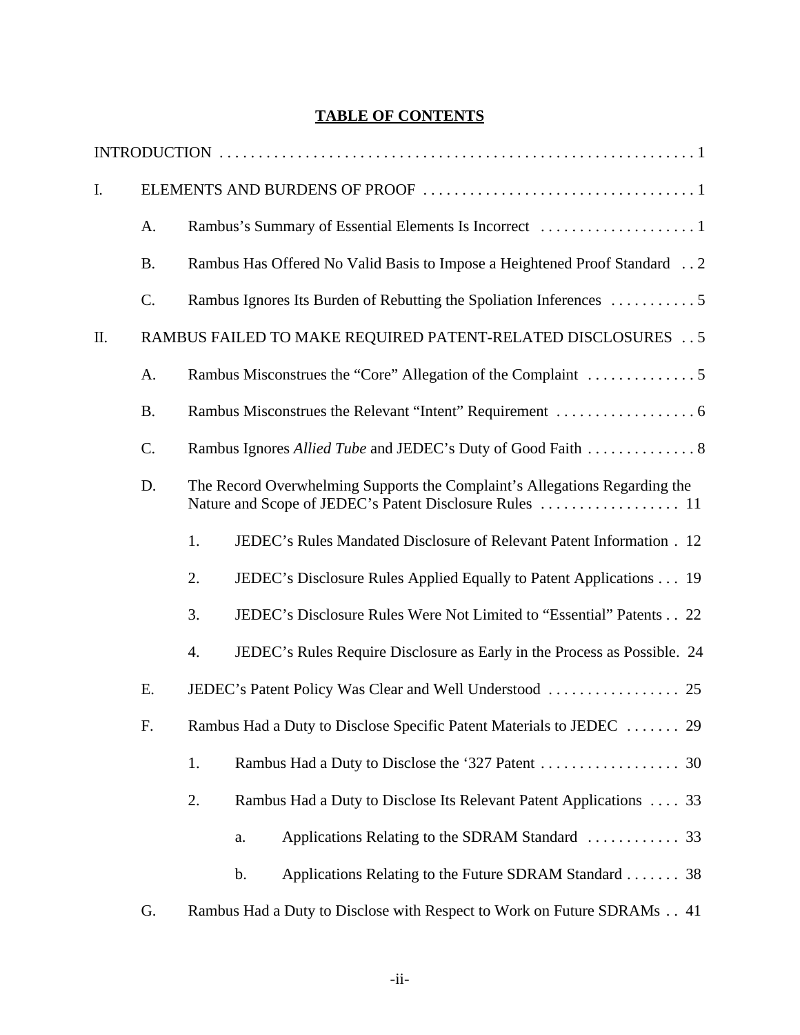# TABLE OF CONTENTS

INTRODUCTION . . . . . . . . . . . . . . . . . . . . . . . . . . . . . . . . . . . . . . . . . . . . . . . . . . . . . . . . . . . . . . 1

I. ELEMENTS AND BURDENS OF PROOF . . . . . . . . . . . . . . . . . . . . . . . . . . . . . . . . . . . 1

- A. Rambus's Summary of Essential Elements Is Incorrect . . . . . . . . . . . . . . . . . . . . 1
- B. Rambus Has Offered No Valid Basis to Impose a Heightened Proof Standard . . 2
- C. Rambus Ignores Its Burden of Rebutting the Spoliation Inferences . . . . . . . . . . . 5

II. RAMBUS FAILED TO MAKE REQUIRED PATENT-RELATED DISCLOSURES . . 5

- A. Rambus Misconstrues the "Core" Allegation of the Complaint . . . . . . . . . . . . . . 5
- B. Rambus Misconstrues the Relevant "Intent" Requirement . . . . . . . . . . . . . . . . . . 6
- C. Rambus Ignores *Allied Tube* and JEDEC's Duty of Good Faith . . . . . . . . . . . . . . 8
- D. The Record Overwhelming Supports the Complaint's Allegations Regarding the Nature and Scope of JEDEC's Patent Disclosure Rules . . . . . . . . . . . . . . . . . . 11
  - 1. JEDEC's Rules Mandated Disclosure of Relevant Patent Information . 12
  - 2. JEDEC's Disclosure Rules Applied Equally to Patent Applications . . . 19
  - 3. JEDEC's Disclosure Rules Were Not Limited to "Essential" Patents . . 22
  - 4. JEDEC's Rules Require Disclosure as Early in the Process as Possible. 24
- E. JEDEC's Patent Policy Was Clear and Well Understood . . . . . . . . . . . . . . . . . 25
- F. Rambus Had a Duty to Disclose Specific Patent Materials to JEDEC . . . . . . . 29
  - 1. Rambus Had a Duty to Disclose the '327 Patent . . . . . . . . . . . . . . . . . . 30
  - 2. Rambus Had a Duty to Disclose Its Relevant Patent Applications . . . . 33
    - a. Applications Relating to the SDRAM Standard . . . . . . . . . . . . 33
    - b. Applications Relating to the Future SDRAM Standard . . . . . . . 38
- G. Rambus Had a Duty to Disclose with Respect to Work on Future SDRAMs . . 41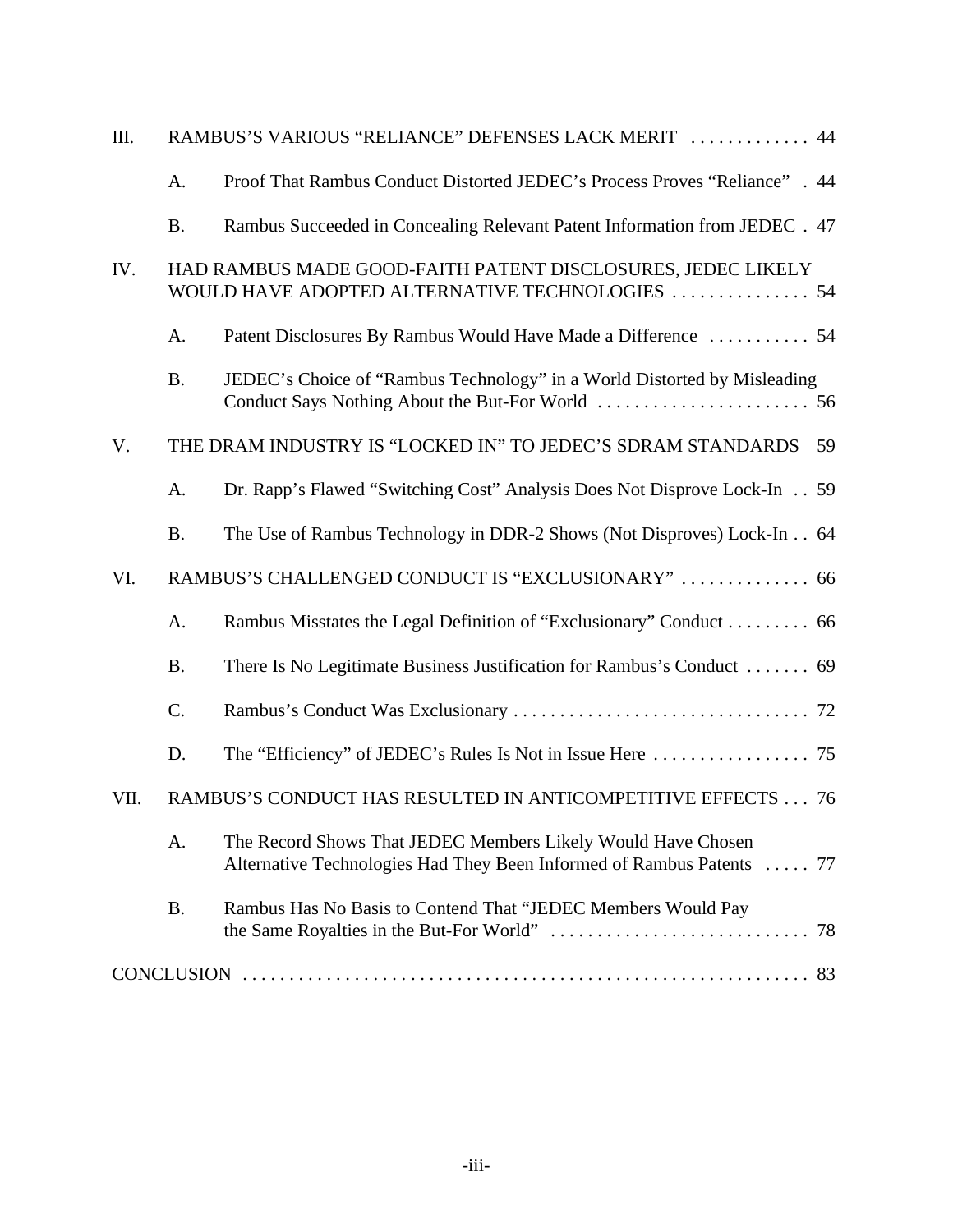III. RAMBUS'S VARIOUS "RELIANCE" DEFENSES LACK MERIT . . . . . . . . . . . . . 44

- A. Proof That Rambus Conduct Distorted JEDEC's Process Proves "Reliance" . 44
- B. Rambus Succeeded in Concealing Relevant Patent Information from JEDEC . 47

IV. HAD RAMBUS MADE GOOD-FAITH PATENT DISCLOSURES, JEDEC LIKELY WOULD HAVE ADOPTED ALTERNATIVE TECHNOLOGIES . . . . . . . . . . . . . . . 54

- A. Patent Disclosures By Rambus Would Have Made a Difference . . . . . . . . . . . 54
- B. JEDEC's Choice of "Rambus Technology" in a World Distorted by Misleading Conduct Says Nothing About the But-For World . . . . . . . . . . . . . . . . . . . . . . . 56

V. THE DRAM INDUSTRY IS "LOCKED IN" TO JEDEC'S SDRAM STANDARDS 59

- A. Dr. Rapp's Flawed "Switching Cost" Analysis Does Not Disprove Lock-In . . 59
- B. The Use of Rambus Technology in DDR-2 Shows (Not Disproves) Lock-In . . 64

VI. RAMBUS'S CHALLENGED CONDUCT IS "EXCLUSIONARY" . . . . . . . . . . . . . . 66

- A. Rambus Misstates the Legal Definition of "Exclusionary" Conduct . . . . . . . . . 66
- B. There Is No Legitimate Business Justification for Rambus's Conduct . . . . . . . 69
- C. Rambus's Conduct Was Exclusionary . . . . . . . . . . . . . . . . . . . . . . . . . . . . . . . . 72
- D. The "Efficiency" of JEDEC's Rules Is Not in Issue Here . . . . . . . . . . . . . . . . . 75

VII. RAMBUS'S CONDUCT HAS RESULTED IN ANTICOMPETITIVE EFFECTS . . . 76

- A. The Record Shows That JEDEC Members Likely Would Have Chosen Alternative Technologies Had They Been Informed of Rambus Patents . . . . . 77
- B. Rambus Has No Basis to Contend That "JEDEC Members Would Pay the Same Royalties in the But-For World" . . . . . . . . . . . . . . . . . . . . . . . . . . . . 78

CONCLUSION . . . . . . . . . . . . . . . . . . . . . . . . . . . . . . . . . . . . . . . . . . . . . . . . . . . . . . . . . . . . . 83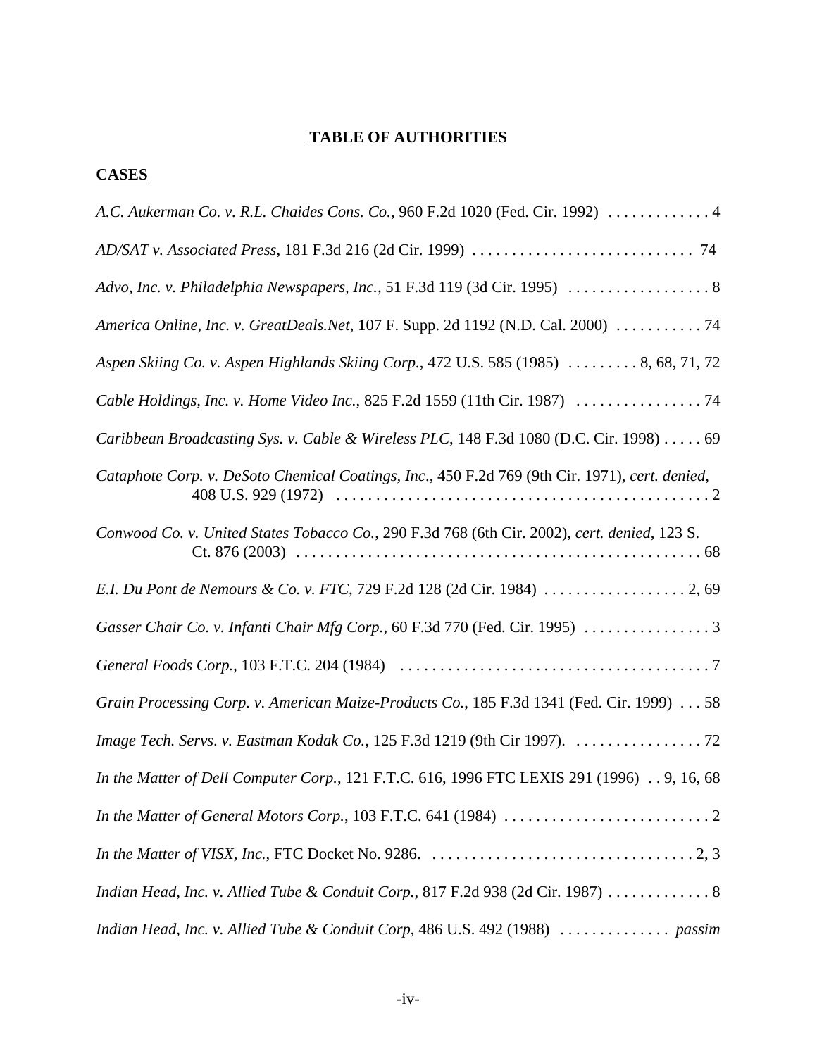# TABLE OF AUTHORITIES

## CASES

*A.C. Aukerman Co. v. R.L. Chaides Cons. Co.*, 960 F.2d 1020 (Fed. Cir. 1992) . . . . . . . . . . . . . 4

*AD/SAT v. Associated Press*, 181 F.3d 216 (2d Cir. 1999) . . . . . . . . . . . . . . . . . . . . . . . . . . . . 74

*Advo, Inc. v. Philadelphia Newspapers, Inc.*, 51 F.3d 119 (3d Cir. 1995) . . . . . . . . . . . . . . . . . . 8

*America Online, Inc. v. GreatDeals.Net*, 107 F. Supp. 2d 1192 (N.D. Cal. 2000) . . . . . . . . . . . 74

*Aspen Skiing Co. v. Aspen Highlands Skiing Corp.*, 472 U.S. 585 (1985) . . . . . . . . . 8, 68, 71, 72

*Cable Holdings, Inc. v. Home Video Inc.*, 825 F.2d 1559 (11th Cir. 1987) . . . . . . . . . . . . . . . . 74

*Caribbean Broadcasting Sys. v. Cable & Wireless PLC*, 148 F.3d 1080 (D.C. Cir. 1998) . . . . . 69

*Cataphote Corp. v. DeSoto Chemical Coatings, Inc*., 450 F.2d 769 (9th Cir. 1971), *cert. denied*, 408 U.S. 929 (1972) . . . . . . . . . . . . . . . . . . . . . . . . . . . . . . . . . . . . . . . . . . . . . . . 2

*Conwood Co. v. United States Tobacco Co.*, 290 F.3d 768 (6th Cir. 2002), *cert. denied*, 123 S. Ct. 876 (2003) . . . . . . . . . . . . . . . . . . . . . . . . . . . . . . . . . . . . . . . . . . . . . . . . . . . . 68

*E.I. Du Pont de Nemours & Co. v. FTC*, 729 F.2d 128 (2d Cir. 1984) . . . . . . . . . . . . . . . . . . 2, 69

*Gasser Chair Co. v. Infanti Chair Mfg Corp.*, 60 F.3d 770 (Fed. Cir. 1995) . . . . . . . . . . . . . . . . 3

*General Foods Corp.*, 103 F.T.C. 204 (1984) . . . . . . . . . . . . . . . . . . . . . . . . . . . . . . . . . . . . . . . 7

*Grain Processing Corp. v. American Maize-Products Co.*, 185 F.3d 1341 (Fed. Cir. 1999) . . . 58

*Image Tech. Servs. v. Eastman Kodak Co.*, 125 F.3d 1219 (9th Cir 1997). . . . . . . . . . . . . . . . . 72

*In the Matter of Dell Computer Corp.*, 121 F.T.C. 616, 1996 FTC LEXIS 291 (1996) . . 9, 16, 68

*In the Matter of General Motors Corp.*, 103 F.T.C. 641 (1984) . . . . . . . . . . . . . . . . . . . . . . . . . . 2

*In the Matter of VISX, Inc.*, FTC Docket No. 9286. . . . . . . . . . . . . . . . . . . . . . . . . . . . . . . . . . 2, 3

*Indian Head, Inc. v. Allied Tube & Conduit Corp.*, 817 F.2d 938 (2d Cir. 1987) . . . . . . . . . . . . . 8

*Indian Head, Inc. v. Allied Tube & Conduit Corp*, 486 U.S. 492 (1988) . . . . . . . . . . . . . . *passim*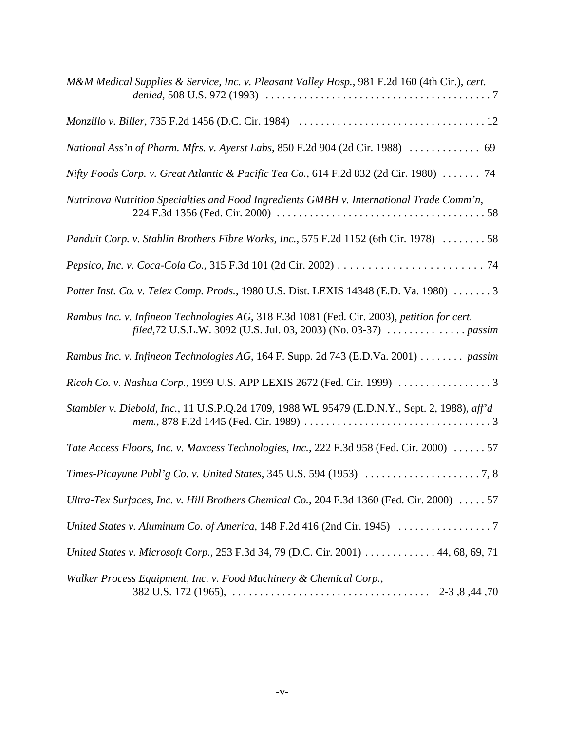*M&M Medical Supplies & Service, Inc. v. Pleasant Valley Hosp.*, 981 F.2d 160 (4th Cir.), *cert. denied*, 508 U.S. 972 (1993) . . . . . . . . . . . . . . . . . . . . . . . . . . . . . . . . . . . . . . . . . 7

*Monzillo v. Biller*, 735 F.2d 1456 (D.C. Cir. 1984) . . . . . . . . . . . . . . . . . . . . . . . . . . . . . . . . . . 12

*National Ass'n of Pharm. Mfrs. v. Ayerst Labs*, 850 F.2d 904 (2d Cir. 1988) . . . . . . . . . . . . . 69

*Nifty Foods Corp. v. Great Atlantic & Pacific Tea Co.*, 614 F.2d 832 (2d Cir. 1980) . . . . . . . 74

*Nutrinova Nutrition Specialties and Food Ingredients GMBH v. International Trade Comm'n*, 224 F.3d 1356 (Fed. Cir. 2000) . . . . . . . . . . . . . . . . . . . . . . . . . . . . . . . . . . . . . . 58

*Panduit Corp. v. Stahlin Brothers Fibre Works, Inc.*, 575 F.2d 1152 (6th Cir. 1978) . . . . . . . . 58

*Pepsico, Inc. v. Coca-Cola Co.*, 315 F.3d 101 (2d Cir. 2002) . . . . . . . . . . . . . . . . . . . . . . . . . 74

*Potter Inst. Co. v. Telex Comp. Prods.*, 1980 U.S. Dist. LEXIS 14348 (E.D. Va. 1980) . . . . . . . 3

*Rambus Inc. v. Infineon Technologies AG*, 318 F.3d 1081 (Fed. Cir. 2003), *petition for cert. filed*,72 U.S.L.W. 3092 (U.S. Jul. 03, 2003) (No. 03-37) . . . . . . . . . . . . . . *passim*

*Rambus Inc. v. Infineon Technologies AG*, 164 F. Supp. 2d 743 (E.D.Va. 2001) . . . . . . . . *passim*

*Ricoh Co. v. Nashua Corp.*, 1999 U.S. APP LEXIS 2672 (Fed. Cir. 1999) . . . . . . . . . . . . . . . . . 3

*Stambler v. Diebold, Inc.*, 11 U.S.P.Q.2d 1709, 1988 WL 95479 (E.D.N.Y., Sept. 2, 1988), *aff'd mem.*, 878 F.2d 1445 (Fed. Cir. 1989) . . . . . . . . . . . . . . . . . . . . . . . . . . . . . . . . . . 3

*Tate Access Floors, Inc. v. Maxcess Technologies, Inc.*, 222 F.3d 958 (Fed. Cir. 2000) . . . . . . 57

*Times-Picayune Publ'g Co. v. United States*, 345 U.S. 594 (1953) . . . . . . . . . . . . . . . . . . . . . 7, 8

*Ultra-Tex Surfaces, Inc. v. Hill Brothers Chemical Co.*, 204 F.3d 1360 (Fed. Cir. 2000) . . . . . 57

*United States v. Aluminum Co. of America*, 148 F.2d 416 (2nd Cir. 1945) . . . . . . . . . . . . . . . . . 7

*United States v. Microsoft Corp.*, 253 F.3d 34, 79 (D.C. Cir. 2001) . . . . . . . . . . . . . 44, 68, 69, 71

*Walker Process Equipment, Inc. v. Food Machinery & Chemical Corp.*, 382 U.S. 172 (1965), . . . . . . . . . . . . . . . . . . . . . . . . . . . . . . . . . . . 2-3 ,8 ,44 ,70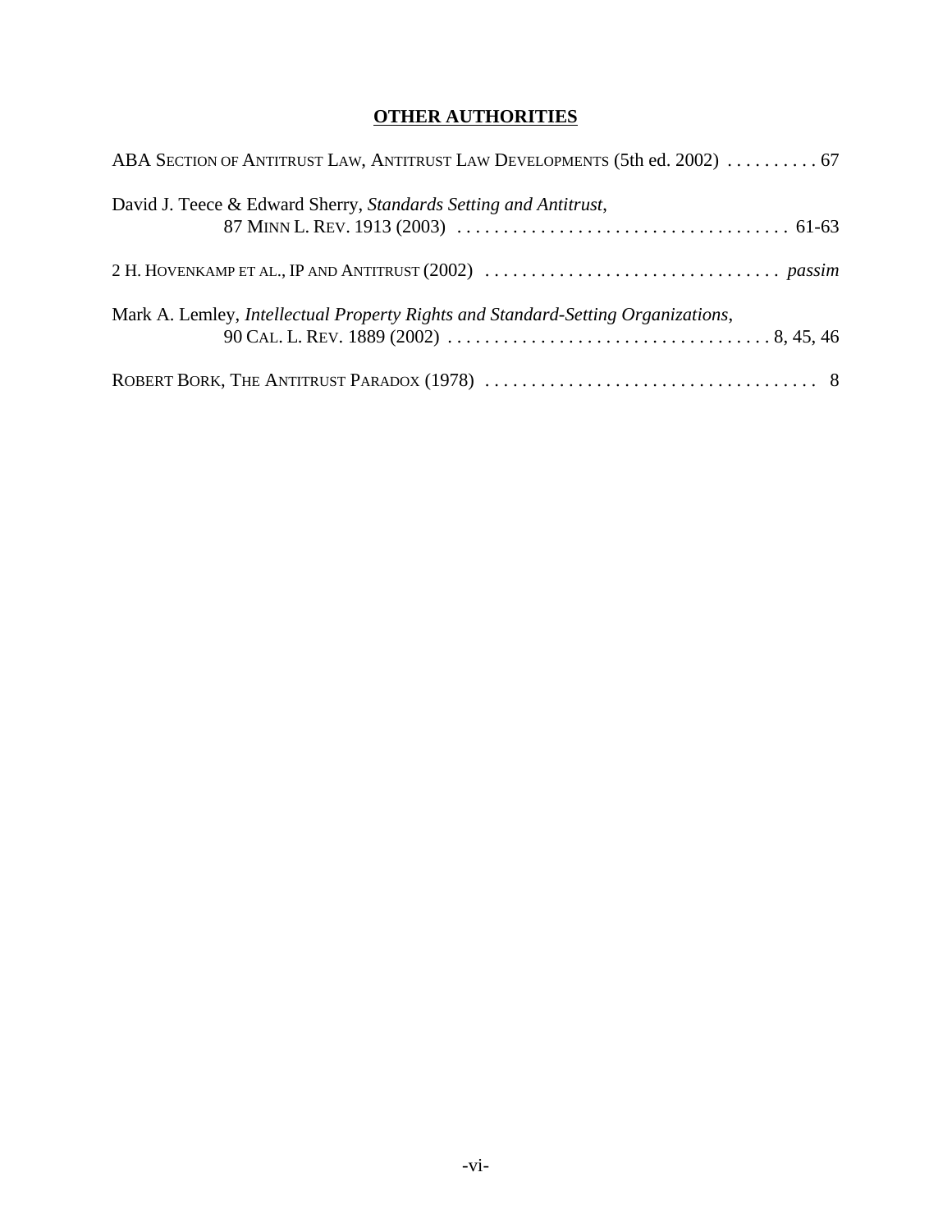## OTHER AUTHORITIES

ABA SECTION OF ANTITRUST LAW, ANTITRUST LAW DEVELOPMENTS (5th ed. 2002) . . . . . . . . . . 67

David J. Teece & Edward Sherry, *Standards Setting and Antitrust*, 87 MINN L. REV. 1913 (2003) . . . . . . . . . . . . . . . . . . . . . . . . . . . . . . . . . . . . 61-63

2 H. HOVENKAMP ET AL., IP AND ANTITRUST (2002) . . . . . . . . . . . . . . . . . . . . . . . . . . . . . . . . *passim*

Mark A. Lemley, *Intellectual Property Rights and Standard-Setting Organizations*, 90 CAL. L. REV. 1889 (2002) . . . . . . . . . . . . . . . . . . . . . . . . . . . . . . . . . . . 8, 45, 46

ROBERT BORK, THE ANTITRUST PARADOX (1978) . . . . . . . . . . . . . . . . . . . . . . . . . . . . . . . . . . . . 8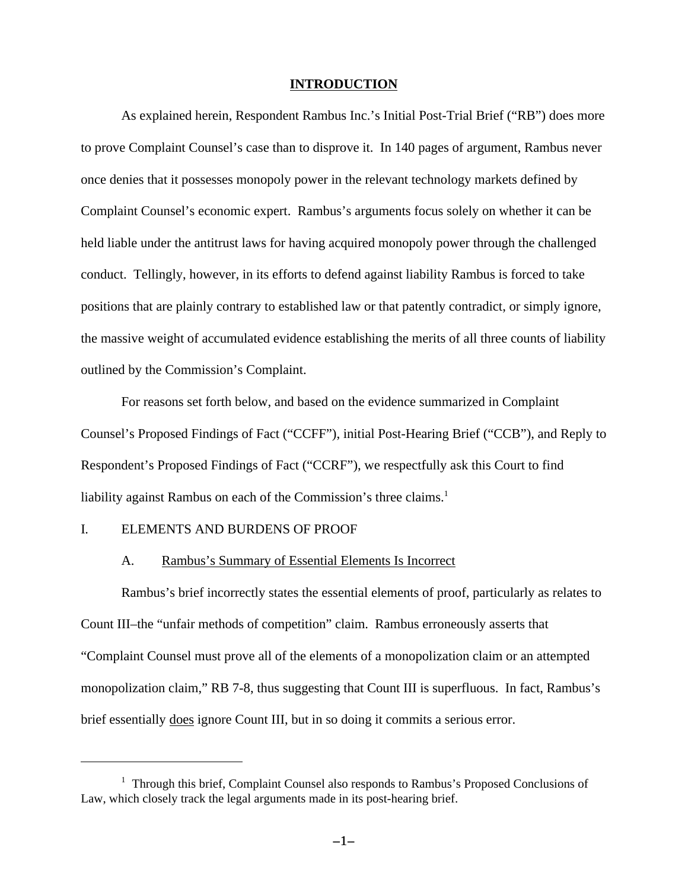## INTRODUCTION

As explained herein, Respondent Rambus Inc.'s Initial Post-Trial Brief ("RB") does more to prove Complaint Counsel's case than to disprove it. In 140 pages of argument, Rambus never once denies that it possesses monopoly power in the relevant technology markets defined by Complaint Counsel's economic expert. Rambus's arguments focus solely on whether it can be held liable under the antitrust laws for having acquired monopoly power through the challenged conduct. Tellingly, however, in its efforts to defend against liability Rambus is forced to take positions that are plainly contrary to established law or that patently contradict, or simply ignore, the massive weight of accumulated evidence establishing the merits of all three counts of liability outlined by the Commission's Complaint.

For reasons set forth below, and based on the evidence summarized in Complaint Counsel's Proposed Findings of Fact ("CCFF"), initial Post-Hearing Brief ("CCB"), and Reply to Respondent's Proposed Findings of Fact ("CCRF"), we respectfully ask this Court to find liability against Rambus on each of the Commission's three claims.[1]

## I. ELEMENTS AND BURDENS OF PROOF

### A. Rambus's Summary of Essential Elements Is Incorrect

Rambus's brief incorrectly states the essential elements of proof, particularly as relates to Count III–the "unfair methods of competition" claim. Rambus erroneously asserts that "Complaint Counsel must prove all of the elements of a monopolization claim or an attempted monopolization claim," RB 7-8, thus suggesting that Count III is superfluous. In fact, Rambus's brief essentially does ignore Count III, but in so doing it commits a serious error.

[1] Through this brief, Complaint Counsel also responds to Rambus's Proposed Conclusions of Law, which closely track the legal arguments made in its post-hearing brief.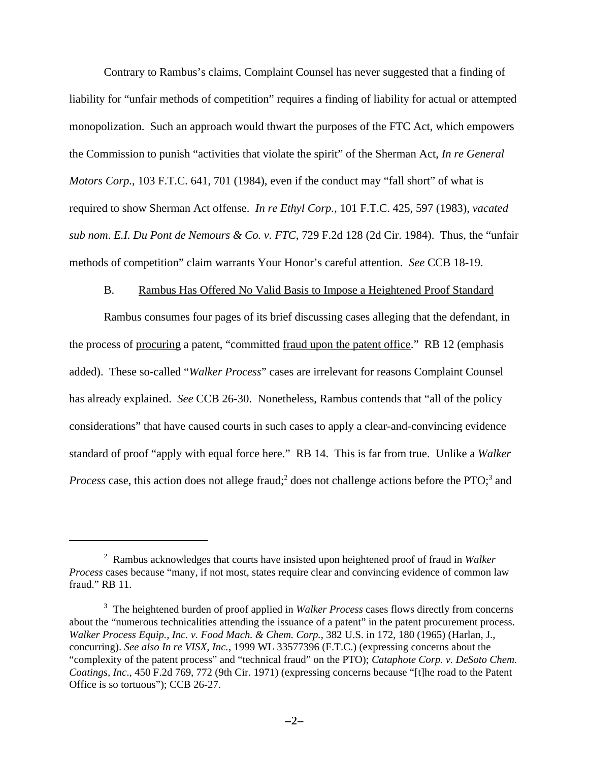Contrary to Rambus's claims, Complaint Counsel has never suggested that a finding of liability for "unfair methods of competition" requires a finding of liability for actual or attempted monopolization. Such an approach would thwart the purposes of the FTC Act, which empowers the Commission to punish "activities that violate the spirit" of the Sherman Act, *In re General Motors Corp.*, 103 F.T.C. 641, 701 (1984), even if the conduct may "fall short" of what is required to show Sherman Act offense. *In re Ethyl Corp.*, 101 F.T.C. 425, 597 (1983), *vacated sub nom. E.I. Du Pont de Nemours & Co. v. FTC*, 729 F.2d 128 (2d Cir. 1984). Thus, the "unfair methods of competition" claim warrants Your Honor's careful attention. *See* CCB 18-19.

### B. Rambus Has Offered No Valid Basis to Impose a Heightened Proof Standard

Rambus consumes four pages of its brief discussing cases alleging that the defendant, in the process of procuring a patent, "committed fraud upon the patent office." RB 12 (emphasis added). These so-called "*Walker Process*" cases are irrelevant for reasons Complaint Counsel has already explained. *See* CCB 26-30. Nonetheless, Rambus contends that "all of the policy considerations" that have caused courts in such cases to apply a clear-and-convincing evidence standard of proof "apply with equal force here." RB 14. This is far from true. Unlike a *Walker Process* case, this action does not allege fraud;[2] does not challenge actions before the PTO;[3] and

---

[2] Rambus acknowledges that courts have insisted upon heightened proof of fraud in *Walker Process* cases because "many, if not most, states require clear and convincing evidence of common law fraud." RB 11.

[3] The heightened burden of proof applied in *Walker Process* cases flows directly from concerns about the "numerous technicalities attending the issuance of a patent" in the patent procurement process. *Walker Process Equip., Inc. v. Food Mach. & Chem. Corp.*, 382 U.S. in 172, 180 (1965) (Harlan, J., concurring). *See also In re VISX, Inc.*, 1999 WL 33577396 (F.T.C.) (expressing concerns about the "complexity of the patent process" and "technical fraud" on the PTO); *Cataphote Corp. v. DeSoto Chem. Coatings, Inc.*, 450 F.2d 769, 772 (9th Cir. 1971) (expressing concerns because "[t]he road to the Patent Office is so tortuous"); CCB 26-27.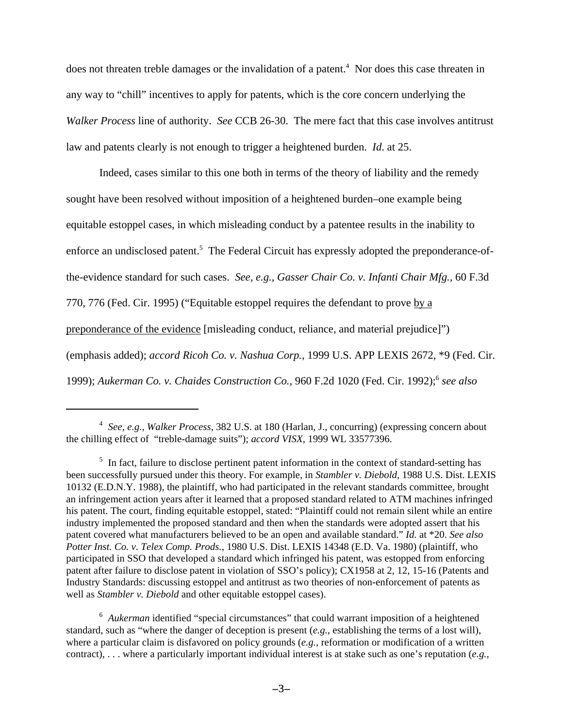does not threaten treble damages or the invalidation of a patent.[4] Nor does this case threaten in any way to "chill" incentives to apply for patents, which is the core concern underlying the *Walker Process* line of authority. *See* CCB 26-30. The mere fact that this case involves antitrust law and patents clearly is not enough to trigger a heightened burden. *Id*. at 25.

Indeed, cases similar to this one both in terms of the theory of liability and the remedy sought have been resolved without imposition of a heightened burden–one example being equitable estoppel cases, in which misleading conduct by a patentee results in the inability to enforce an undisclosed patent.[5] The Federal Circuit has expressly adopted the preponderance-of-the-evidence standard for such cases. *See, e.g.*, *Gasser Chair Co. v. Infanti Chair Mfg.*, 60 F.3d 770, 776 (Fed. Cir. 1995) ("Equitable estoppel requires the defendant to prove <u>by a preponderance of the evidence</u> [misleading conduct, reliance, and material prejudice]") (emphasis added); *accord Ricoh Co. v. Nashua Corp.*, 1999 U.S. APP LEXIS 2672, *9 (Fed. Cir. 1999); *Aukerman Co. v. Chaides Construction Co.*, 960 F.2d 1020 (Fed. Cir. 1992);[6] *see also*

---

[4] *See, e.g.*, *Walker Process*, 382 U.S. at 180 (Harlan, J., concurring) (expressing concern about the chilling effect of "treble-damage suits"); *accord VISX*, 1999 WL 33577396.

[5] In fact, failure to disclose pertinent patent information in the context of standard-setting has been successfully pursued under this theory. For example, in *Stambler v. Diebold,* 1988 U.S. Dist. LEXIS 10132 (E.D.N.Y. 1988), the plaintiff, who had participated in the relevant standards committee, brought an infringement action years after it learned that a proposed standard related to ATM machines infringed his patent. The court, finding equitable estoppel, stated: "Plaintiff could not remain silent while an entire industry implemented the proposed standard and then when the standards were adopted assert that his patent covered what manufacturers believed to be an open and available standard." *Id.* at *20. *See also Potter Inst. Co. v. Telex Comp. Prods.*, 1980 U.S. Dist. LEXIS 14348 (E.D. Va. 1980) (plaintiff, who participated in SSO that developed a standard which infringed his patent, was estopped from enforcing patent after failure to disclose patent in violation of SSO's policy); CX1958 at 2, 12, 15-16 (Patents and Industry Standards: discussing estoppel and antitrust as two theories of non-enforcement of patents as well as *Stambler v. Diebold* and other equitable estoppel cases).

[6] *Aukerman* identified "special circumstances" that could warrant imposition of a heightened standard, such as "where the danger of deception is present (*e.g.*, establishing the terms of a lost will), where a particular claim is disfavored on policy grounds (*e.g.*, reformation or modification of a written contract), . . . where a particularly important individual interest is at stake such as one's reputation (*e.g.*,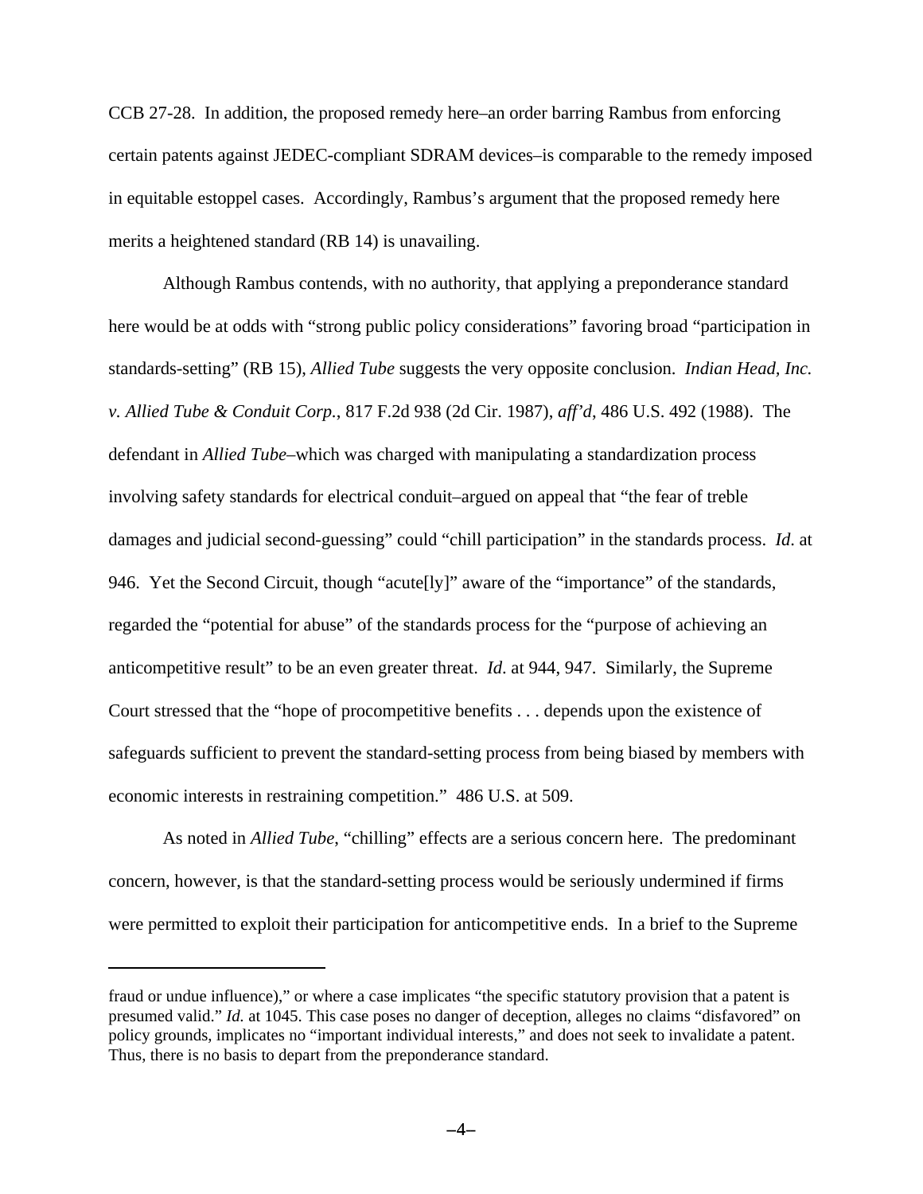CCB 27-28. In addition, the proposed remedy here–an order barring Rambus from enforcing certain patents against JEDEC-compliant SDRAM devices–is comparable to the remedy imposed in equitable estoppel cases. Accordingly, Rambus's argument that the proposed remedy here merits a heightened standard (RB 14) is unavailing.

Although Rambus contends, with no authority, that applying a preponderance standard here would be at odds with "strong public policy considerations" favoring broad "participation in standards-setting" (RB 15), *Allied Tube* suggests the very opposite conclusion. *Indian Head, Inc. v. Allied Tube & Conduit Corp.*, 817 F.2d 938 (2d Cir. 1987), *aff'd*, 486 U.S. 492 (1988). The defendant in *Allied Tube*–which was charged with manipulating a standardization process involving safety standards for electrical conduit–argued on appeal that "the fear of treble damages and judicial second-guessing" could "chill participation" in the standards process. *Id*. at 946. Yet the Second Circuit, though "acute[ly]" aware of the "importance" of the standards, regarded the "potential for abuse" of the standards process for the "purpose of achieving an anticompetitive result" to be an even greater threat. *Id*. at 944, 947. Similarly, the Supreme Court stressed that the "hope of procompetitive benefits . . . depends upon the existence of safeguards sufficient to prevent the standard-setting process from being biased by members with economic interests in restraining competition." 486 U.S. at 509.

As noted in *Allied Tube*, "chilling" effects are a serious concern here. The predominant concern, however, is that the standard-setting process would be seriously undermined if firms were permitted to exploit their participation for anticompetitive ends. In a brief to the Supreme

---

fraud or undue influence)," or where a case implicates "the specific statutory provision that a patent is presumed valid." *Id.* at 1045. This case poses no danger of deception, alleges no claims "disfavored" on policy grounds, implicates no "important individual interests," and does not seek to invalidate a patent. Thus, there is no basis to depart from the preponderance standard.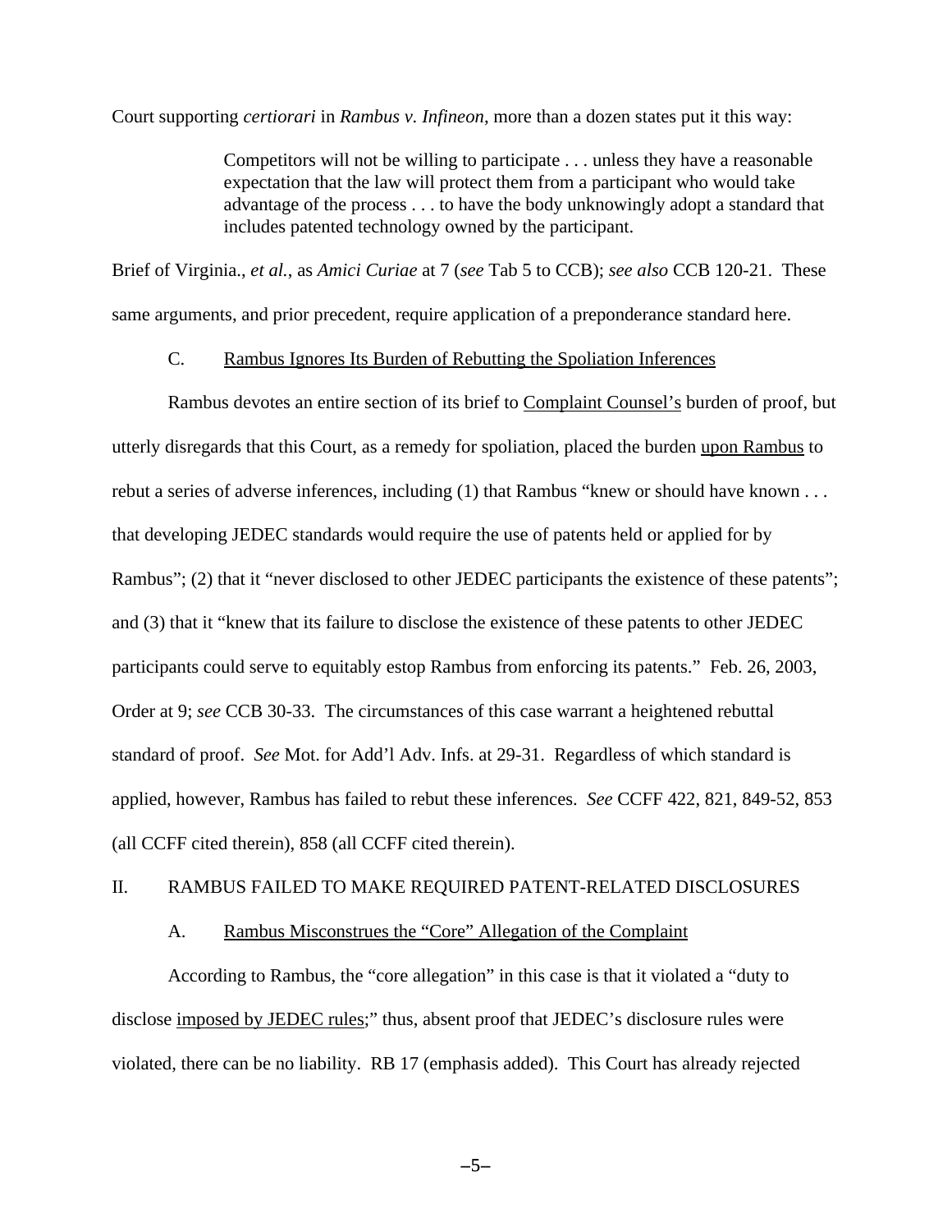Court supporting *certiorari* in *Rambus v. Infineon*, more than a dozen states put it this way:

> Competitors will not be willing to participate . . . unless they have a reasonable expectation that the law will protect them from a participant who would take advantage of the process . . . to have the body unknowingly adopt a standard that includes patented technology owned by the participant.

Brief of Virginia., *et al.*, as *Amici Curiae* at 7 (*see* Tab 5 to CCB); *see also* CCB 120-21. These same arguments, and prior precedent, require application of a preponderance standard here.

### C. Rambus Ignores Its Burden of Rebutting the Spoliation Inferences

Rambus devotes an entire section of its brief to Complaint Counsel's burden of proof, but utterly disregards that this Court, as a remedy for spoliation, placed the burden upon Rambus to rebut a series of adverse inferences, including (1) that Rambus "knew or should have known . . . that developing JEDEC standards would require the use of patents held or applied for by Rambus"; (2) that it "never disclosed to other JEDEC participants the existence of these patents"; and (3) that it "knew that its failure to disclose the existence of these patents to other JEDEC participants could serve to equitably estop Rambus from enforcing its patents." Feb. 26, 2003, Order at 9; *see* CCB 30-33. The circumstances of this case warrant a heightened rebuttal standard of proof. *See* Mot. for Add'l Adv. Infs. at 29-31. Regardless of which standard is applied, however, Rambus has failed to rebut these inferences. *See* CCFF 422, 821, 849-52, 853 (all CCFF cited therein), 858 (all CCFF cited therein).

## II. RAMBUS FAILED TO MAKE REQUIRED PATENT-RELATED DISCLOSURES

### A. Rambus Misconstrues the "Core" Allegation of the Complaint

According to Rambus, the "core allegation" in this case is that it violated a "duty to disclose imposed by JEDEC rules;" thus, absent proof that JEDEC's disclosure rules were violated, there can be no liability. RB 17 (emphasis added). This Court has already rejected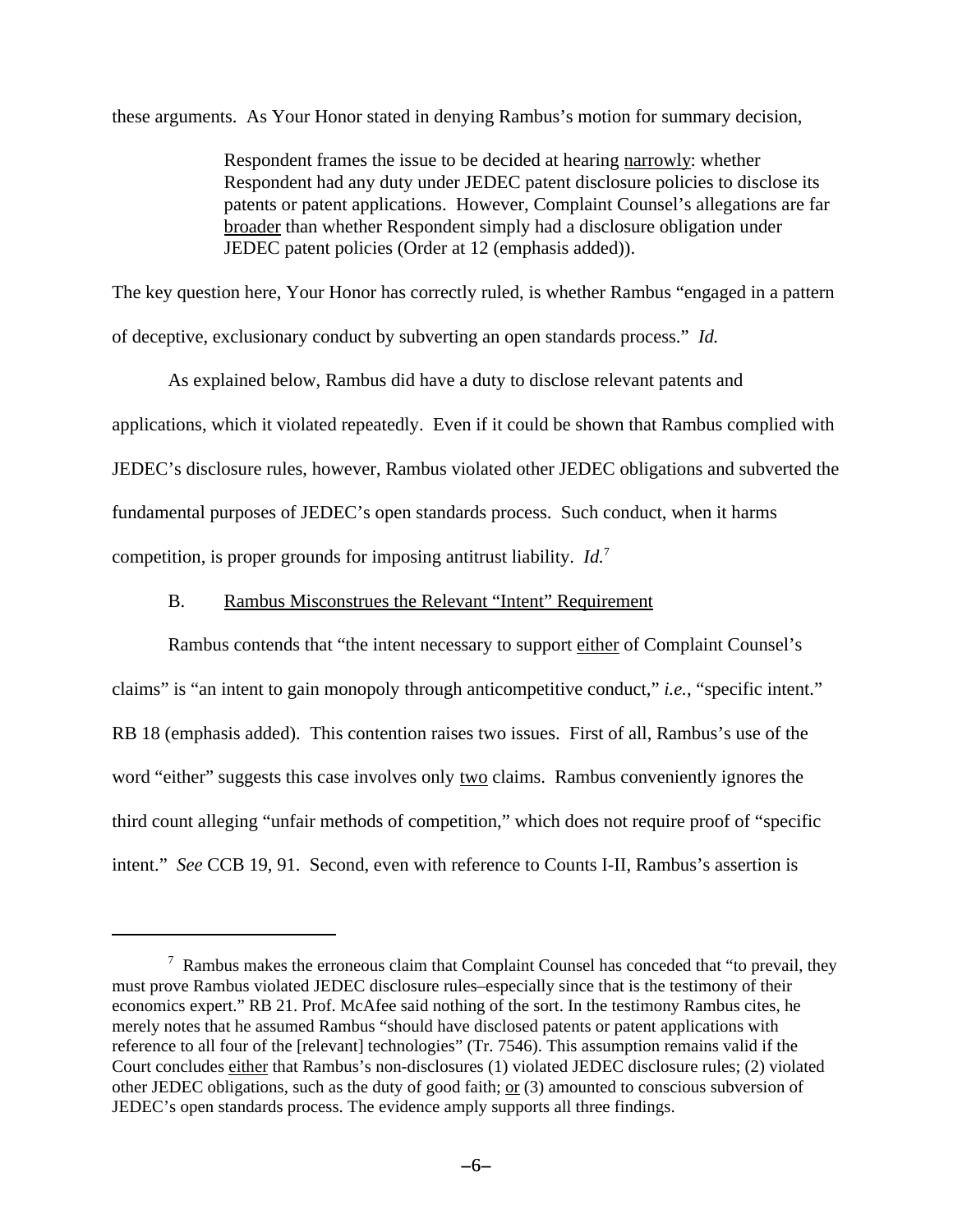these arguments. As Your Honor stated in denying Rambus's motion for summary decision,

> Respondent frames the issue to be decided at hearing <u>narrowly</u>: whether Respondent had any duty under JEDEC patent disclosure policies to disclose its patents or patent applications. However, Complaint Counsel's allegations are far <u>broader</u> than whether Respondent simply had a disclosure obligation under JEDEC patent policies (Order at 12 (emphasis added)).

The key question here, Your Honor has correctly ruled, is whether Rambus "engaged in a pattern of deceptive, exclusionary conduct by subverting an open standards process." *Id.*

As explained below, Rambus did have a duty to disclose relevant patents and applications, which it violated repeatedly. Even if it could be shown that Rambus complied with JEDEC's disclosure rules, however, Rambus violated other JEDEC obligations and subverted the fundamental purposes of JEDEC's open standards process. Such conduct, when it harms competition, is proper grounds for imposing antitrust liability. *Id.*[7]

B. <u>Rambus Misconstrues the Relevant "Intent" Requirement</u>

Rambus contends that "the intent necessary to support <u>either</u> of Complaint Counsel's claims" is "an intent to gain monopoly through anticompetitive conduct," *i.e.*, "specific intent." RB 18 (emphasis added). This contention raises two issues. First of all, Rambus's use of the word "either" suggests this case involves only <u>two</u> claims. Rambus conveniently ignores the third count alleging "unfair methods of competition," which does not require proof of "specific intent." *See* CCB 19, 91. Second, even with reference to Counts I-II, Rambus's assertion is

---

[7] Rambus makes the erroneous claim that Complaint Counsel has conceded that "to prevail, they must prove Rambus violated JEDEC disclosure rules–especially since that is the testimony of their economics expert." RB 21. Prof. McAfee said nothing of the sort. In the testimony Rambus cites, he merely notes that he assumed Rambus "should have disclosed patents or patent applications with reference to all four of the [relevant] technologies" (Tr. 7546). This assumption remains valid if the Court concludes <u>either</u> that Rambus's non-disclosures (1) violated JEDEC disclosure rules; (2) violated other JEDEC obligations, such as the duty of good faith; <u>or</u> (3) amounted to conscious subversion of JEDEC's open standards process. The evidence amply supports all three findings.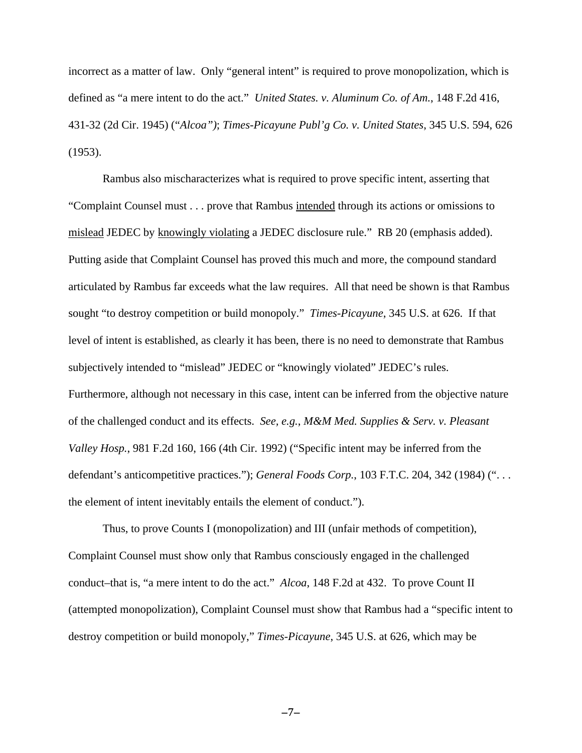incorrect as a matter of law. Only "general intent" is required to prove monopolization, which is defined as "a mere intent to do the act." *United States. v. Aluminum Co. of Am.*, 148 F.2d 416, 431-32 (2d Cir. 1945) ("*Alcoa")*; *Times-Picayune Publ'g Co. v. United States*, 345 U.S. 594, 626 (1953).

Rambus also mischaracterizes what is required to prove specific intent, asserting that "Complaint Counsel must . . . prove that Rambus intended through its actions or omissions to mislead JEDEC by knowingly violating a JEDEC disclosure rule." RB 20 (emphasis added). Putting aside that Complaint Counsel has proved this much and more, the compound standard articulated by Rambus far exceeds what the law requires. All that need be shown is that Rambus sought "to destroy competition or build monopoly." *Times-Picayune*, 345 U.S. at 626. If that level of intent is established, as clearly it has been, there is no need to demonstrate that Rambus subjectively intended to "mislead" JEDEC or "knowingly violated" JEDEC's rules. Furthermore, although not necessary in this case, intent can be inferred from the objective nature of the challenged conduct and its effects. *See, e.g.*, *M&M Med. Supplies & Serv. v. Pleasant Valley Hosp.*, 981 F.2d 160, 166 (4th Cir. 1992) ("Specific intent may be inferred from the defendant's anticompetitive practices."); *General Foods Corp.*, 103 F.T.C. 204, 342 (1984) (". . . the element of intent inevitably entails the element of conduct.").

Thus, to prove Counts I (monopolization) and III (unfair methods of competition), Complaint Counsel must show only that Rambus consciously engaged in the challenged conduct–that is, "a mere intent to do the act." *Alcoa*, 148 F.2d at 432. To prove Count II (attempted monopolization), Complaint Counsel must show that Rambus had a "specific intent to destroy competition or build monopoly," *Times-Picayune*, 345 U.S. at 626, which may be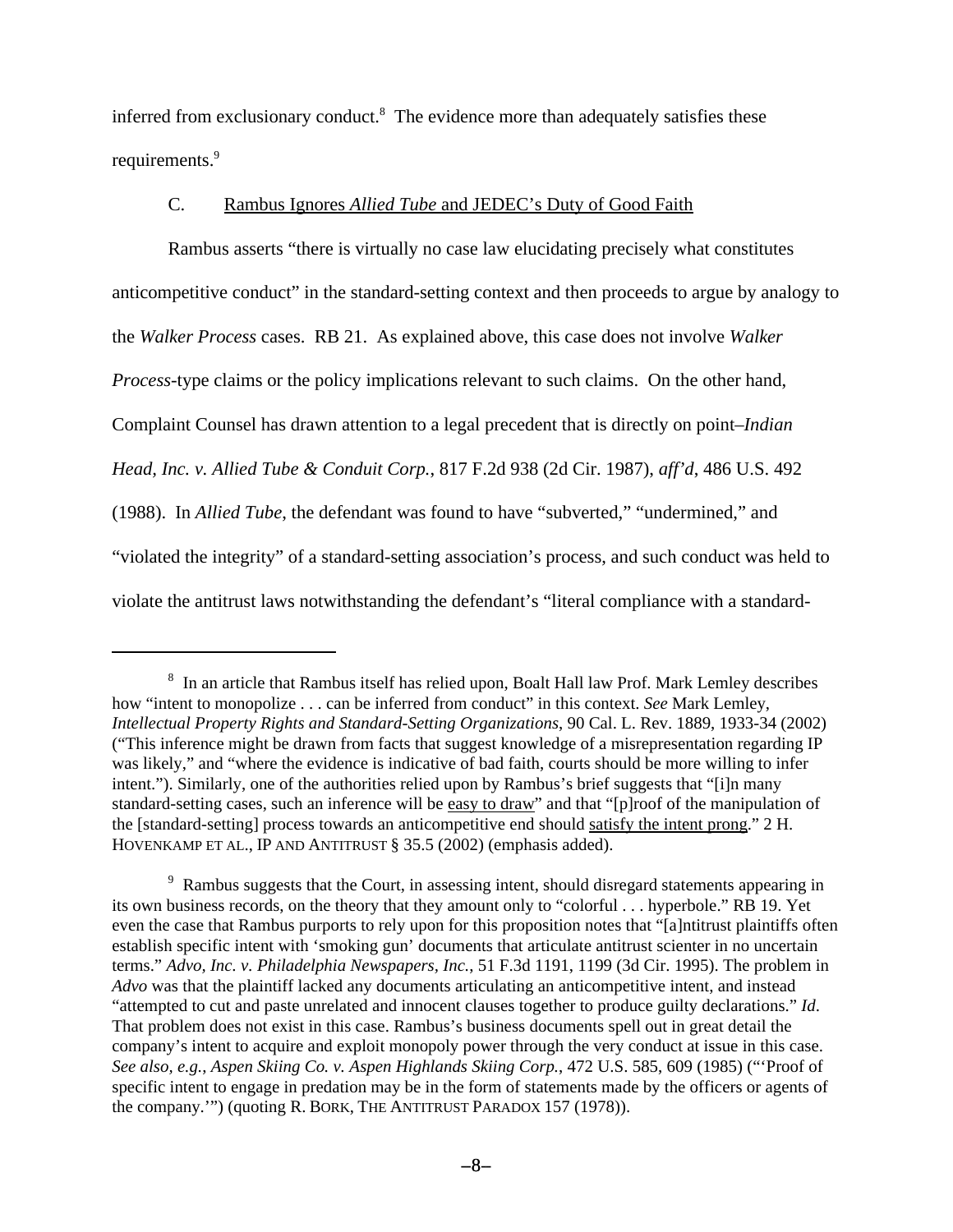inferred from exclusionary conduct.[8] The evidence more than adequately satisfies these requirements.[9]

### C. Rambus Ignores *Allied Tube* and JEDEC's Duty of Good Faith

Rambus asserts "there is virtually no case law elucidating precisely what constitutes anticompetitive conduct" in the standard-setting context and then proceeds to argue by analogy to the *Walker Process* cases. RB 21. As explained above, this case does not involve *Walker Process*-type claims or the policy implications relevant to such claims. On the other hand, Complaint Counsel has drawn attention to a legal precedent that is directly on point–*Indian Head, Inc. v. Allied Tube & Conduit Corp.*, 817 F.2d 938 (2d Cir. 1987), *aff'd*, 486 U.S. 492 (1988). In *Allied Tube*, the defendant was found to have "subverted," "undermined," and "violated the integrity" of a standard-setting association's process, and such conduct was held to violate the antitrust laws notwithstanding the defendant's "literal compliance with a standard-

---

[8] In an article that Rambus itself has relied upon, Boalt Hall law Prof. Mark Lemley describes how "intent to monopolize . . . can be inferred from conduct" in this context. *See* Mark Lemley, *Intellectual Property Rights and Standard-Setting Organizations*, 90 Cal. L. Rev. 1889, 1933-34 (2002) ("This inference might be drawn from facts that suggest knowledge of a misrepresentation regarding IP was likely," and "where the evidence is indicative of bad faith, courts should be more willing to infer intent."). Similarly, one of the authorities relied upon by Rambus's brief suggests that "[i]n many standard-setting cases, such an inference will be <u>easy to draw</u>" and that "[p]roof of the manipulation of the [standard-setting] process towards an anticompetitive end should <u>satisfy the intent prong</u>." 2 H. HOVENKAMP ET AL., IP AND ANTITRUST § 35.5 (2002) (emphasis added).

[9] Rambus suggests that the Court, in assessing intent, should disregard statements appearing in its own business records, on the theory that they amount only to "colorful . . . hyperbole." RB 19. Yet even the case that Rambus purports to rely upon for this proposition notes that "[a]ntitrust plaintiffs often establish specific intent with 'smoking gun' documents that articulate antitrust scienter in no uncertain terms." *Advo, Inc. v. Philadelphia Newspapers, Inc.*, 51 F.3d 1191, 1199 (3d Cir. 1995). The problem in *Advo* was that the plaintiff lacked any documents articulating an anticompetitive intent, and instead "attempted to cut and paste unrelated and innocent clauses together to produce guilty declarations." *Id*. That problem does not exist in this case. Rambus's business documents spell out in great detail the company's intent to acquire and exploit monopoly power through the very conduct at issue in this case. *See also, e.g.*, *Aspen Skiing Co. v. Aspen Highlands Skiing Corp.*, 472 U.S. 585, 609 (1985) ("'Proof of specific intent to engage in predation may be in the form of statements made by the officers or agents of the company.'") (quoting R. BORK, THE ANTITRUST PARADOX 157 (1978)).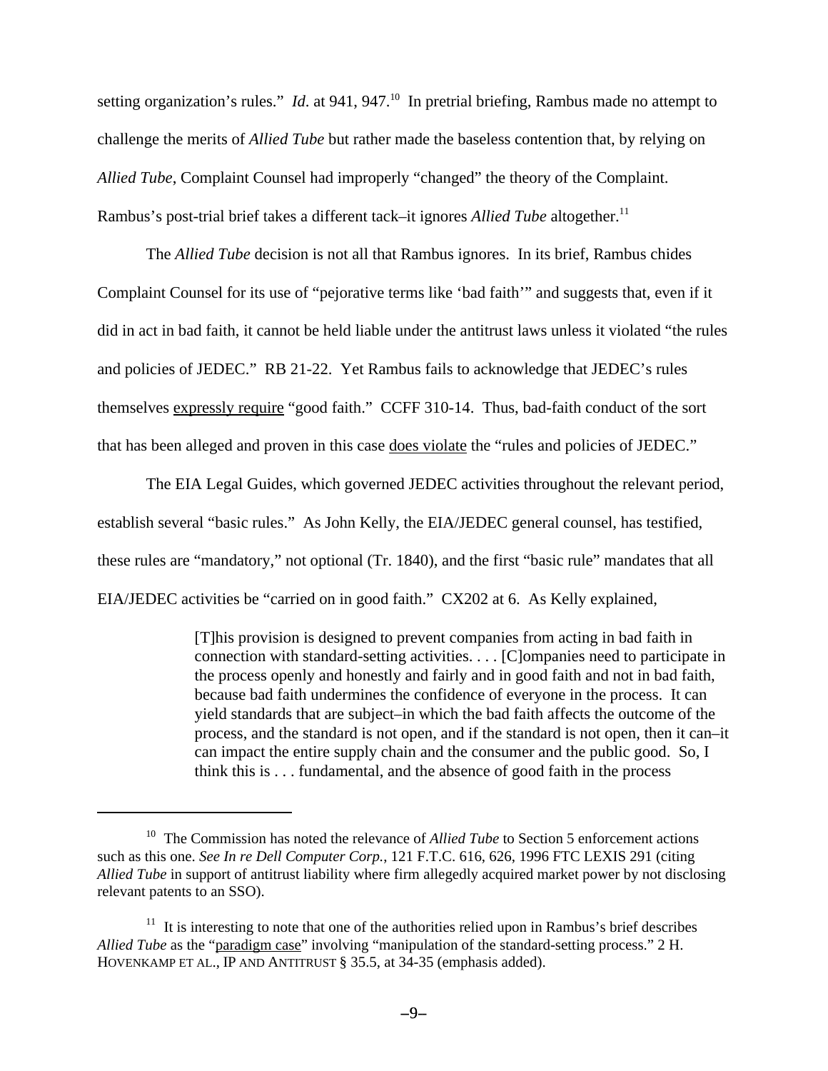setting organization's rules." *Id.* at 941, 947.[10] In pretrial briefing, Rambus made no attempt to challenge the merits of *Allied Tube* but rather made the baseless contention that, by relying on *Allied Tube*, Complaint Counsel had improperly "changed" the theory of the Complaint. Rambus's post-trial brief takes a different tack–it ignores *Allied Tube* altogether.[11]

The *Allied Tube* decision is not all that Rambus ignores. In its brief, Rambus chides Complaint Counsel for its use of "pejorative terms like 'bad faith'" and suggests that, even if it did in act in bad faith, it cannot be held liable under the antitrust laws unless it violated "the rules and policies of JEDEC." RB 21-22. Yet Rambus fails to acknowledge that JEDEC's rules themselves expressly require "good faith." CCFF 310-14. Thus, bad-faith conduct of the sort that has been alleged and proven in this case does violate the "rules and policies of JEDEC."

The EIA Legal Guides, which governed JEDEC activities throughout the relevant period, establish several "basic rules." As John Kelly, the EIA/JEDEC general counsel, has testified, these rules are "mandatory," not optional (Tr. 1840), and the first "basic rule" mandates that all EIA/JEDEC activities be "carried on in good faith." CX202 at 6. As Kelly explained,

> [T]his provision is designed to prevent companies from acting in bad faith in connection with standard-setting activities. . . . [C]ompanies need to participate in the process openly and honestly and fairly and in good faith and not in bad faith, because bad faith undermines the confidence of everyone in the process. It can yield standards that are subject–in which the bad faith affects the outcome of the process, and the standard is not open, and if the standard is not open, then it can–it can impact the entire supply chain and the consumer and the public good. So, I think this is . . . fundamental, and the absence of good faith in the process

---

[10] The Commission has noted the relevance of *Allied Tube* to Section 5 enforcement actions such as this one. *See In re Dell Computer Corp.*, 121 F.T.C. 616, 626, 1996 FTC LEXIS 291 (citing *Allied Tube* in support of antitrust liability where firm allegedly acquired market power by not disclosing relevant patents to an SSO).

[11] It is interesting to note that one of the authorities relied upon in Rambus's brief describes *Allied Tube* as the "paradigm case" involving "manipulation of the standard-setting process." 2 H. HOVENKAMP ET AL., IP AND ANTITRUST § 35.5, at 34-35 (emphasis added).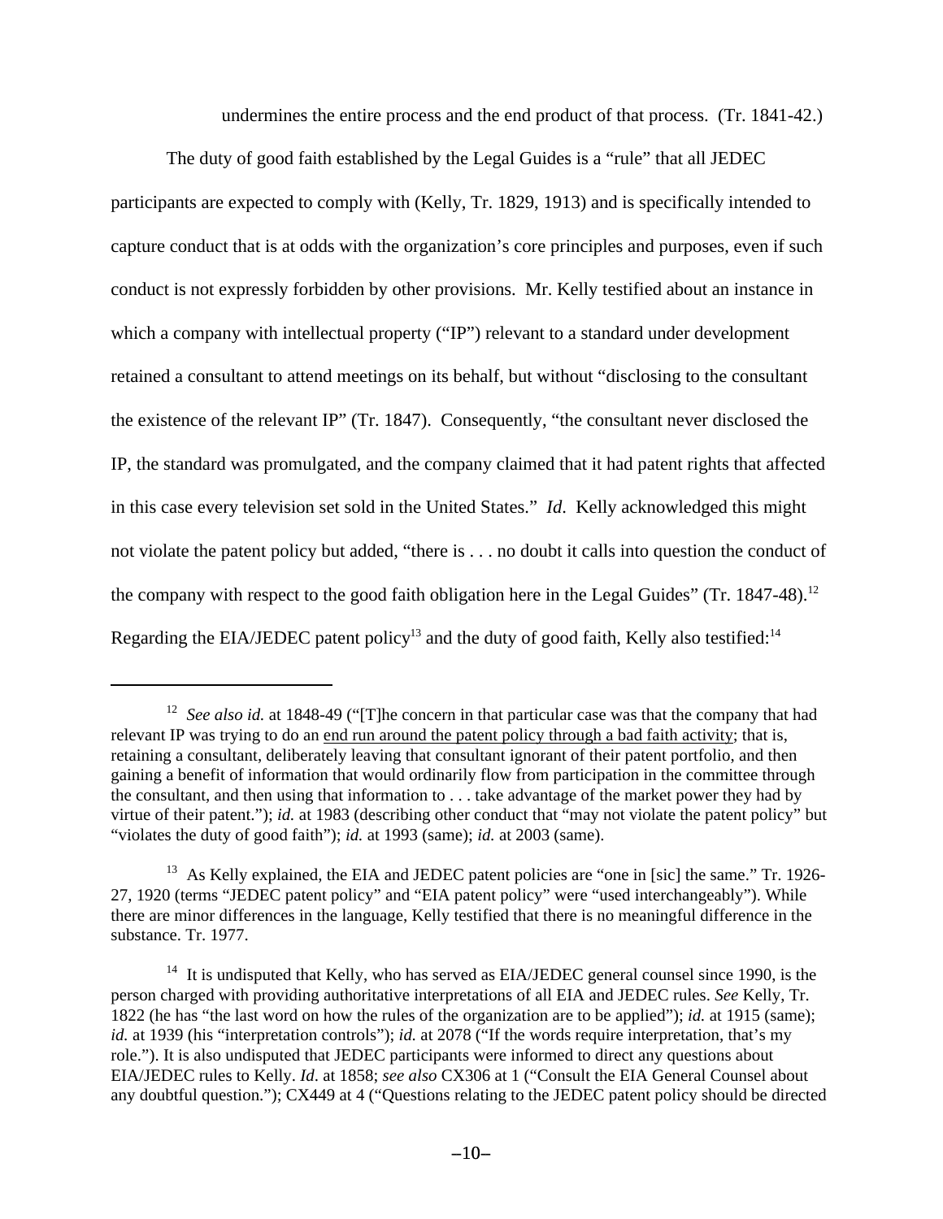undermines the entire process and the end product of that process. (Tr. 1841-42.)

The duty of good faith established by the Legal Guides is a "rule" that all JEDEC participants are expected to comply with (Kelly, Tr. 1829, 1913) and is specifically intended to capture conduct that is at odds with the organization's core principles and purposes, even if such conduct is not expressly forbidden by other provisions. Mr. Kelly testified about an instance in which a company with intellectual property ("IP") relevant to a standard under development retained a consultant to attend meetings on its behalf, but without "disclosing to the consultant the existence of the relevant IP" (Tr. 1847). Consequently, "the consultant never disclosed the IP, the standard was promulgated, and the company claimed that it had patent rights that affected in this case every television set sold in the United States." *Id*. Kelly acknowledged this might not violate the patent policy but added, "there is . . . no doubt it calls into question the conduct of the company with respect to the good faith obligation here in the Legal Guides" (Tr. 1847-48).[12] Regarding the EIA/JEDEC patent policy[13] and the duty of good faith, Kelly also testified:[14]

---

[12] *See also id.* at 1848-49 ("[T]he concern in that particular case was that the company that had relevant IP was trying to do an <u>end run around the patent policy through a bad faith activity</u>; that is, retaining a consultant, deliberately leaving that consultant ignorant of their patent portfolio, and then gaining a benefit of information that would ordinarily flow from participation in the committee through the consultant, and then using that information to . . . take advantage of the market power they had by virtue of their patent."); *id.* at 1983 (describing other conduct that "may not violate the patent policy" but "violates the duty of good faith"); *id.* at 1993 (same); *id.* at 2003 (same).

[13] As Kelly explained, the EIA and JEDEC patent policies are "one in [sic] the same." Tr. 1926-27, 1920 (terms "JEDEC patent policy" and "EIA patent policy" were "used interchangeably"). While there are minor differences in the language, Kelly testified that there is no meaningful difference in the substance. Tr. 1977.

[14] It is undisputed that Kelly, who has served as EIA/JEDEC general counsel since 1990, is the person charged with providing authoritative interpretations of all EIA and JEDEC rules. *See* Kelly, Tr. 1822 (he has "the last word on how the rules of the organization are to be applied"); *id.* at 1915 (same); *id.* at 1939 (his "interpretation controls"); *id.* at 2078 ("If the words require interpretation, that's my role."). It is also undisputed that JEDEC participants were informed to direct any questions about EIA/JEDEC rules to Kelly. *Id*. at 1858; *see also* CX306 at 1 ("Consult the EIA General Counsel about any doubtful question."); CX449 at 4 ("Questions relating to the JEDEC patent policy should be directed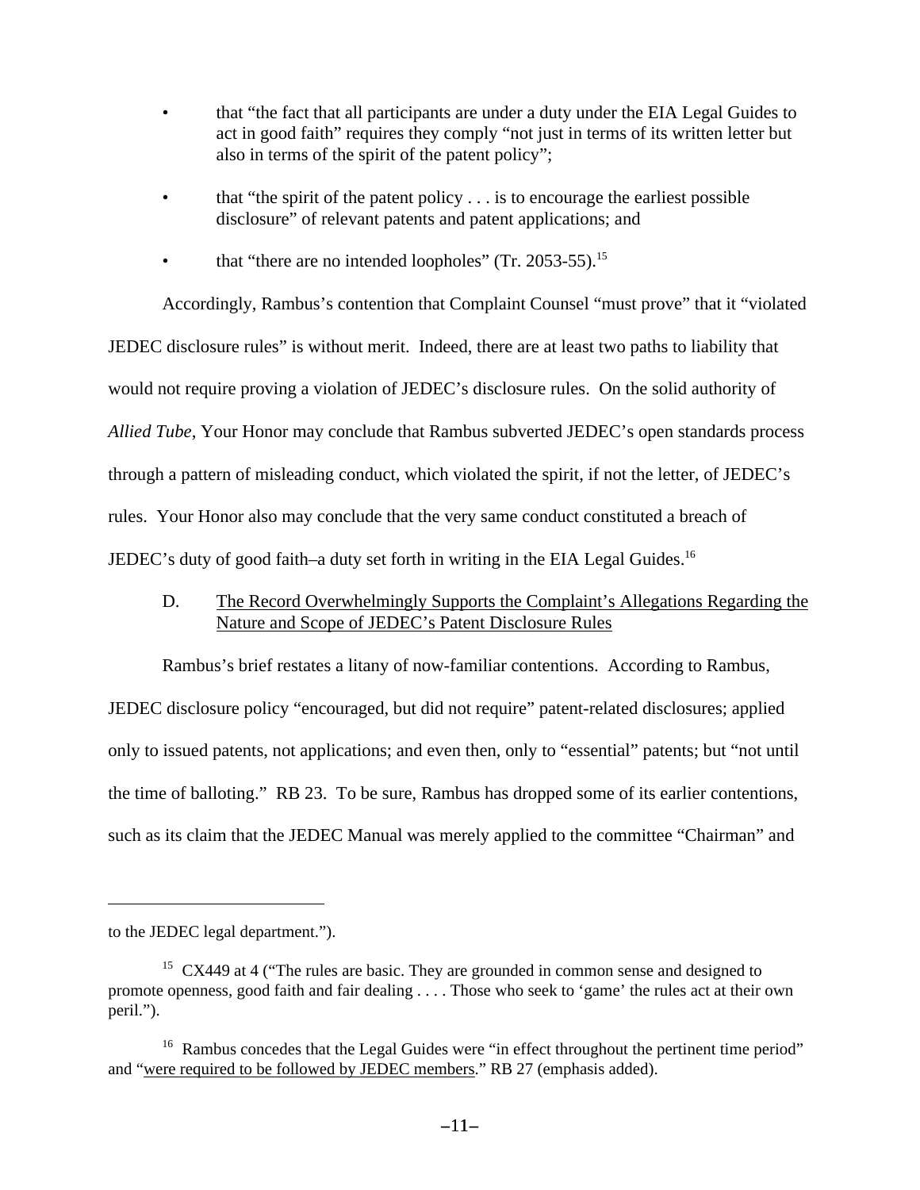- that "the fact that all participants are under a duty under the EIA Legal Guides to act in good faith" requires they comply "not just in terms of its written letter but also in terms of the spirit of the patent policy";
- that "the spirit of the patent policy . . . is to encourage the earliest possible disclosure" of relevant patents and patent applications; and
- that "there are no intended loopholes" (Tr. 2053-55).[15]

Accordingly, Rambus's contention that Complaint Counsel "must prove" that it "violated JEDEC disclosure rules" is without merit. Indeed, there are at least two paths to liability that would not require proving a violation of JEDEC's disclosure rules. On the solid authority of *Allied Tube*, Your Honor may conclude that Rambus subverted JEDEC's open standards process through a pattern of misleading conduct, which violated the spirit, if not the letter, of JEDEC's rules. Your Honor also may conclude that the very same conduct constituted a breach of JEDEC's duty of good faith–a duty set forth in writing in the EIA Legal Guides.[16]

### D. The Record Overwhelmingly Supports the Complaint's Allegations Regarding the Nature and Scope of JEDEC's Patent Disclosure Rules

Rambus's brief restates a litany of now-familiar contentions. According to Rambus, JEDEC disclosure policy "encouraged, but did not require" patent-related disclosures; applied only to issued patents, not applications; and even then, only to "essential" patents; but "not until the time of balloting." RB 23. To be sure, Rambus has dropped some of its earlier contentions, such as its claim that the JEDEC Manual was merely applied to the committee "Chairman" and

---

to the JEDEC legal department.").

[15] CX449 at 4 ("The rules are basic. They are grounded in common sense and designed to promote openness, good faith and fair dealing . . . . Those who seek to 'game' the rules act at their own peril.").

[16] Rambus concedes that the Legal Guides were "in effect throughout the pertinent time period" and "were required to be followed by JEDEC members." RB 27 (emphasis added).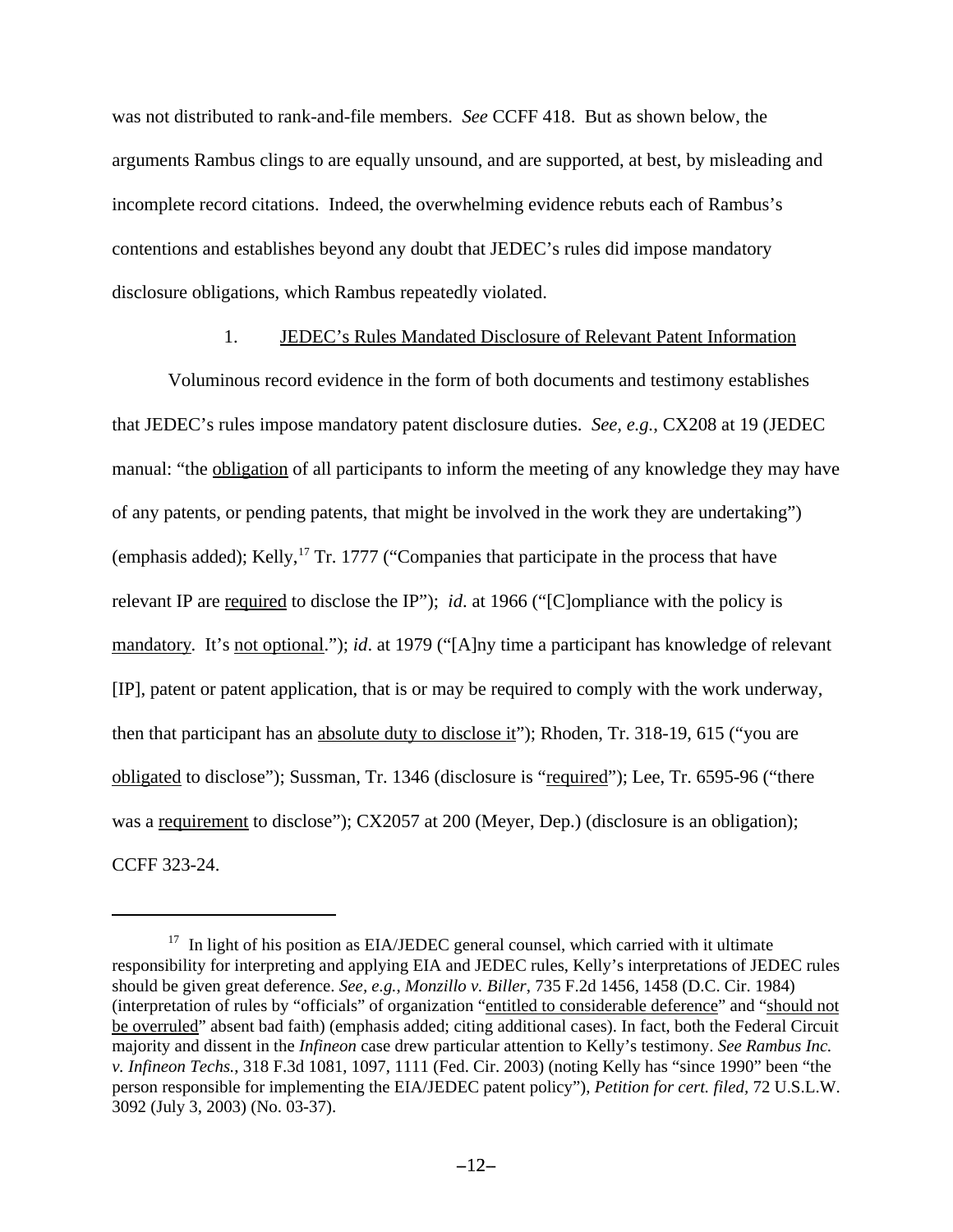was not distributed to rank-and-file members. *See* CCFF 418. But as shown below, the arguments Rambus clings to are equally unsound, and are supported, at best, by misleading and incomplete record citations. Indeed, the overwhelming evidence rebuts each of Rambus's contentions and establishes beyond any doubt that JEDEC's rules did impose mandatory disclosure obligations, which Rambus repeatedly violated.

1. <u>JEDEC's Rules Mandated Disclosure of Relevant Patent Information</u>

Voluminous record evidence in the form of both documents and testimony establishes that JEDEC's rules impose mandatory patent disclosure duties. *See, e.g.*, CX208 at 19 (JEDEC manual: "the <u>obligation</u> of all participants to inform the meeting of any knowledge they may have of any patents, or pending patents, that might be involved in the work they are undertaking") (emphasis added); Kelly,[17] Tr. 1777 ("Companies that participate in the process that have relevant IP are <u>required</u> to disclose the IP"); *id*. at 1966 ("[C]ompliance with the policy is <u>mandatory</u>. It's <u>not optional</u>."); *id*. at 1979 ("[A]ny time a participant has knowledge of relevant [IP], patent or patent application, that is or may be required to comply with the work underway, then that participant has an <u>absolute duty to disclose it</u>"); Rhoden, Tr. 318-19, 615 ("you are <u>obligated</u> to disclose"); Sussman, Tr. 1346 (disclosure is "<u>required</u>"); Lee, Tr. 6595-96 ("there was a <u>requirement</u> to disclose"); CX2057 at 200 (Meyer, Dep.) (disclosure is an obligation); CCFF 323-24.

---

[17] In light of his position as EIA/JEDEC general counsel, which carried with it ultimate responsibility for interpreting and applying EIA and JEDEC rules, Kelly's interpretations of JEDEC rules should be given great deference. *See, e.g.*, *Monzillo v. Biller*, 735 F.2d 1456, 1458 (D.C. Cir. 1984) (interpretation of rules by "officials" of organization "<u>entitled to considerable deference</u>" and "<u>should not be overruled</u>" absent bad faith) (emphasis added; citing additional cases). In fact, both the Federal Circuit majority and dissent in the *Infineon* case drew particular attention to Kelly's testimony. *See Rambus Inc. v. Infineon Techs.*, 318 F.3d 1081, 1097, 1111 (Fed. Cir. 2003) (noting Kelly has "since 1990" been "the person responsible for implementing the EIA/JEDEC patent policy"), *Petition for cert. filed*, 72 U.S.L.W. 3092 (July 3, 2003) (No. 03-37).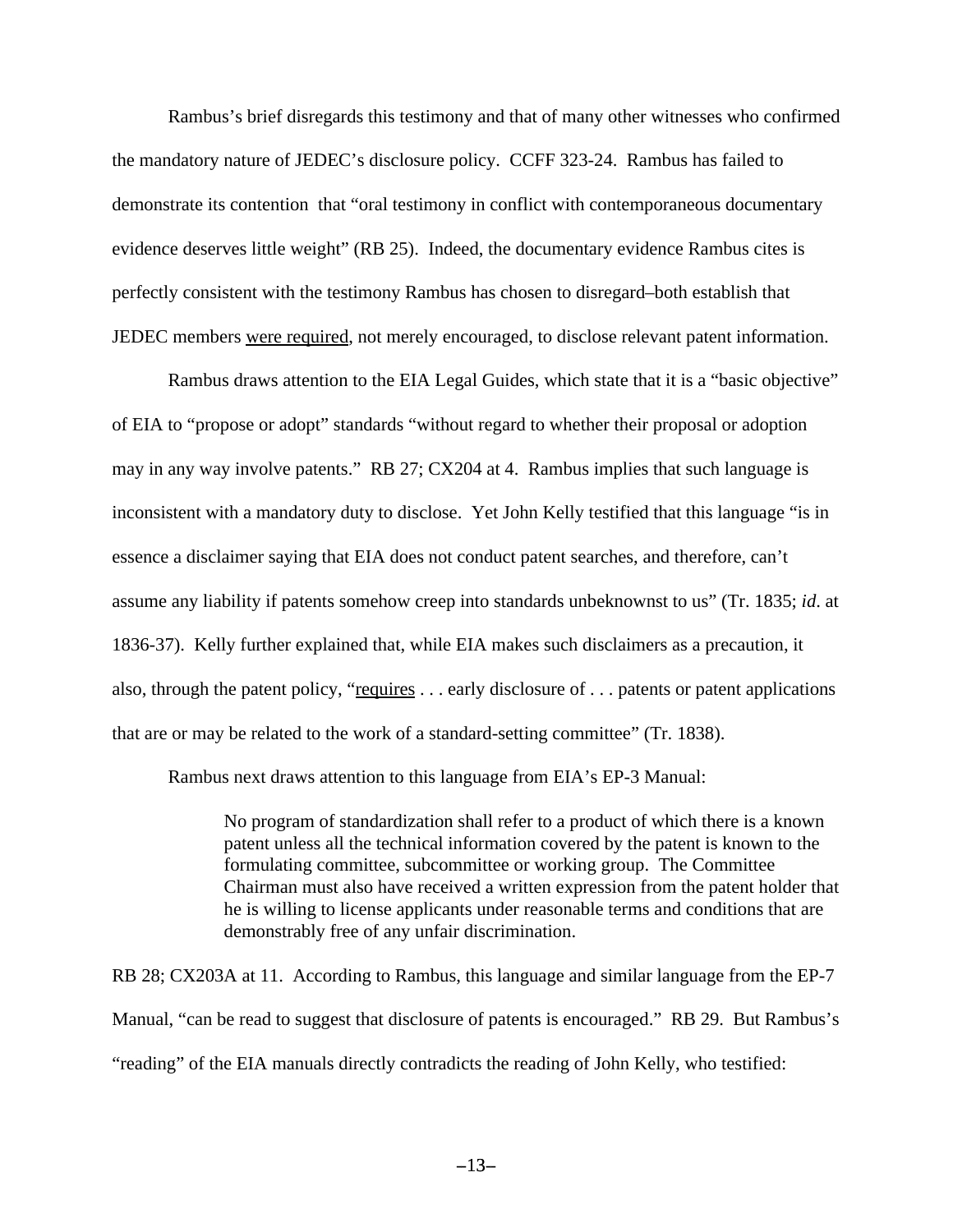Rambus's brief disregards this testimony and that of many other witnesses who confirmed the mandatory nature of JEDEC's disclosure policy. CCFF 323-24. Rambus has failed to demonstrate its contention that "oral testimony in conflict with contemporaneous documentary evidence deserves little weight" (RB 25). Indeed, the documentary evidence Rambus cites is perfectly consistent with the testimony Rambus has chosen to disregard–both establish that JEDEC members <u>were required</u>, not merely encouraged, to disclose relevant patent information.

Rambus draws attention to the EIA Legal Guides, which state that it is a "basic objective" of EIA to "propose or adopt" standards "without regard to whether their proposal or adoption may in any way involve patents." RB 27; CX204 at 4. Rambus implies that such language is inconsistent with a mandatory duty to disclose. Yet John Kelly testified that this language "is in essence a disclaimer saying that EIA does not conduct patent searches, and therefore, can't assume any liability if patents somehow creep into standards unbeknownst to us" (Tr. 1835; *id*. at 1836-37). Kelly further explained that, while EIA makes such disclaimers as a precaution, it also, through the patent policy, "<u>requires</u> . . . early disclosure of . . . patents or patent applications that are or may be related to the work of a standard-setting committee" (Tr. 1838).

Rambus next draws attention to this language from EIA's EP-3 Manual:

> No program of standardization shall refer to a product of which there is a known patent unless all the technical information covered by the patent is known to the formulating committee, subcommittee or working group. The Committee Chairman must also have received a written expression from the patent holder that he is willing to license applicants under reasonable terms and conditions that are demonstrably free of any unfair discrimination.

RB 28; CX203A at 11. According to Rambus, this language and similar language from the EP-7 Manual, "can be read to suggest that disclosure of patents is encouraged." RB 29. But Rambus's "reading" of the EIA manuals directly contradicts the reading of John Kelly, who testified: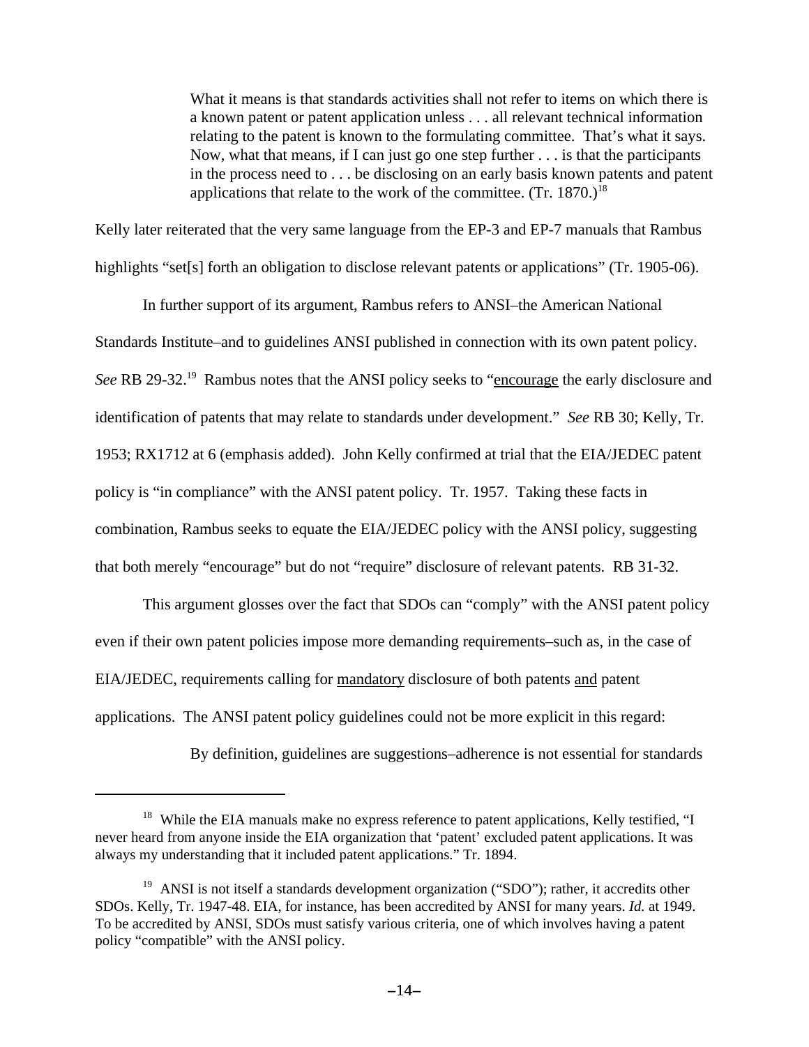> What it means is that standards activities shall not refer to items on which there is a known patent or patent application unless . . . all relevant technical information relating to the patent is known to the formulating committee. That's what it says. Now, what that means, if I can just go one step further . . . is that the participants in the process need to . . . be disclosing on an early basis known patents and patent applications that relate to the work of the committee. (Tr. 1870.)[18]

Kelly later reiterated that the very same language from the EP-3 and EP-7 manuals that Rambus highlights "set[s] forth an obligation to disclose relevant patents or applications" (Tr. 1905-06).

In further support of its argument, Rambus refers to ANSI–the American National Standards Institute–and to guidelines ANSI published in connection with its own patent policy. *See* RB 29-32.[19] Rambus notes that the ANSI policy seeks to "encourage the early disclosure and identification of patents that may relate to standards under development." *See* RB 30; Kelly, Tr. 1953; RX1712 at 6 (emphasis added). John Kelly confirmed at trial that the EIA/JEDEC patent policy is "in compliance" with the ANSI patent policy. Tr. 1957. Taking these facts in combination, Rambus seeks to equate the EIA/JEDEC policy with the ANSI policy, suggesting that both merely "encourage" but do not "require" disclosure of relevant patents. RB 31-32.

This argument glosses over the fact that SDOs can "comply" with the ANSI patent policy even if their own patent policies impose more demanding requirements–such as, in the case of EIA/JEDEC, requirements calling for mandatory disclosure of both patents and patent applications. The ANSI patent policy guidelines could not be more explicit in this regard:

> By definition, guidelines are suggestions–adherence is not essential for standards

---

[18] While the EIA manuals make no express reference to patent applications, Kelly testified, "I never heard from anyone inside the EIA organization that 'patent' excluded patent applications. It was always my understanding that it included patent applications." Tr. 1894.

[19] ANSI is not itself a standards development organization ("SDO"); rather, it accredits other SDOs. Kelly, Tr. 1947-48. EIA, for instance, has been accredited by ANSI for many years. *Id.* at 1949. To be accredited by ANSI, SDOs must satisfy various criteria, one of which involves having a patent policy "compatible" with the ANSI policy.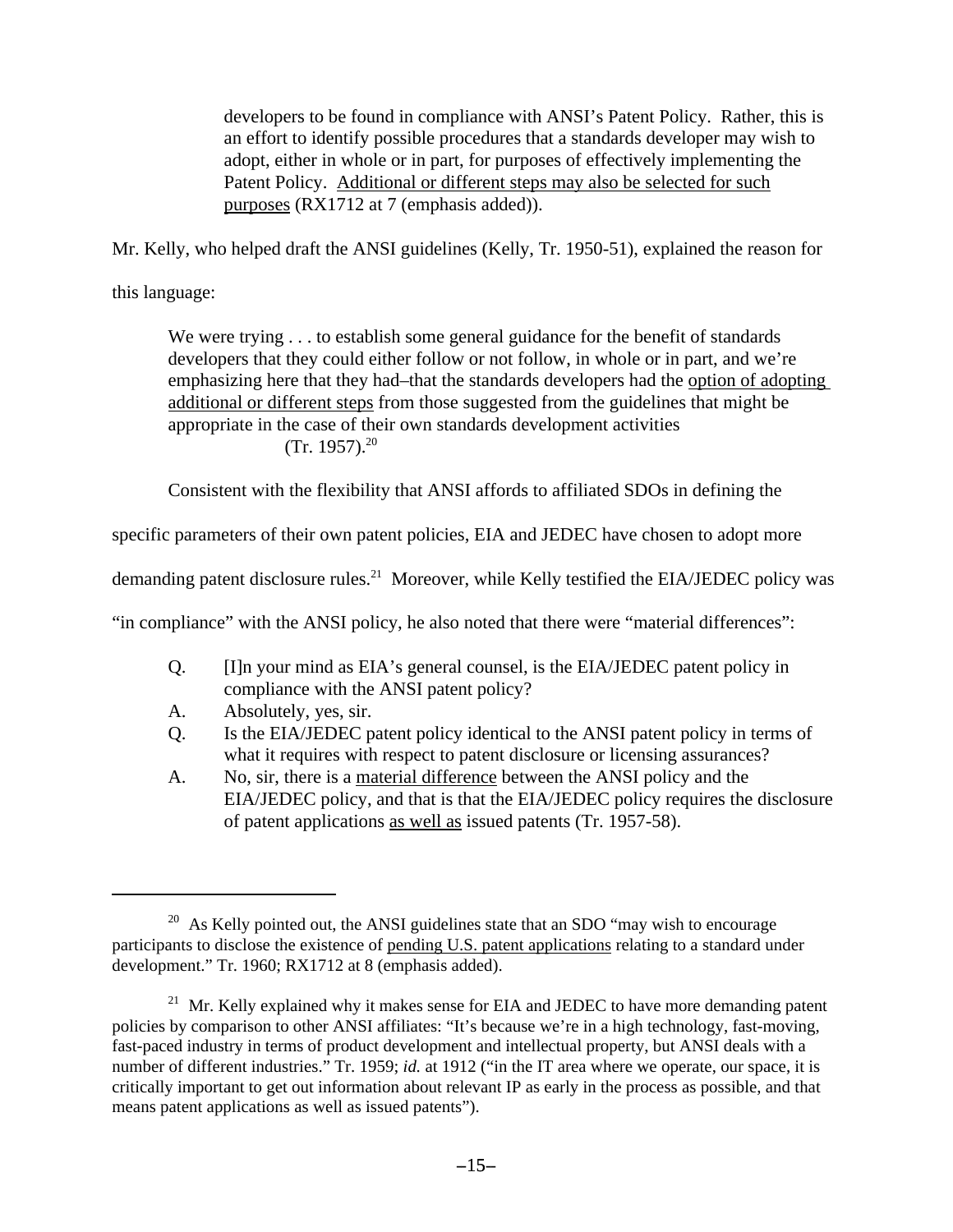> developers to be found in compliance with ANSI's Patent Policy. Rather, this is an effort to identify possible procedures that a standards developer may wish to adopt, either in whole or in part, for purposes of effectively implementing the Patent Policy. <u>Additional or different steps may also be selected for such purposes</u> (RX1712 at 7 (emphasis added)).

Mr. Kelly, who helped draft the ANSI guidelines (Kelly, Tr. 1950-51), explained the reason for this language:

> We were trying . . . to establish some general guidance for the benefit of standards developers that they could either follow or not follow, in whole or in part, and we're emphasizing here that they had–that the standards developers had the <u>option of adopting additional or different steps</u> from those suggested from the guidelines that might be appropriate in the case of their own standards development activities (Tr. 1957).[20]

Consistent with the flexibility that ANSI affords to affiliated SDOs in defining the specific parameters of their own patent policies, EIA and JEDEC have chosen to adopt more demanding patent disclosure rules.[21] Moreover, while Kelly testified the EIA/JEDEC policy was "in compliance" with the ANSI policy, he also noted that there were "material differences":

> Q. [I]n your mind as EIA's general counsel, is the EIA/JEDEC patent policy in compliance with the ANSI patent policy?
>
> A. Absolutely, yes, sir.
>
> Q. Is the EIA/JEDEC patent policy identical to the ANSI patent policy in terms of what it requires with respect to patent disclosure or licensing assurances?
>
> A. No, sir, there is a <u>material difference</u> between the ANSI policy and the EIA/JEDEC policy, and that is that the EIA/JEDEC policy requires the disclosure of patent applications <u>as well as</u> issued patents (Tr. 1957-58).

---

[20] As Kelly pointed out, the ANSI guidelines state that an SDO "may wish to encourage participants to disclose the existence of <u>pending U.S. patent applications</u> relating to a standard under development." Tr. 1960; RX1712 at 8 (emphasis added).

[21] Mr. Kelly explained why it makes sense for EIA and JEDEC to have more demanding patent policies by comparison to other ANSI affiliates: "It's because we're in a high technology, fast-moving, fast-paced industry in terms of product development and intellectual property, but ANSI deals with a number of different industries." Tr. 1959; *id.* at 1912 ("in the IT area where we operate, our space, it is critically important to get out information about relevant IP as early in the process as possible, and that means patent applications as well as issued patents").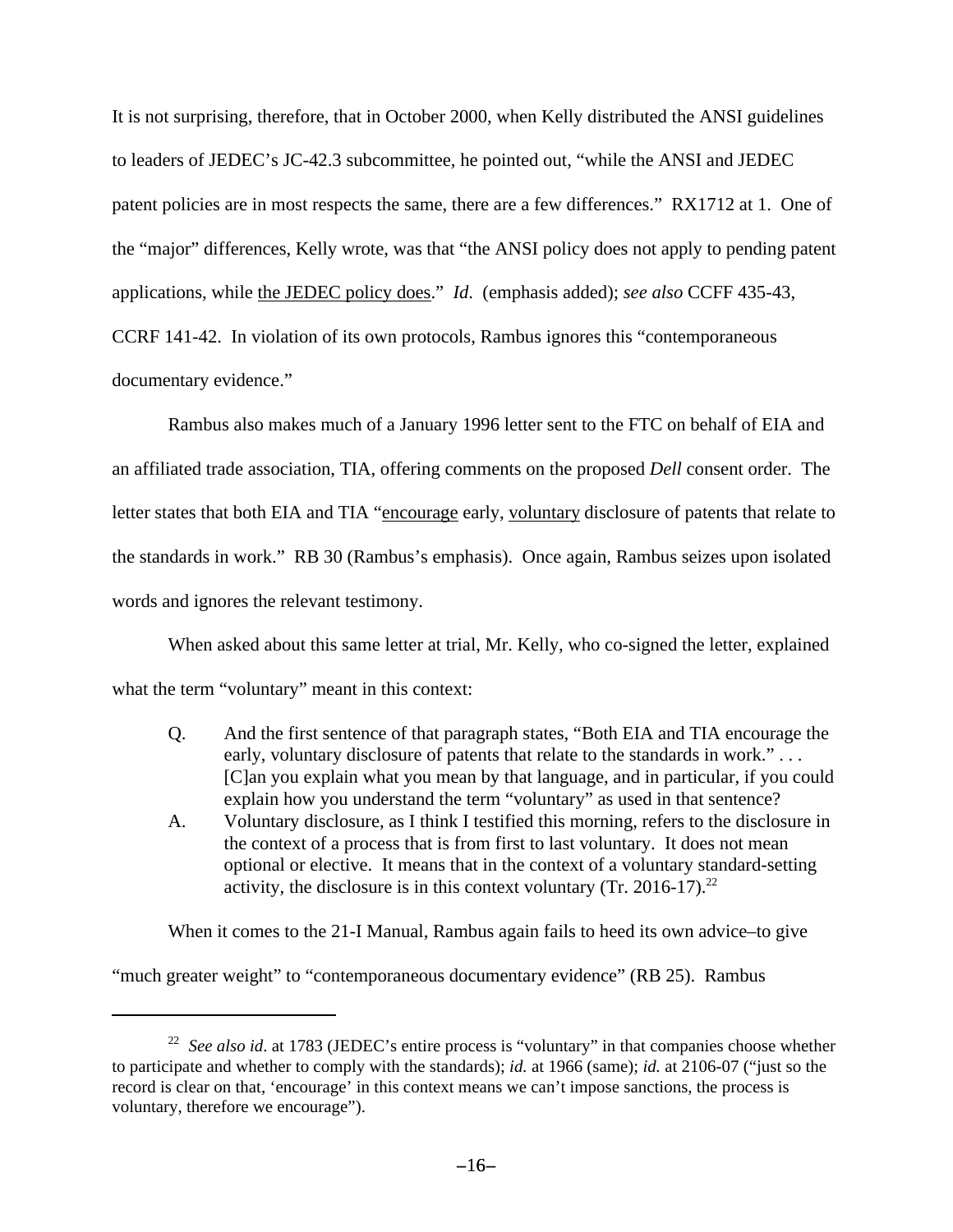It is not surprising, therefore, that in October 2000, when Kelly distributed the ANSI guidelines to leaders of JEDEC's JC-42.3 subcommittee, he pointed out, "while the ANSI and JEDEC patent policies are in most respects the same, there are a few differences." RX1712 at 1. One of the "major" differences, Kelly wrote, was that "the ANSI policy does not apply to pending patent applications, while <u>the JEDEC policy does</u>." *Id*. (emphasis added); *see also* CCFF 435-43, CCRF 141-42. In violation of its own protocols, Rambus ignores this "contemporaneous documentary evidence."

Rambus also makes much of a January 1996 letter sent to the FTC on behalf of EIA and an affiliated trade association, TIA, offering comments on the proposed *Dell* consent order. The letter states that both EIA and TIA "<u>encourage</u> early, <u>voluntary</u> disclosure of patents that relate to the standards in work." RB 30 (Rambus's emphasis). Once again, Rambus seizes upon isolated words and ignores the relevant testimony.

When asked about this same letter at trial, Mr. Kelly, who co-signed the letter, explained what the term "voluntary" meant in this context:

> Q. And the first sentence of that paragraph states, "Both EIA and TIA encourage the early, voluntary disclosure of patents that relate to the standards in work." . . . [C]an you explain what you mean by that language, and in particular, if you could explain how you understand the term "voluntary" as used in that sentence?
>
> A. Voluntary disclosure, as I think I testified this morning, refers to the disclosure in the context of a process that is from first to last voluntary. It does not mean optional or elective. It means that in the context of a voluntary standard-setting activity, the disclosure is in this context voluntary (Tr. 2016-17).[22]

When it comes to the 21-I Manual, Rambus again fails to heed its own advice–to give "much greater weight" to "contemporaneous documentary evidence" (RB 25). Rambus

---

[22] *See also id*. at 1783 (JEDEC's entire process is "voluntary" in that companies choose whether to participate and whether to comply with the standards); *id.* at 1966 (same); *id.* at 2106-07 ("just so the record is clear on that, 'encourage' in this context means we can't impose sanctions, the process is voluntary, therefore we encourage").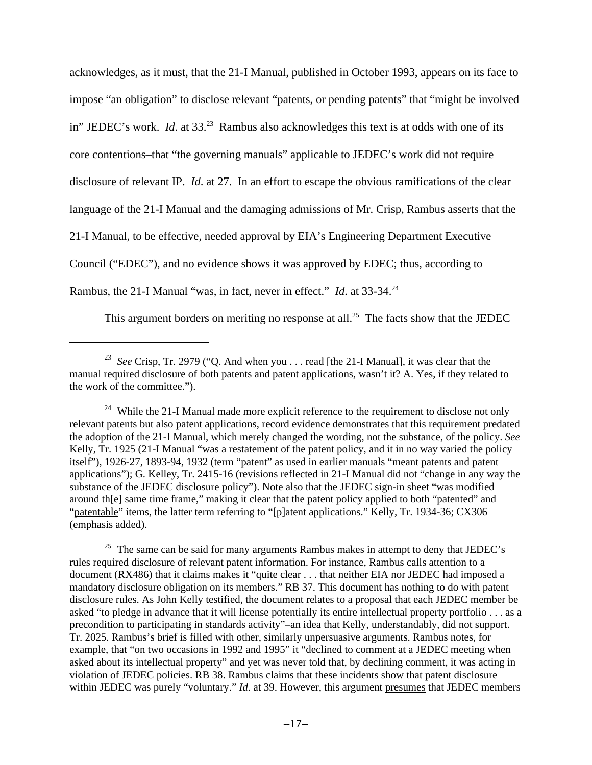acknowledges, as it must, that the 21-I Manual, published in October 1993, appears on its face to impose "an obligation" to disclose relevant "patents, or pending patents" that "might be involved in" JEDEC's work. *Id*. at 33.[23] Rambus also acknowledges this text is at odds with one of its core contentions–that "the governing manuals" applicable to JEDEC's work did not require disclosure of relevant IP. *Id.* at 27. In an effort to escape the obvious ramifications of the clear language of the 21-I Manual and the damaging admissions of Mr. Crisp, Rambus asserts that the 21-I Manual, to be effective, needed approval by EIA's Engineering Department Executive Council ("EDEC"), and no evidence shows it was approved by EDEC; thus, according to Rambus, the 21-I Manual "was, in fact, never in effect." *Id*. at 33-34.[24]

This argument borders on meriting no response at all.[25] The facts show that the JEDEC

---

[23] *See* Crisp, Tr. 2979 ("Q. And when you . . . read [the 21-I Manual], it was clear that the manual required disclosure of both patents and patent applications, wasn't it? A. Yes, if they related to the work of the committee.").

[24] While the 21-I Manual made more explicit reference to the requirement to disclose not only relevant patents but also patent applications, record evidence demonstrates that this requirement predated the adoption of the 21-I Manual, which merely changed the wording, not the substance, of the policy. *See* Kelly, Tr. 1925 (21-I Manual "was a restatement of the patent policy, and it in no way varied the policy itself"), 1926-27, 1893-94, 1932 (term "patent" as used in earlier manuals "meant patents and patent applications"); G. Kelley, Tr. 2415-16 (revisions reflected in 21-I Manual did not "change in any way the substance of the JEDEC disclosure policy"). Note also that the JEDEC sign-in sheet "was modified around th[e] same time frame," making it clear that the patent policy applied to both "patented" and "patentable" items, the latter term referring to "[p]atent applications." Kelly, Tr. 1934-36; CX306 (emphasis added).

[25] The same can be said for many arguments Rambus makes in attempt to deny that JEDEC's rules required disclosure of relevant patent information. For instance, Rambus calls attention to a document (RX486) that it claims makes it "quite clear . . . that neither EIA nor JEDEC had imposed a mandatory disclosure obligation on its members." RB 37. This document has nothing to do with patent disclosure rules. As John Kelly testified, the document relates to a proposal that each JEDEC member be asked "to pledge in advance that it will license potentially its entire intellectual property portfolio . . . as a precondition to participating in standards activity"–an idea that Kelly, understandably, did not support. Tr. 2025. Rambus's brief is filled with other, similarly unpersuasive arguments. Rambus notes, for example, that "on two occasions in 1992 and 1995" it "declined to comment at a JEDEC meeting when asked about its intellectual property" and yet was never told that, by declining comment, it was acting in violation of JEDEC policies. RB 38. Rambus claims that these incidents show that patent disclosure within JEDEC was purely "voluntary." *Id.* at 39. However, this argument presumes that JEDEC members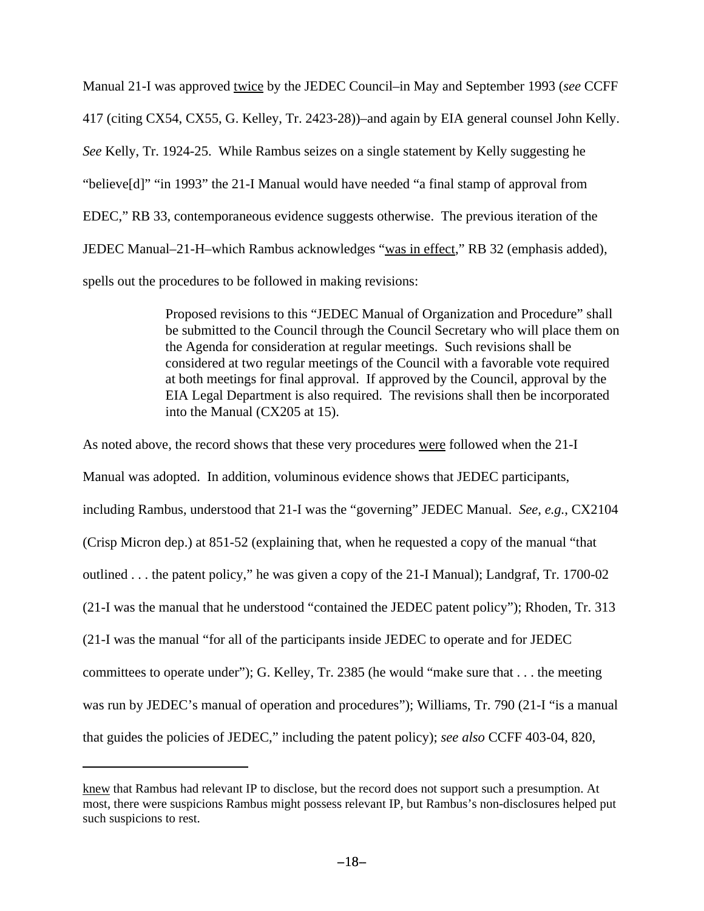Manual 21-I was approved <u>twice</u> by the JEDEC Council–in May and September 1993 (*see* CCFF 417 (citing CX54, CX55, G. Kelley, Tr. 2423-28))–and again by EIA general counsel John Kelly. *See* Kelly, Tr. 1924-25. While Rambus seizes on a single statement by Kelly suggesting he "believe[d]" "in 1993" the 21-I Manual would have needed "a final stamp of approval from EDEC," RB 33, contemporaneous evidence suggests otherwise. The previous iteration of the JEDEC Manual–21-H–which Rambus acknowledges "<u>was in effect</u>," RB 32 (emphasis added), spells out the procedures to be followed in making revisions:

> Proposed revisions to this "JEDEC Manual of Organization and Procedure" shall be submitted to the Council through the Council Secretary who will place them on the Agenda for consideration at regular meetings. Such revisions shall be considered at two regular meetings of the Council with a favorable vote required at both meetings for final approval. If approved by the Council, approval by the EIA Legal Department is also required. The revisions shall then be incorporated into the Manual (CX205 at 15).

As noted above, the record shows that these very procedures <u>were</u> followed when the 21-I Manual was adopted. In addition, voluminous evidence shows that JEDEC participants, including Rambus, understood that 21-I was the "governing" JEDEC Manual. *See, e.g.*, CX2104 (Crisp Micron dep.) at 851-52 (explaining that, when he requested a copy of the manual "that outlined . . . the patent policy," he was given a copy of the 21-I Manual); Landgraf, Tr. 1700-02 (21-I was the manual that he understood "contained the JEDEC patent policy"); Rhoden, Tr. 313 (21-I was the manual "for all of the participants inside JEDEC to operate and for JEDEC committees to operate under"); G. Kelley, Tr. 2385 (he would "make sure that . . . the meeting was run by JEDEC's manual of operation and procedures"); Williams, Tr. 790 (21-I "is a manual that guides the policies of JEDEC," including the patent policy); *see also* CCFF 403-04, 820,

---

<u>knew</u> that Rambus had relevant IP to disclose, but the record does not support such a presumption. At most, there were suspicions Rambus might possess relevant IP, but Rambus's non-disclosures helped put such suspicions to rest.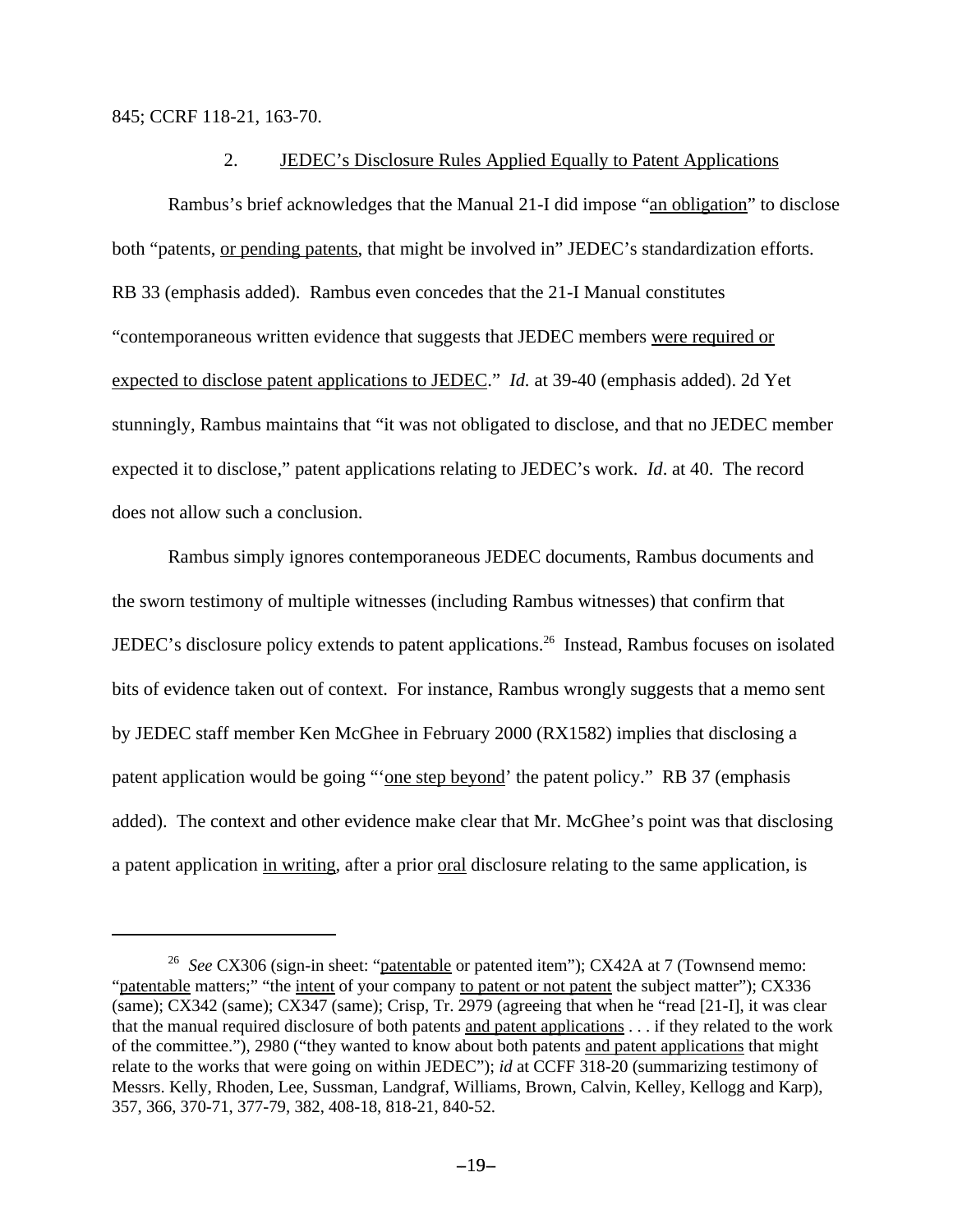845; CCRF 118-21, 163-70.

### 2. JEDEC's Disclosure Rules Applied Equally to Patent Applications

Rambus's brief acknowledges that the Manual 21-I did impose "an obligation" to disclose both "patents, or pending patents, that might be involved in" JEDEC's standardization efforts. RB 33 (emphasis added). Rambus even concedes that the 21-I Manual constitutes "contemporaneous written evidence that suggests that JEDEC members were required or expected to disclose patent applications to JEDEC." *Id.* at 39-40 (emphasis added). 2d Yet stunningly, Rambus maintains that "it was not obligated to disclose, and that no JEDEC member expected it to disclose," patent applications relating to JEDEC's work. *Id*. at 40. The record does not allow such a conclusion.

Rambus simply ignores contemporaneous JEDEC documents, Rambus documents and the sworn testimony of multiple witnesses (including Rambus witnesses) that confirm that JEDEC's disclosure policy extends to patent applications.[26] Instead, Rambus focuses on isolated bits of evidence taken out of context. For instance, Rambus wrongly suggests that a memo sent by JEDEC staff member Ken McGhee in February 2000 (RX1582) implies that disclosing a patent application would be going "'one step beyond' the patent policy." RB 37 (emphasis added). The context and other evidence make clear that Mr. McGhee's point was that disclosing a patent application in writing, after a prior oral disclosure relating to the same application, is

---

[26] *See* CX306 (sign-in sheet: "patentable or patented item"); CX42A at 7 (Townsend memo: "patentable matters;" "the intent of your company to patent or not patent the subject matter"); CX336 (same); CX342 (same); CX347 (same); Crisp, Tr. 2979 (agreeing that when he "read [21-I], it was clear that the manual required disclosure of both patents and patent applications . . . if they related to the work of the committee."), 2980 ("they wanted to know about both patents and patent applications that might relate to the works that were going on within JEDEC"); *id* at CCFF 318-20 (summarizing testimony of Messrs. Kelly, Rhoden, Lee, Sussman, Landgraf, Williams, Brown, Calvin, Kelley, Kellogg and Karp), 357, 366, 370-71, 377-79, 382, 408-18, 818-21, 840-52.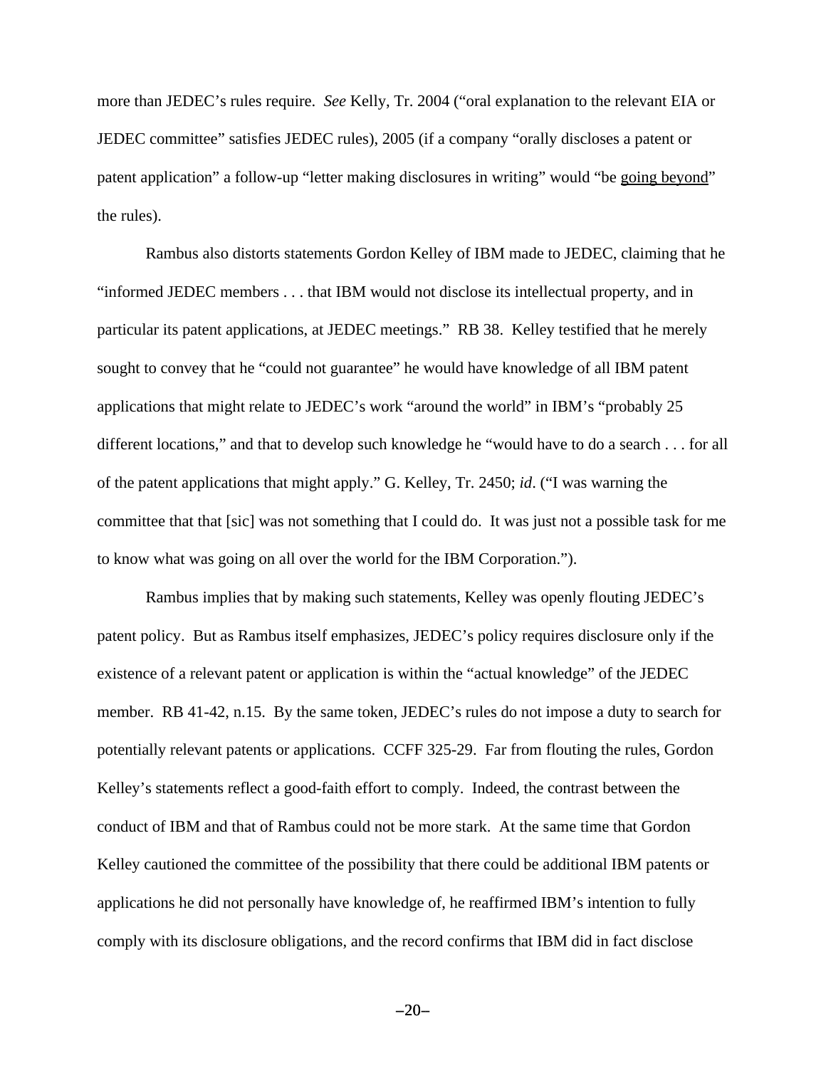more than JEDEC's rules require. *See* Kelly, Tr. 2004 ("oral explanation to the relevant EIA or JEDEC committee" satisfies JEDEC rules), 2005 (if a company "orally discloses a patent or patent application" a follow-up "letter making disclosures in writing" would "be <u>going beyond</u>" the rules).

Rambus also distorts statements Gordon Kelley of IBM made to JEDEC, claiming that he "informed JEDEC members . . . that IBM would not disclose its intellectual property, and in particular its patent applications, at JEDEC meetings." RB 38. Kelley testified that he merely sought to convey that he "could not guarantee" he would have knowledge of all IBM patent applications that might relate to JEDEC's work "around the world" in IBM's "probably 25 different locations," and that to develop such knowledge he "would have to do a search . . . for all of the patent applications that might apply." G. Kelley, Tr. 2450; *id*. ("I was warning the committee that that [sic] was not something that I could do. It was just not a possible task for me to know what was going on all over the world for the IBM Corporation.").

Rambus implies that by making such statements, Kelley was openly flouting JEDEC's patent policy. But as Rambus itself emphasizes, JEDEC's policy requires disclosure only if the existence of a relevant patent or application is within the "actual knowledge" of the JEDEC member. RB 41-42, n.15. By the same token, JEDEC's rules do not impose a duty to search for potentially relevant patents or applications. CCFF 325-29. Far from flouting the rules, Gordon Kelley's statements reflect a good-faith effort to comply. Indeed, the contrast between the conduct of IBM and that of Rambus could not be more stark. At the same time that Gordon Kelley cautioned the committee of the possibility that there could be additional IBM patents or applications he did not personally have knowledge of, he reaffirmed IBM's intention to fully comply with its disclosure obligations, and the record confirms that IBM did in fact disclose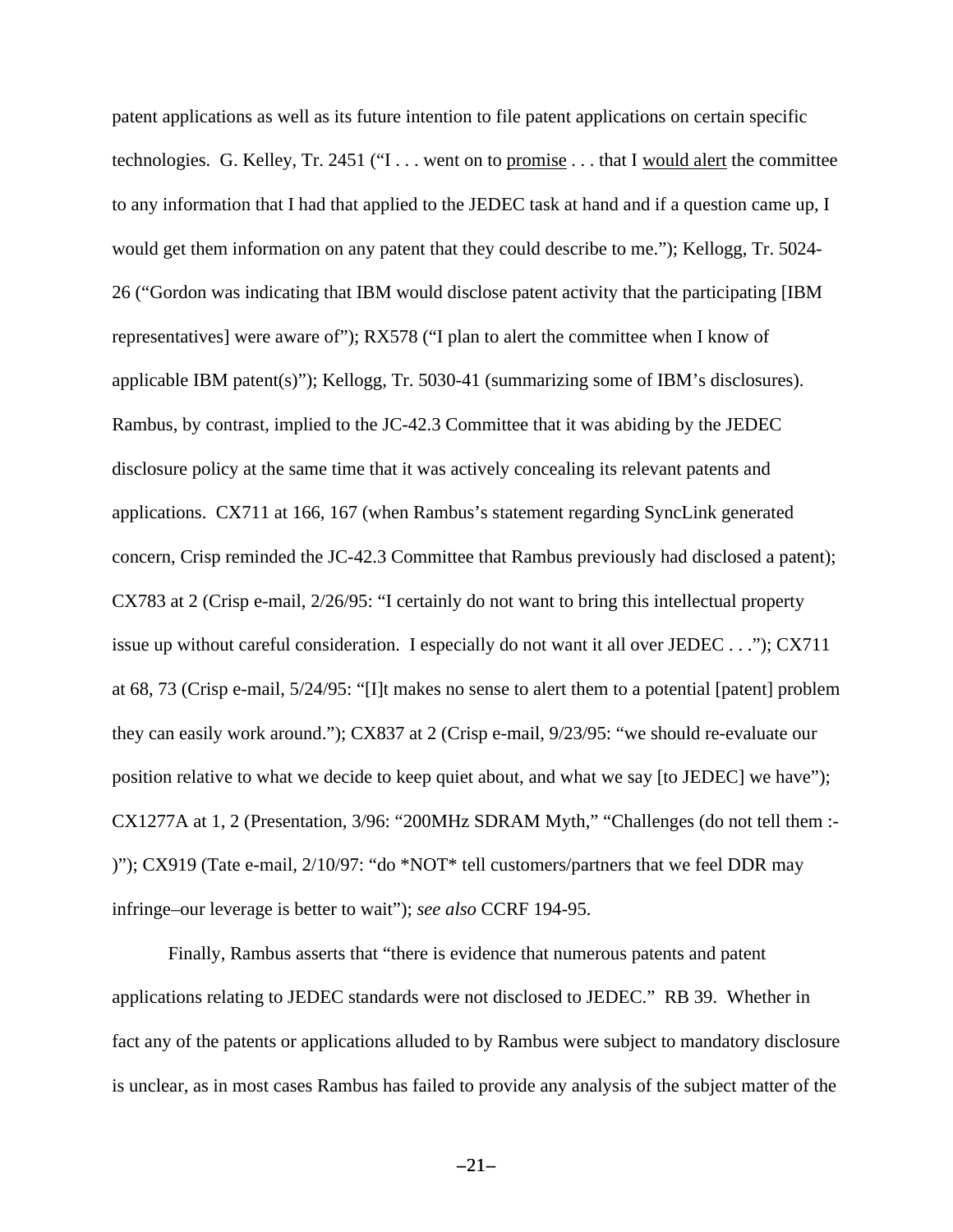patent applications as well as its future intention to file patent applications on certain specific technologies. G. Kelley, Tr. 2451 ("I . . . went on to <u>promise</u> . . . that I <u>would alert</u> the committee to any information that I had that applied to the JEDEC task at hand and if a question came up, I would get them information on any patent that they could describe to me."); Kellogg, Tr. 5024-26 ("Gordon was indicating that IBM would disclose patent activity that the participating [IBM representatives] were aware of"); RX578 ("I plan to alert the committee when I know of applicable IBM patent(s)"); Kellogg, Tr. 5030-41 (summarizing some of IBM's disclosures). Rambus, by contrast, implied to the JC-42.3 Committee that it was abiding by the JEDEC disclosure policy at the same time that it was actively concealing its relevant patents and applications. CX711 at 166, 167 (when Rambus's statement regarding SyncLink generated concern, Crisp reminded the JC-42.3 Committee that Rambus previously had disclosed a patent); CX783 at 2 (Crisp e-mail, 2/26/95: "I certainly do not want to bring this intellectual property issue up without careful consideration. I especially do not want it all over JEDEC . . ."); CX711 at 68, 73 (Crisp e-mail, 5/24/95: "[I]t makes no sense to alert them to a potential [patent] problem they can easily work around."); CX837 at 2 (Crisp e-mail, 9/23/95: "we should re-evaluate our position relative to what we decide to keep quiet about, and what we say [to JEDEC] we have"); CX1277A at 1, 2 (Presentation, 3/96: "200MHz SDRAM Myth," "Challenges (do not tell them :-)"); CX919 (Tate e-mail, 2/10/97: "do *NOT* tell customers/partners that we feel DDR may infringe–our leverage is better to wait"); *see also* CCRF 194-95.

Finally, Rambus asserts that "there is evidence that numerous patents and patent applications relating to JEDEC standards were not disclosed to JEDEC." RB 39. Whether in fact any of the patents or applications alluded to by Rambus were subject to mandatory disclosure is unclear, as in most cases Rambus has failed to provide any analysis of the subject matter of the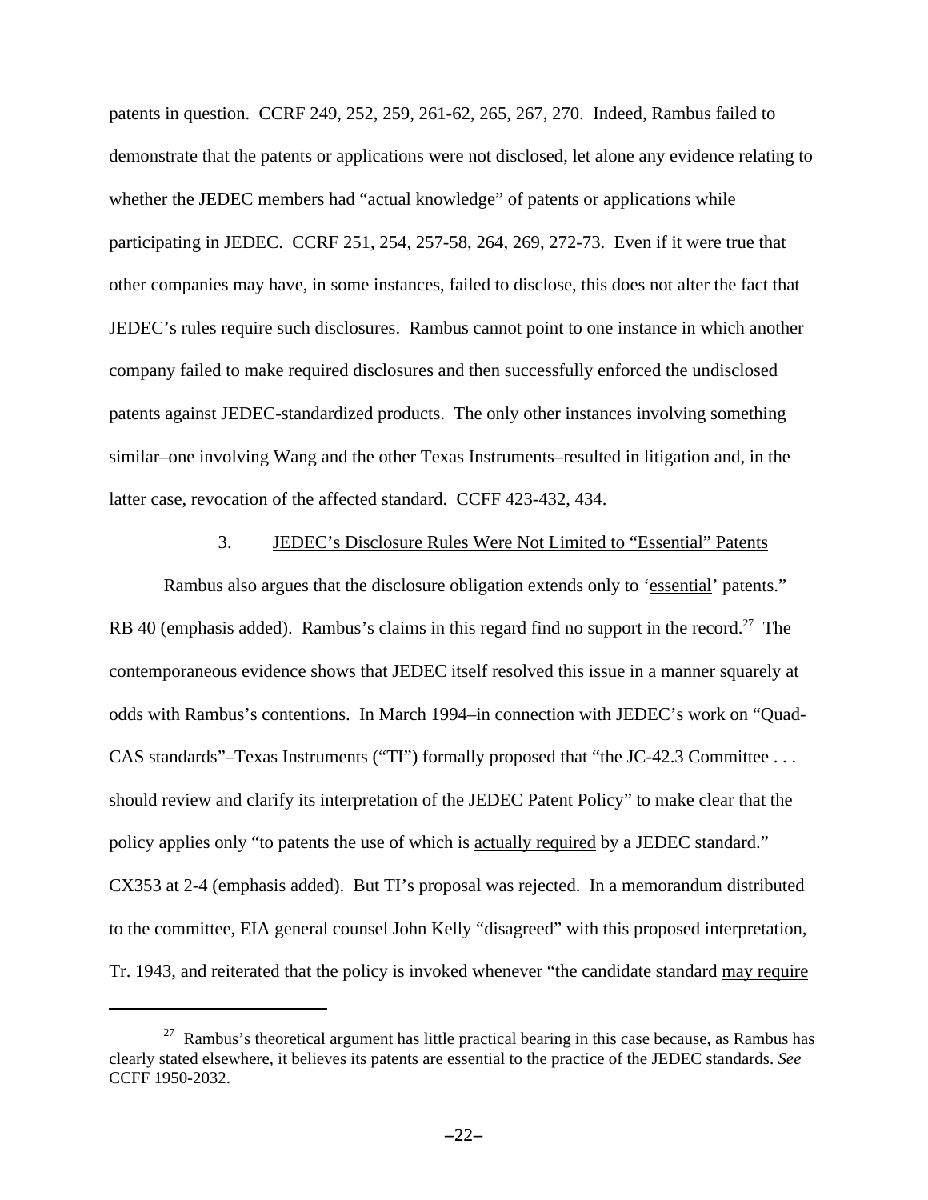patents in question. CCRF 249, 252, 259, 261-62, 265, 267, 270. Indeed, Rambus failed to demonstrate that the patents or applications were not disclosed, let alone any evidence relating to whether the JEDEC members had "actual knowledge" of patents or applications while participating in JEDEC. CCRF 251, 254, 257-58, 264, 269, 272-73. Even if it were true that other companies may have, in some instances, failed to disclose, this does not alter the fact that JEDEC's rules require such disclosures. Rambus cannot point to one instance in which another company failed to make required disclosures and then successfully enforced the undisclosed patents against JEDEC-standardized products. The only other instances involving something similar–one involving Wang and the other Texas Instruments–resulted in litigation and, in the latter case, revocation of the affected standard. CCFF 423-432, 434.

### 3. JEDEC's Disclosure Rules Were Not Limited to "Essential" Patents

Rambus also argues that the disclosure obligation extends only to '<u>essential</u>' patents." RB 40 (emphasis added). Rambus's claims in this regard find no support in the record.[27] The contemporaneous evidence shows that JEDEC itself resolved this issue in a manner squarely at odds with Rambus's contentions. In March 1994–in connection with JEDEC's work on "Quad-CAS standards"–Texas Instruments ("TI") formally proposed that "the JC-42.3 Committee . . . should review and clarify its interpretation of the JEDEC Patent Policy" to make clear that the policy applies only "to patents the use of which is <u>actually required</u> by a JEDEC standard." CX353 at 2-4 (emphasis added). But TI's proposal was rejected. In a memorandum distributed to the committee, EIA general counsel John Kelly "disagreed" with this proposed interpretation, Tr. 1943, and reiterated that the policy is invoked whenever "the candidate standard <u>may require</u>

---

[27] Rambus's theoretical argument has little practical bearing in this case because, as Rambus has clearly stated elsewhere, it believes its patents are essential to the practice of the JEDEC standards. *See* CCFF 1950-2032.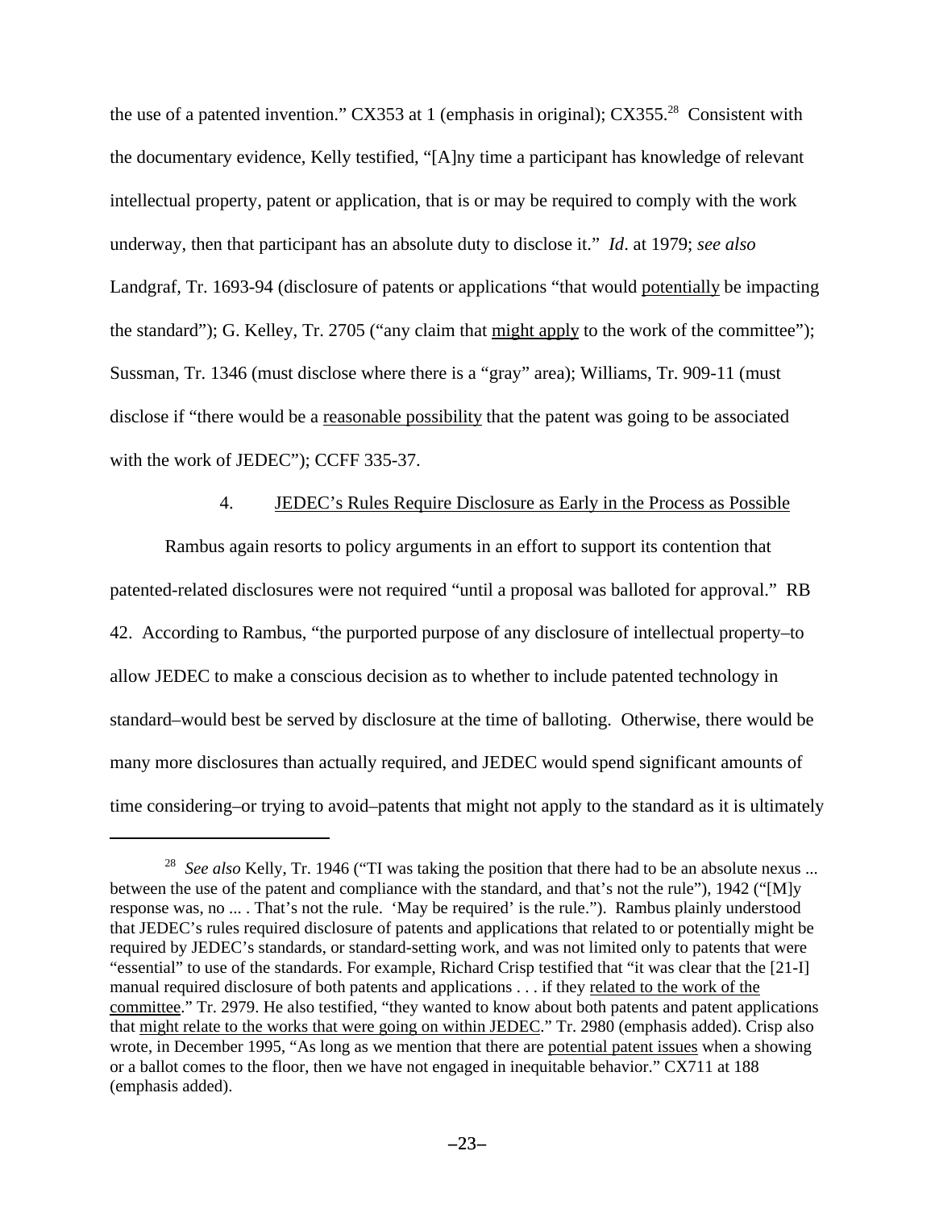the use of a patented invention." CX353 at 1 (emphasis in original); CX355.[28] Consistent with the documentary evidence, Kelly testified, "[A]ny time a participant has knowledge of relevant intellectual property, patent or application, that is or may be required to comply with the work underway, then that participant has an absolute duty to disclose it." *Id*. at 1979; *see also* Landgraf, Tr. 1693-94 (disclosure of patents or applications "that would <u>potentially</u> be impacting the standard"); G. Kelley, Tr. 2705 ("any claim that <u>might apply</u> to the work of the committee"); Sussman, Tr. 1346 (must disclose where there is a "gray" area); Williams, Tr. 909-11 (must disclose if "there would be a <u>reasonable possibility</u> that the patent was going to be associated with the work of JEDEC"); CCFF 335-37.

4. <u>JEDEC's Rules Require Disclosure as Early in the Process as Possible</u>

Rambus again resorts to policy arguments in an effort to support its contention that patented-related disclosures were not required "until a proposal was balloted for approval." RB 42. According to Rambus, "the purported purpose of any disclosure of intellectual property–to allow JEDEC to make a conscious decision as to whether to include patented technology in standard–would best be served by disclosure at the time of balloting. Otherwise, there would be many more disclosures than actually required, and JEDEC would spend significant amounts of time considering–or trying to avoid–patents that might not apply to the standard as it is ultimately

---

[28] *See also* Kelly, Tr. 1946 ("TI was taking the position that there had to be an absolute nexus ... between the use of the patent and compliance with the standard, and that's not the rule"), 1942 ("[M]y response was, no ... . That's not the rule. 'May be required' is the rule."). Rambus plainly understood that JEDEC's rules required disclosure of patents and applications that related to or potentially might be required by JEDEC's standards, or standard-setting work, and was not limited only to patents that were "essential" to use of the standards. For example, Richard Crisp testified that "it was clear that the [21-I] manual required disclosure of both patents and applications . . . if they <u>related to the work of the committee</u>." Tr. 2979. He also testified, "they wanted to know about both patents and patent applications that <u>might relate to the works that were going on within JEDEC</u>." Tr. 2980 (emphasis added). Crisp also wrote, in December 1995, "As long as we mention that there are <u>potential patent issues</u> when a showing or a ballot comes to the floor, then we have not engaged in inequitable behavior." CX711 at 188 (emphasis added).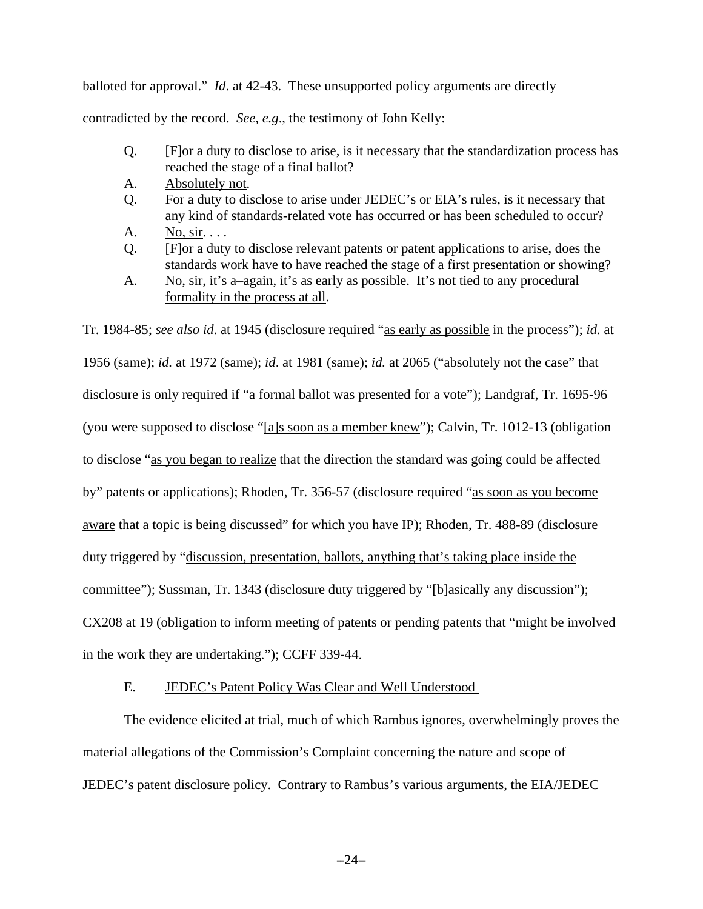balloted for approval." *Id*. at 42-43. These unsupported policy arguments are directly contradicted by the record. *See, e.g*., the testimony of John Kelly:

> Q. [F]or a duty to disclose to arise, is it necessary that the standardization process has reached the stage of a final ballot?
>
> A. <u>Absolutely not</u>.
>
> Q. For a duty to disclose to arise under JEDEC's or EIA's rules, is it necessary that any kind of standards-related vote has occurred or has been scheduled to occur?
>
> A. <u>No, sir</u>. . . .
>
> Q. [F]or a duty to disclose relevant patents or patent applications to arise, does the standards work have to have reached the stage of a first presentation or showing?
>
> A. <u>No, sir, it's a–again, it's as early as possible. It's not tied to any procedural formality in the process at all</u>.

Tr. 1984-85; *see also id*. at 1945 (disclosure required "<u>as early as possible</u> in the process"); *id.* at 1956 (same); *id.* at 1972 (same); *id*. at 1981 (same); *id.* at 2065 ("absolutely not the case" that disclosure is only required if "a formal ballot was presented for a vote"); Landgraf, Tr. 1695-96 (you were supposed to disclose "<u>[a]s soon as a member knew</u>"); Calvin, Tr. 1012-13 (obligation to disclose "<u>as you began to realize</u> that the direction the standard was going could be affected by" patents or applications); Rhoden, Tr. 356-57 (disclosure required "<u>as soon as you become aware</u> that a topic is being discussed" for which you have IP); Rhoden, Tr. 488-89 (disclosure duty triggered by "<u>discussion, presentation, ballots, anything that's taking place inside the committee</u>"); Sussman, Tr. 1343 (disclosure duty triggered by "<u>[b]asically any discussion</u>"); CX208 at 19 (obligation to inform meeting of patents or pending patents that "might be involved in <u>the work they are undertaking</u>."); CCFF 339-44.

### E. <u>JEDEC's Patent Policy Was Clear and Well Understood</u>

The evidence elicited at trial, much of which Rambus ignores, overwhelmingly proves the material allegations of the Commission's Complaint concerning the nature and scope of JEDEC's patent disclosure policy. Contrary to Rambus's various arguments, the EIA/JEDEC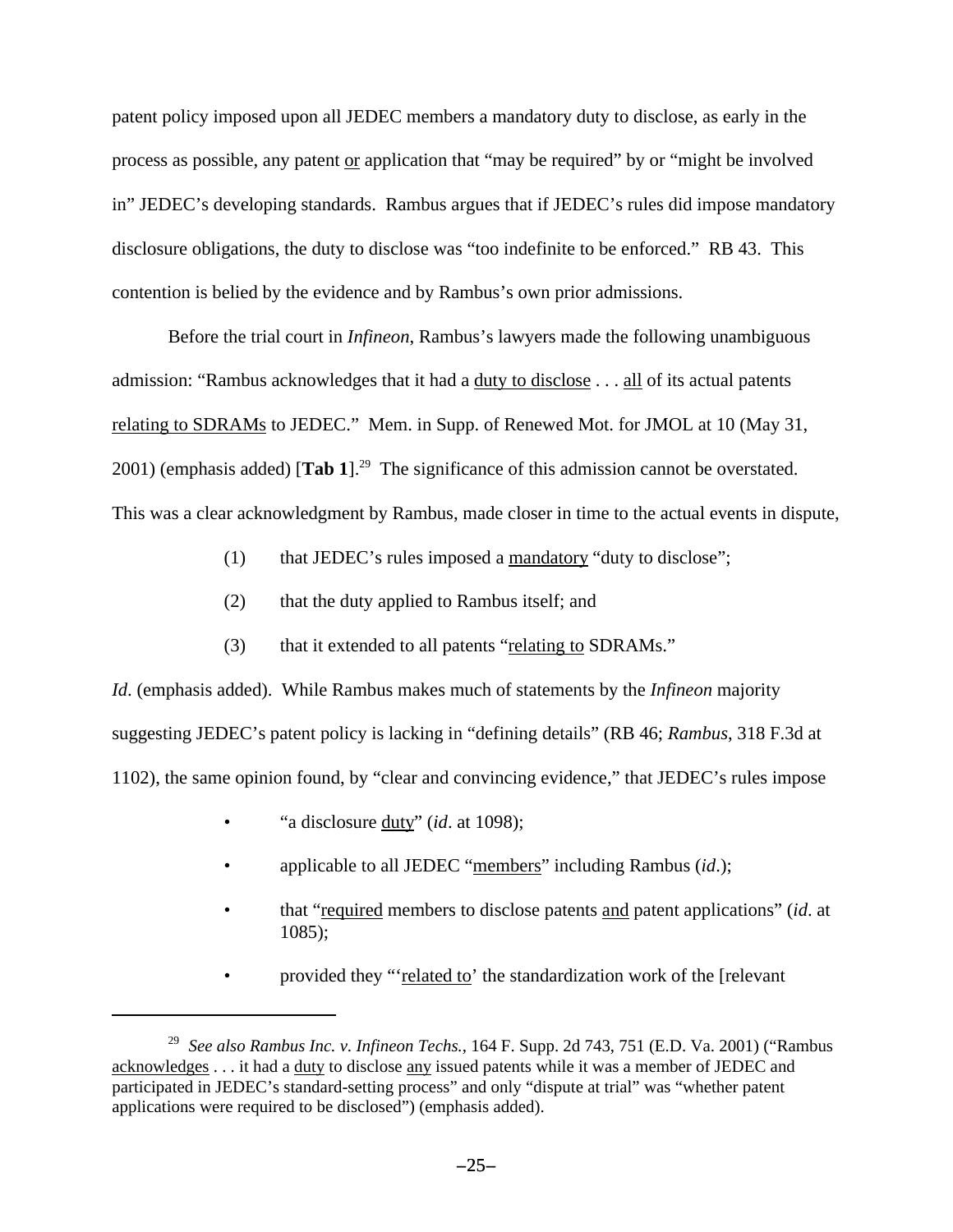patent policy imposed upon all JEDEC members a mandatory duty to disclose, as early in the process as possible, any patent <u>or</u> application that "may be required" by or "might be involved in" JEDEC's developing standards. Rambus argues that if JEDEC's rules did impose mandatory disclosure obligations, the duty to disclose was "too indefinite to be enforced." RB 43. This contention is belied by the evidence and by Rambus's own prior admissions.

Before the trial court in *Infineon*, Rambus's lawyers made the following unambiguous admission: "Rambus acknowledges that it had a <u>duty to disclose</u> . . . <u>all</u> of its actual patents <u>relating to SDRAMs</u> to JEDEC." Mem. in Supp. of Renewed Mot. for JMOL at 10 (May 31, 2001) (emphasis added) [**Tab 1**].[29] The significance of this admission cannot be overstated. This was a clear acknowledgment by Rambus, made closer in time to the actual events in dispute,

(1) that JEDEC's rules imposed a <u>mandatory</u> "duty to disclose";

(2) that the duty applied to Rambus itself; and

(3) that it extended to all patents "<u>relating to</u> SDRAMs."

*Id*. (emphasis added). While Rambus makes much of statements by the *Infineon* majority suggesting JEDEC's patent policy is lacking in "defining details" (RB 46; *Rambus*, 318 F.3d at 1102), the same opinion found, by "clear and convincing evidence," that JEDEC's rules impose

- "a disclosure <u>duty</u>" (*id*. at 1098);
- applicable to all JEDEC "<u>members</u>" including Rambus (*id*.);
- that "<u>required</u> members to disclose patents <u>and</u> patent applications" (*id*. at 1085);
- provided they "'<u>related to</u>' the standardization work of the [relevant

---

[29] *See also Rambus Inc. v. Infineon Techs.*, 164 F. Supp. 2d 743, 751 (E.D. Va. 2001) ("Rambus <u>acknowledges</u> . . . it had a <u>duty</u> to disclose <u>any</u> issued patents while it was a member of JEDEC and participated in JEDEC's standard-setting process" and only "dispute at trial" was "whether patent applications were required to be disclosed") (emphasis added).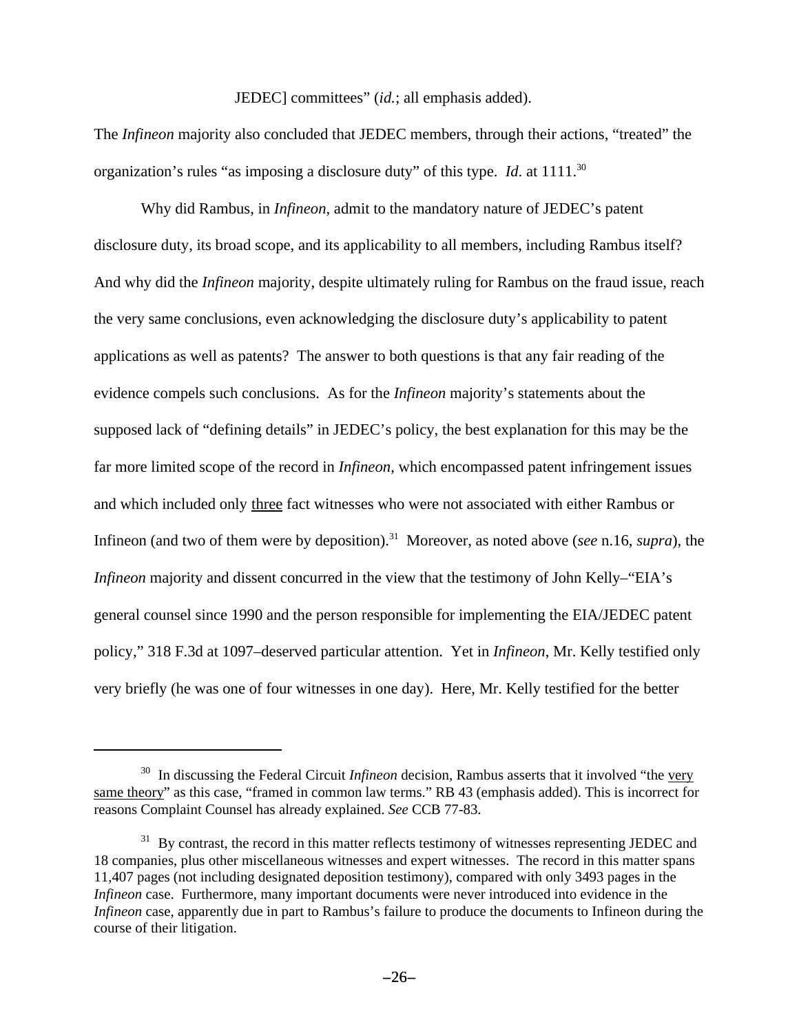JEDEC] committees" (*id.*; all emphasis added).

The *Infineon* majority also concluded that JEDEC members, through their actions, "treated" the organization's rules "as imposing a disclosure duty" of this type. *Id*. at 1111.[30]

Why did Rambus, in *Infineon*, admit to the mandatory nature of JEDEC's patent disclosure duty, its broad scope, and its applicability to all members, including Rambus itself? And why did the *Infineon* majority, despite ultimately ruling for Rambus on the fraud issue, reach the very same conclusions, even acknowledging the disclosure duty's applicability to patent applications as well as patents? The answer to both questions is that any fair reading of the evidence compels such conclusions. As for the *Infineon* majority's statements about the supposed lack of "defining details" in JEDEC's policy, the best explanation for this may be the far more limited scope of the record in *Infineon*, which encompassed patent infringement issues and which included only three fact witnesses who were not associated with either Rambus or Infineon (and two of them were by deposition).[31] Moreover, as noted above (*see* n.16, *supra*), the *Infineon* majority and dissent concurred in the view that the testimony of John Kelly–"EIA's general counsel since 1990 and the person responsible for implementing the EIA/JEDEC patent policy," 318 F.3d at 1097–deserved particular attention. Yet in *Infineon*, Mr. Kelly testified only very briefly (he was one of four witnesses in one day). Here, Mr. Kelly testified for the better

---

[30] In discussing the Federal Circuit *Infineon* decision, Rambus asserts that it involved "the very same theory" as this case, "framed in common law terms." RB 43 (emphasis added). This is incorrect for reasons Complaint Counsel has already explained. *See* CCB 77-83.

[31] By contrast, the record in this matter reflects testimony of witnesses representing JEDEC and 18 companies, plus other miscellaneous witnesses and expert witnesses. The record in this matter spans 11,407 pages (not including designated deposition testimony), compared with only 3493 pages in the *Infineon* case. Furthermore, many important documents were never introduced into evidence in the *Infineon* case, apparently due in part to Rambus's failure to produce the documents to Infineon during the course of their litigation.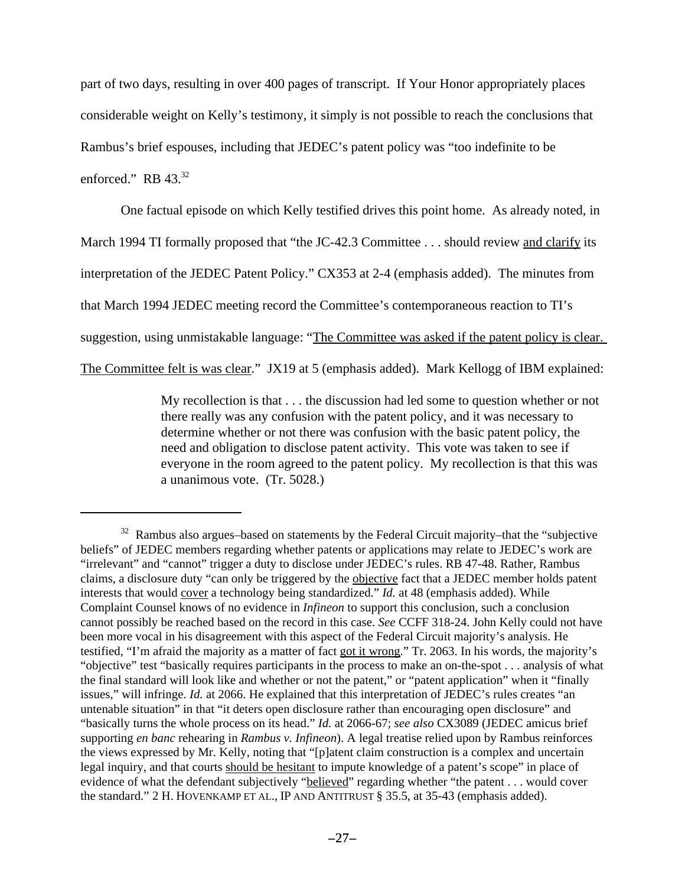part of two days, resulting in over 400 pages of transcript. If Your Honor appropriately places considerable weight on Kelly's testimony, it simply is not possible to reach the conclusions that Rambus's brief espouses, including that JEDEC's patent policy was "too indefinite to be enforced." RB 43.[32]

One factual episode on which Kelly testified drives this point home. As already noted, in March 1994 TI formally proposed that "the JC-42.3 Committee . . . should review and clarify its interpretation of the JEDEC Patent Policy." CX353 at 2-4 (emphasis added). The minutes from that March 1994 JEDEC meeting record the Committee's contemporaneous reaction to TI's suggestion, using unmistakable language: "The Committee was asked if the patent policy is clear. The Committee felt is was clear." JX19 at 5 (emphasis added). Mark Kellogg of IBM explained:

> My recollection is that . . . the discussion had led some to question whether or not there really was any confusion with the patent policy, and it was necessary to determine whether or not there was confusion with the basic patent policy, the need and obligation to disclose patent activity. This vote was taken to see if everyone in the room agreed to the patent policy. My recollection is that this was a unanimous vote. (Tr. 5028.)

---

[32] Rambus also argues–based on statements by the Federal Circuit majority–that the "subjective beliefs" of JEDEC members regarding whether patents or applications may relate to JEDEC's work are "irrelevant" and "cannot" trigger a duty to disclose under JEDEC's rules. RB 47-48. Rather, Rambus claims, a disclosure duty "can only be triggered by the objective fact that a JEDEC member holds patent interests that would cover a technology being standardized." *Id.* at 48 (emphasis added). While Complaint Counsel knows of no evidence in *Infineon* to support this conclusion, such a conclusion cannot possibly be reached based on the record in this case. *See* CCFF 318-24. John Kelly could not have been more vocal in his disagreement with this aspect of the Federal Circuit majority's analysis. He testified, "I'm afraid the majority as a matter of fact got it wrong." Tr. 2063. In his words, the majority's "objective" test "basically requires participants in the process to make an on-the-spot . . . analysis of what the final standard will look like and whether or not the patent," or "patent application" when it "finally issues," will infringe. *Id.* at 2066. He explained that this interpretation of JEDEC's rules creates "an untenable situation" in that "it deters open disclosure rather than encouraging open disclosure" and "basically turns the whole process on its head." *Id.* at 2066-67; *see also* CX3089 (JEDEC amicus brief supporting *en banc* rehearing in *Rambus v. Infineon*). A legal treatise relied upon by Rambus reinforces the views expressed by Mr. Kelly, noting that "[p]atent claim construction is a complex and uncertain legal inquiry, and that courts should be hesitant to impute knowledge of a patent's scope" in place of evidence of what the defendant subjectively "believed" regarding whether "the patent . . . would cover the standard." 2 H. HOVENKAMP ET AL., IP AND ANTITRUST § 35.5, at 35-43 (emphasis added).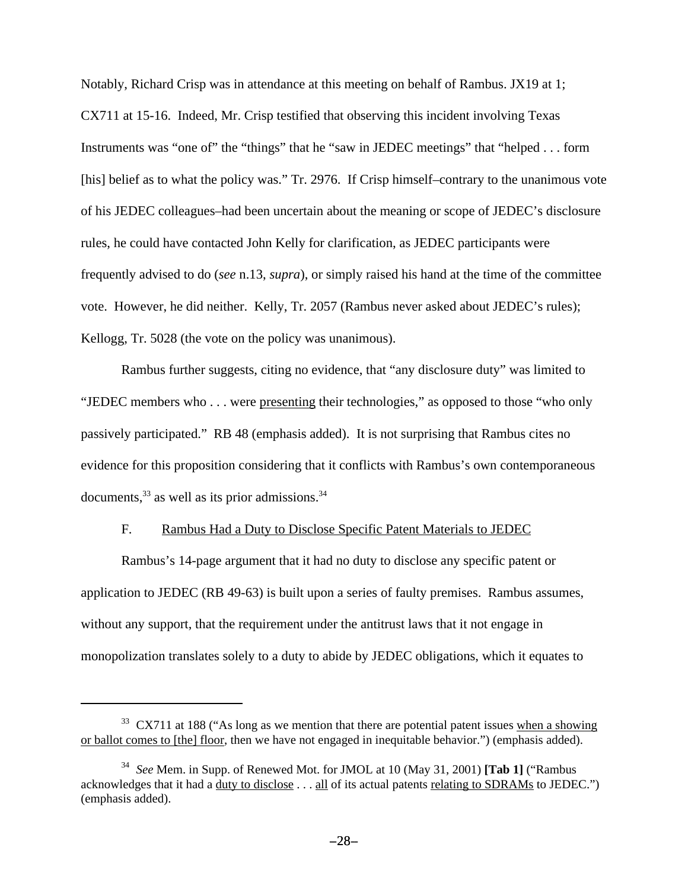Notably, Richard Crisp was in attendance at this meeting on behalf of Rambus. JX19 at 1; CX711 at 15-16. Indeed, Mr. Crisp testified that observing this incident involving Texas Instruments was "one of" the "things" that he "saw in JEDEC meetings" that "helped . . . form [his] belief as to what the policy was." Tr. 2976. If Crisp himself–contrary to the unanimous vote of his JEDEC colleagues–had been uncertain about the meaning or scope of JEDEC's disclosure rules, he could have contacted John Kelly for clarification, as JEDEC participants were frequently advised to do (*see* n.13, *supra*), or simply raised his hand at the time of the committee vote. However, he did neither. Kelly, Tr. 2057 (Rambus never asked about JEDEC's rules); Kellogg, Tr. 5028 (the vote on the policy was unanimous).

Rambus further suggests, citing no evidence, that "any disclosure duty" was limited to "JEDEC members who . . . were presenting their technologies," as opposed to those "who only passively participated." RB 48 (emphasis added). It is not surprising that Rambus cites no evidence for this proposition considering that it conflicts with Rambus's own contemporaneous documents,[33] as well as its prior admissions.[34]

F. Rambus Had a Duty to Disclose Specific Patent Materials to JEDEC

Rambus's 14-page argument that it had no duty to disclose any specific patent or application to JEDEC (RB 49-63) is built upon a series of faulty premises. Rambus assumes, without any support, that the requirement under the antitrust laws that it not engage in monopolization translates solely to a duty to abide by JEDEC obligations, which it equates to

---

[33] CX711 at 188 ("As long as we mention that there are potential patent issues when a showing or ballot comes to [the] floor, then we have not engaged in inequitable behavior.") (emphasis added).

[34] *See* Mem. in Supp. of Renewed Mot. for JMOL at 10 (May 31, 2001) **[Tab 1]** ("Rambus acknowledges that it had a duty to disclose . . . all of its actual patents relating to SDRAMs to JEDEC.") (emphasis added).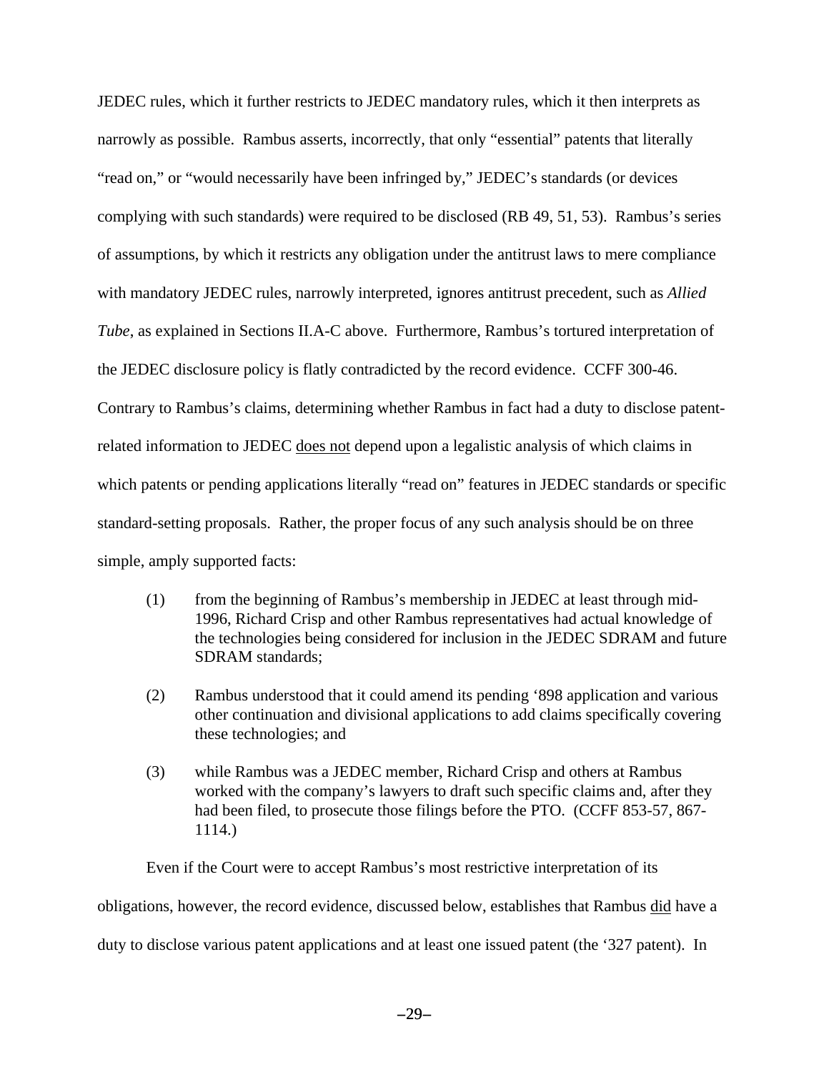JEDEC rules, which it further restricts to JEDEC mandatory rules, which it then interprets as narrowly as possible. Rambus asserts, incorrectly, that only "essential" patents that literally "read on," or "would necessarily have been infringed by," JEDEC's standards (or devices complying with such standards) were required to be disclosed (RB 49, 51, 53). Rambus's series of assumptions, by which it restricts any obligation under the antitrust laws to mere compliance with mandatory JEDEC rules, narrowly interpreted, ignores antitrust precedent, such as *Allied Tube*, as explained in Sections II.A-C above. Furthermore, Rambus's tortured interpretation of the JEDEC disclosure policy is flatly contradicted by the record evidence. CCFF 300-46. Contrary to Rambus's claims, determining whether Rambus in fact had a duty to disclose patent-related information to JEDEC does not depend upon a legalistic analysis of which claims in which patents or pending applications literally "read on" features in JEDEC standards or specific standard-setting proposals. Rather, the proper focus of any such analysis should be on three simple, amply supported facts:

(1) from the beginning of Rambus's membership in JEDEC at least through mid-1996, Richard Crisp and other Rambus representatives had actual knowledge of the technologies being considered for inclusion in the JEDEC SDRAM and future SDRAM standards;

(2) Rambus understood that it could amend its pending '898 application and various other continuation and divisional applications to add claims specifically covering these technologies; and

(3) while Rambus was a JEDEC member, Richard Crisp and others at Rambus worked with the company's lawyers to draft such specific claims and, after they had been filed, to prosecute those filings before the PTO. (CCFF 853-57, 867-1114.)

Even if the Court were to accept Rambus's most restrictive interpretation of its obligations, however, the record evidence, discussed below, establishes that Rambus did have a duty to disclose various patent applications and at least one issued patent (the '327 patent). In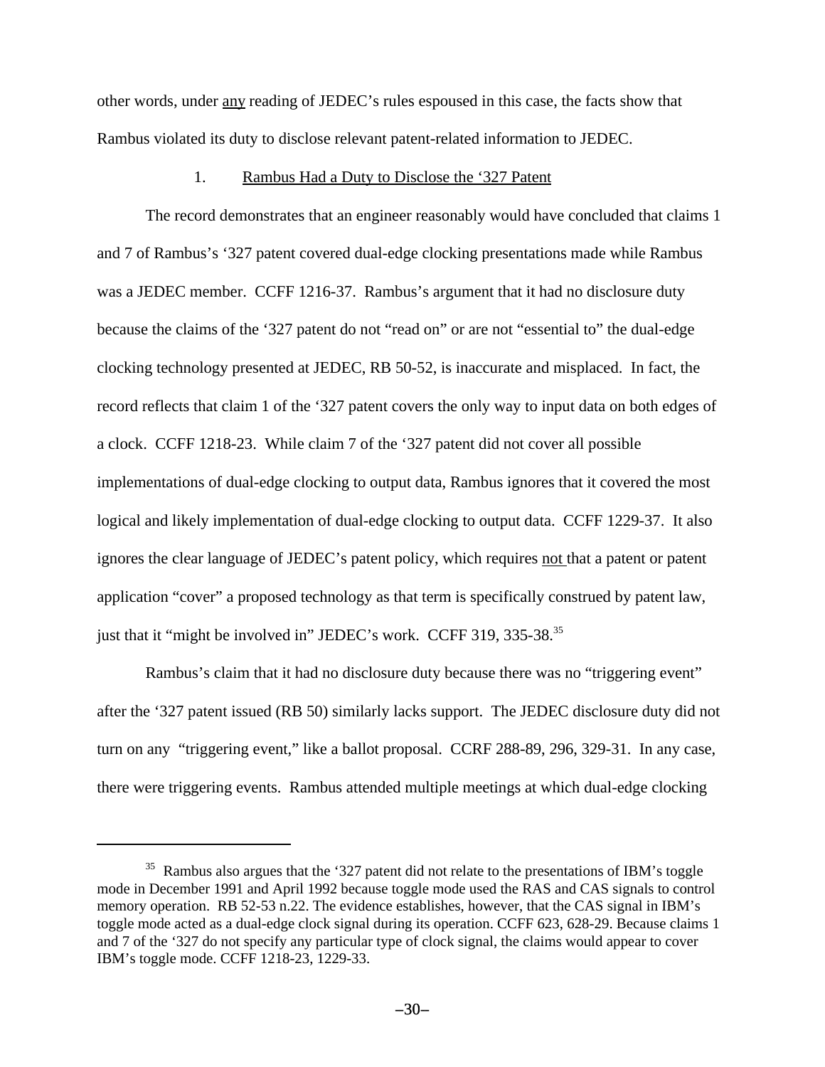other words, under <u>any</u> reading of JEDEC's rules espoused in this case, the facts show that Rambus violated its duty to disclose relevant patent-related information to JEDEC.

### 1. <u>Rambus Had a Duty to Disclose the '327 Patent</u>

The record demonstrates that an engineer reasonably would have concluded that claims 1 and 7 of Rambus's '327 patent covered dual-edge clocking presentations made while Rambus was a JEDEC member. CCFF 1216-37. Rambus's argument that it had no disclosure duty because the claims of the '327 patent do not "read on" or are not "essential to" the dual-edge clocking technology presented at JEDEC, RB 50-52, is inaccurate and misplaced. In fact, the record reflects that claim 1 of the '327 patent covers the only way to input data on both edges of a clock. CCFF 1218-23. While claim 7 of the '327 patent did not cover all possible implementations of dual-edge clocking to output data, Rambus ignores that it covered the most logical and likely implementation of dual-edge clocking to output data. CCFF 1229-37. It also ignores the clear language of JEDEC's patent policy, which requires <u>not</u> that a patent or patent application "cover" a proposed technology as that term is specifically construed by patent law, just that it "might be involved in" JEDEC's work. CCFF 319, 335-38.[35]

Rambus's claim that it had no disclosure duty because there was no "triggering event" after the '327 patent issued (RB 50) similarly lacks support. The JEDEC disclosure duty did not turn on any "triggering event," like a ballot proposal. CCRF 288-89, 296, 329-31. In any case, there were triggering events. Rambus attended multiple meetings at which dual-edge clocking

---

[35] Rambus also argues that the '327 patent did not relate to the presentations of IBM's toggle mode in December 1991 and April 1992 because toggle mode used the RAS and CAS signals to control memory operation. RB 52-53 n.22. The evidence establishes, however, that the CAS signal in IBM's toggle mode acted as a dual-edge clock signal during its operation. CCFF 623, 628-29. Because claims 1 and 7 of the '327 do not specify any particular type of clock signal, the claims would appear to cover IBM's toggle mode. CCFF 1218-23, 1229-33.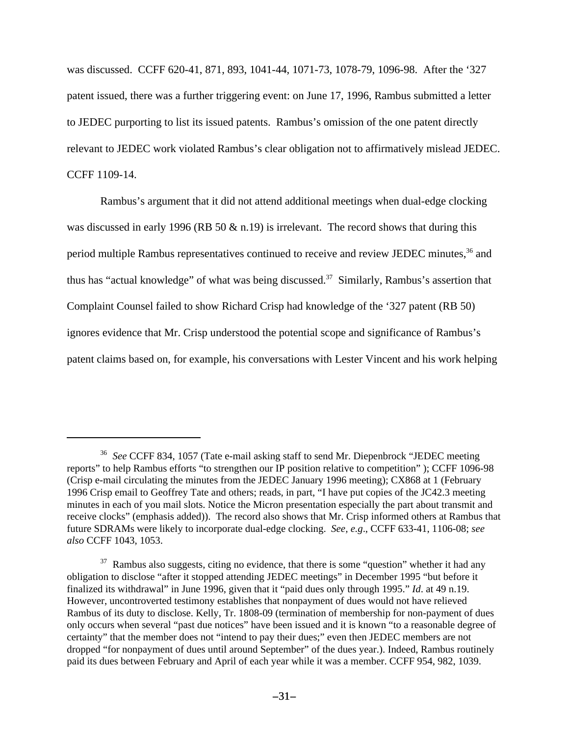was discussed. CCFF 620-41, 871, 893, 1041-44, 1071-73, 1078-79, 1096-98. After the '327 patent issued, there was a further triggering event: on June 17, 1996, Rambus submitted a letter to JEDEC purporting to list its issued patents. Rambus's omission of the one patent directly relevant to JEDEC work violated Rambus's clear obligation not to affirmatively mislead JEDEC. CCFF 1109-14.

Rambus's argument that it did not attend additional meetings when dual-edge clocking was discussed in early 1996 (RB 50 & n.19) is irrelevant. The record shows that during this period multiple Rambus representatives continued to receive and review JEDEC minutes,[36] and thus has "actual knowledge" of what was being discussed.[37] Similarly, Rambus's assertion that Complaint Counsel failed to show Richard Crisp had knowledge of the '327 patent (RB 50) ignores evidence that Mr. Crisp understood the potential scope and significance of Rambus's patent claims based on, for example, his conversations with Lester Vincent and his work helping

---

[36] *See* CCFF 834, 1057 (Tate e-mail asking staff to send Mr. Diepenbrock "JEDEC meeting reports" to help Rambus efforts "to strengthen our IP position relative to competition" ); CCFF 1096-98 (Crisp e-mail circulating the minutes from the JEDEC January 1996 meeting); CX868 at 1 (February 1996 Crisp email to Geoffrey Tate and others; reads, in part, "I have put copies of the JC42.3 meeting minutes in each of you mail slots. Notice the Micron presentation especially the part about transmit and receive clocks" (emphasis added)). The record also shows that Mr. Crisp informed others at Rambus that future SDRAMs were likely to incorporate dual-edge clocking. *See, e.g*., CCFF 633-41, 1106-08; *see also* CCFF 1043, 1053.

[37] Rambus also suggests, citing no evidence, that there is some "question" whether it had any obligation to disclose "after it stopped attending JEDEC meetings" in December 1995 "but before it finalized its withdrawal" in June 1996, given that it "paid dues only through 1995." *Id*. at 49 n.19. However, uncontroverted testimony establishes that nonpayment of dues would not have relieved Rambus of its duty to disclose. Kelly, Tr. 1808-09 (termination of membership for non-payment of dues only occurs when several "past due notices" have been issued and it is known "to a reasonable degree of certainty" that the member does not "intend to pay their dues;" even then JEDEC members are not dropped "for nonpayment of dues until around September" of the dues year.). Indeed, Rambus routinely paid its dues between February and April of each year while it was a member. CCFF 954, 982, 1039.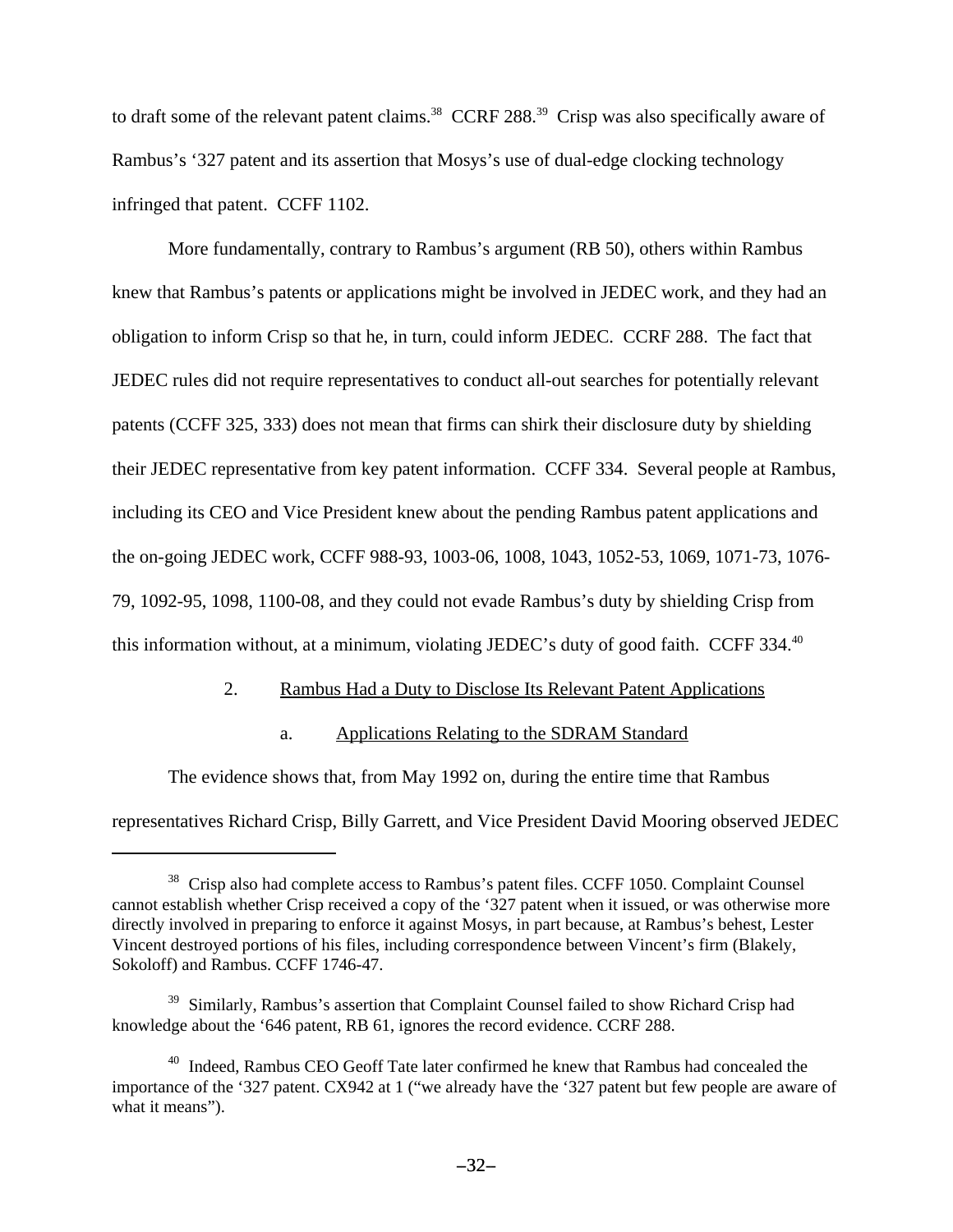to draft some of the relevant patent claims.[38] CCRF 288.[39] Crisp was also specifically aware of Rambus's '327 patent and its assertion that Mosys's use of dual-edge clocking technology infringed that patent. CCFF 1102.

More fundamentally, contrary to Rambus's argument (RB 50), others within Rambus knew that Rambus's patents or applications might be involved in JEDEC work, and they had an obligation to inform Crisp so that he, in turn, could inform JEDEC. CCRF 288. The fact that JEDEC rules did not require representatives to conduct all-out searches for potentially relevant patents (CCFF 325, 333) does not mean that firms can shirk their disclosure duty by shielding their JEDEC representative from key patent information. CCFF 334. Several people at Rambus, including its CEO and Vice President knew about the pending Rambus patent applications and the on-going JEDEC work, CCFF 988-93, 1003-06, 1008, 1043, 1052-53, 1069, 1071-73, 1076-79, 1092-95, 1098, 1100-08, and they could not evade Rambus's duty by shielding Crisp from this information without, at a minimum, violating JEDEC's duty of good faith. CCFF 334.[40]

2. <u>Rambus Had a Duty to Disclose Its Relevant Patent Applications</u>

a. <u>Applications Relating to the SDRAM Standard</u>

The evidence shows that, from May 1992 on, during the entire time that Rambus representatives Richard Crisp, Billy Garrett, and Vice President David Mooring observed JEDEC

---

[38] Crisp also had complete access to Rambus's patent files. CCFF 1050. Complaint Counsel cannot establish whether Crisp received a copy of the '327 patent when it issued, or was otherwise more directly involved in preparing to enforce it against Mosys, in part because, at Rambus's behest, Lester Vincent destroyed portions of his files, including correspondence between Vincent's firm (Blakely, Sokoloff) and Rambus. CCFF 1746-47.

[39] Similarly, Rambus's assertion that Complaint Counsel failed to show Richard Crisp had knowledge about the '646 patent, RB 61, ignores the record evidence. CCRF 288.

[40] Indeed, Rambus CEO Geoff Tate later confirmed he knew that Rambus had concealed the importance of the '327 patent. CX942 at 1 ("we already have the '327 patent but few people are aware of what it means").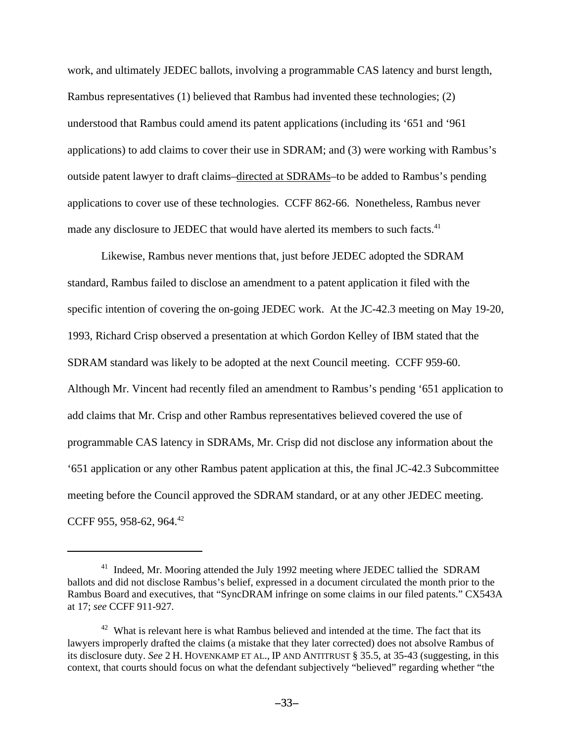work, and ultimately JEDEC ballots, involving a programmable CAS latency and burst length, Rambus representatives (1) believed that Rambus had invented these technologies; (2) understood that Rambus could amend its patent applications (including its '651 and '961 applications) to add claims to cover their use in SDRAM; and (3) were working with Rambus's outside patent lawyer to draft claims–<u>directed at SDRAMs</u>–to be added to Rambus's pending applications to cover use of these technologies. CCFF 862-66. Nonetheless, Rambus never made any disclosure to JEDEC that would have alerted its members to such facts.[41]

Likewise, Rambus never mentions that, just before JEDEC adopted the SDRAM standard, Rambus failed to disclose an amendment to a patent application it filed with the specific intention of covering the on-going JEDEC work. At the JC-42.3 meeting on May 19-20, 1993, Richard Crisp observed a presentation at which Gordon Kelley of IBM stated that the SDRAM standard was likely to be adopted at the next Council meeting. CCFF 959-60. Although Mr. Vincent had recently filed an amendment to Rambus's pending '651 application to add claims that Mr. Crisp and other Rambus representatives believed covered the use of programmable CAS latency in SDRAMs, Mr. Crisp did not disclose any information about the '651 application or any other Rambus patent application at this, the final JC-42.3 Subcommittee meeting before the Council approved the SDRAM standard, or at any other JEDEC meeting. CCFF 955, 958-62, 964.[42]

---

[41] Indeed, Mr. Mooring attended the July 1992 meeting where JEDEC tallied the SDRAM ballots and did not disclose Rambus's belief, expressed in a document circulated the month prior to the Rambus Board and executives, that "SyncDRAM infringe on some claims in our filed patents." CX543A at 17; *see* CCFF 911-927.

[42] What is relevant here is what Rambus believed and intended at the time. The fact that its lawyers improperly drafted the claims (a mistake that they later corrected) does not absolve Rambus of its disclosure duty. *See* 2 H. HOVENKAMP ET AL., IP AND ANTITRUST § 35.5, at 35-43 (suggesting, in this context, that courts should focus on what the defendant subjectively "believed" regarding whether "the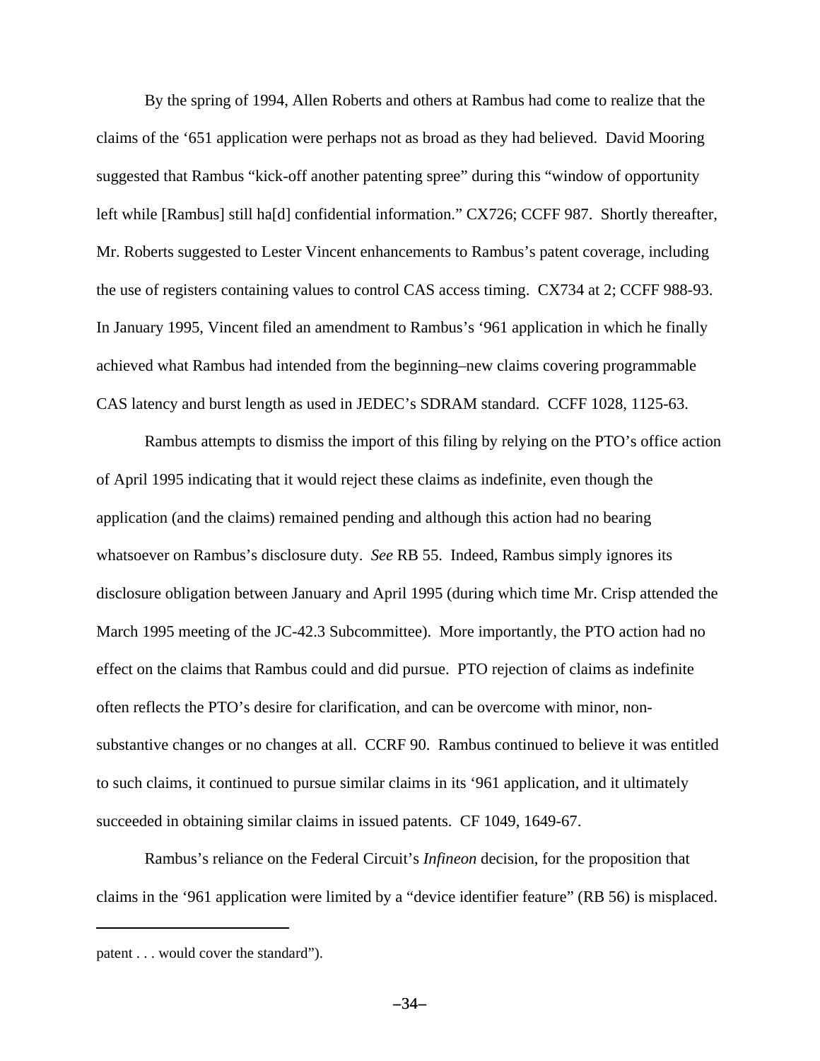By the spring of 1994, Allen Roberts and others at Rambus had come to realize that the claims of the '651 application were perhaps not as broad as they had believed. David Mooring suggested that Rambus "kick-off another patenting spree" during this "window of opportunity left while [Rambus] still ha[d] confidential information." CX726; CCFF 987. Shortly thereafter, Mr. Roberts suggested to Lester Vincent enhancements to Rambus's patent coverage, including the use of registers containing values to control CAS access timing. CX734 at 2; CCFF 988-93. In January 1995, Vincent filed an amendment to Rambus's '961 application in which he finally achieved what Rambus had intended from the beginning–new claims covering programmable CAS latency and burst length as used in JEDEC's SDRAM standard. CCFF 1028, 1125-63.

Rambus attempts to dismiss the import of this filing by relying on the PTO's office action of April 1995 indicating that it would reject these claims as indefinite, even though the application (and the claims) remained pending and although this action had no bearing whatsoever on Rambus's disclosure duty. *See* RB 55. Indeed, Rambus simply ignores its disclosure obligation between January and April 1995 (during which time Mr. Crisp attended the March 1995 meeting of the JC-42.3 Subcommittee). More importantly, the PTO action had no effect on the claims that Rambus could and did pursue. PTO rejection of claims as indefinite often reflects the PTO's desire for clarification, and can be overcome with minor, non-substantive changes or no changes at all. CCRF 90. Rambus continued to believe it was entitled to such claims, it continued to pursue similar claims in its '961 application, and it ultimately succeeded in obtaining similar claims in issued patents. CF 1049, 1649-67.

Rambus's reliance on the Federal Circuit's *Infineon* decision, for the proposition that claims in the '961 application were limited by a "device identifier feature" (RB 56) is misplaced.

---

patent . . . would cover the standard").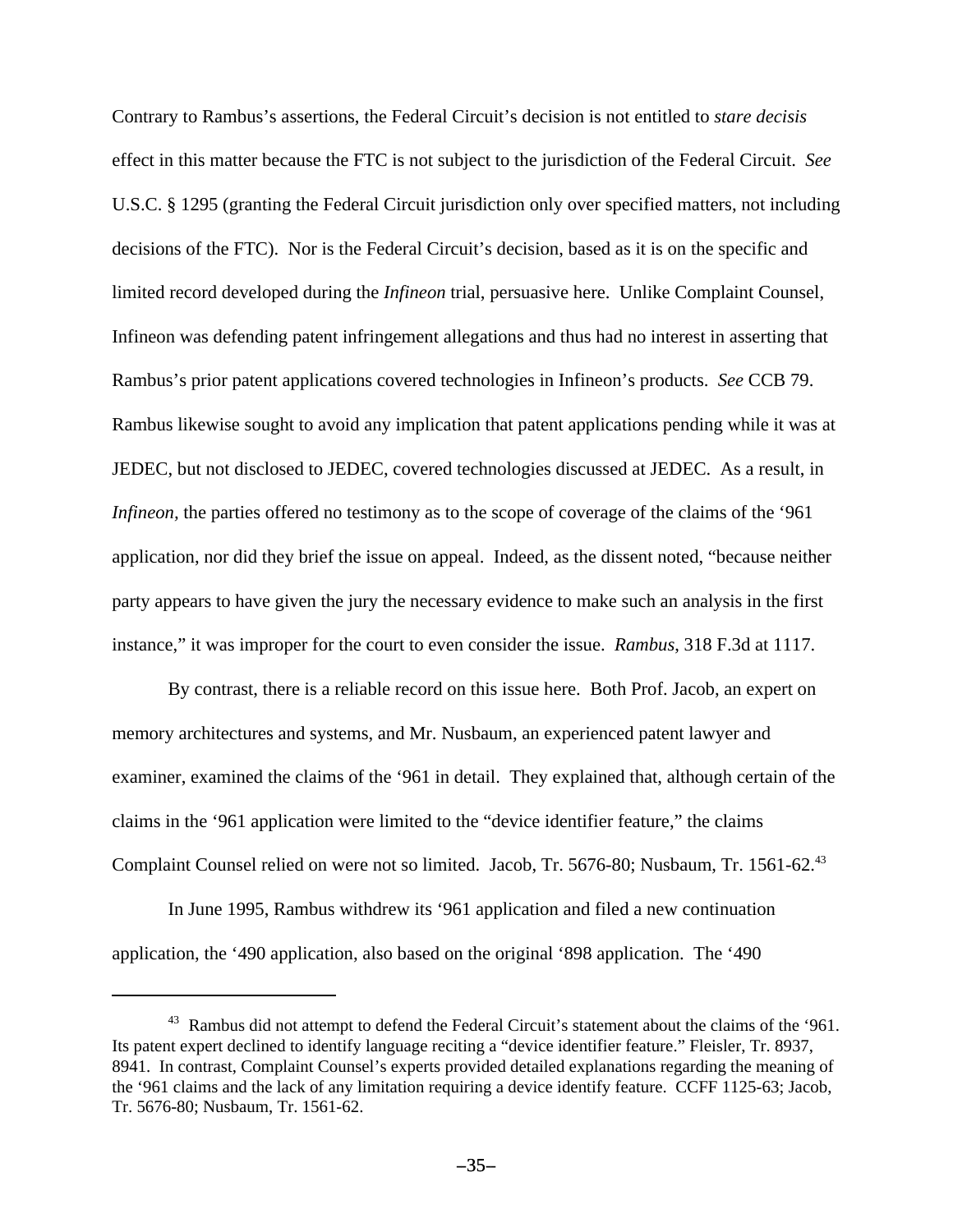Contrary to Rambus's assertions, the Federal Circuit's decision is not entitled to *stare decisis* effect in this matter because the FTC is not subject to the jurisdiction of the Federal Circuit. *See* U.S.C. § 1295 (granting the Federal Circuit jurisdiction only over specified matters, not including decisions of the FTC). Nor is the Federal Circuit's decision, based as it is on the specific and limited record developed during the *Infineon* trial, persuasive here. Unlike Complaint Counsel, Infineon was defending patent infringement allegations and thus had no interest in asserting that Rambus's prior patent applications covered technologies in Infineon's products. *See* CCB 79. Rambus likewise sought to avoid any implication that patent applications pending while it was at JEDEC, but not disclosed to JEDEC, covered technologies discussed at JEDEC. As a result, in *Infineon,* the parties offered no testimony as to the scope of coverage of the claims of the '961 application, nor did they brief the issue on appeal. Indeed, as the dissent noted, "because neither party appears to have given the jury the necessary evidence to make such an analysis in the first instance," it was improper for the court to even consider the issue. *Rambus*, 318 F.3d at 1117.

By contrast, there is a reliable record on this issue here. Both Prof. Jacob, an expert on memory architectures and systems, and Mr. Nusbaum, an experienced patent lawyer and examiner, examined the claims of the '961 in detail. They explained that, although certain of the claims in the '961 application were limited to the "device identifier feature," the claims Complaint Counsel relied on were not so limited. Jacob, Tr. 5676-80; Nusbaum, Tr. 1561-62.[43]

In June 1995, Rambus withdrew its '961 application and filed a new continuation application, the '490 application, also based on the original '898 application. The '490

---

[43] Rambus did not attempt to defend the Federal Circuit's statement about the claims of the '961. Its patent expert declined to identify language reciting a "device identifier feature." Fleisler, Tr. 8937, 8941. In contrast, Complaint Counsel's experts provided detailed explanations regarding the meaning of the '961 claims and the lack of any limitation requiring a device identify feature. CCFF 1125-63; Jacob, Tr. 5676-80; Nusbaum, Tr. 1561-62.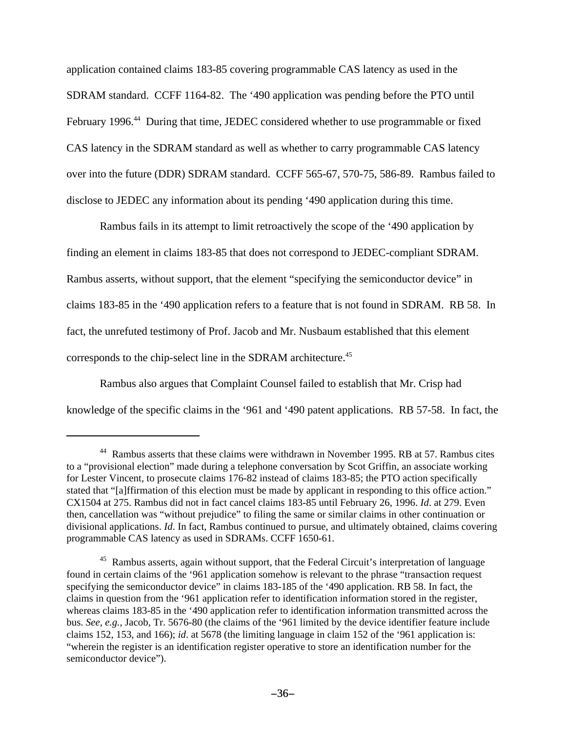application contained claims 183-85 covering programmable CAS latency as used in the SDRAM standard. CCFF 1164-82. The '490 application was pending before the PTO until February 1996.[44] During that time, JEDEC considered whether to use programmable or fixed CAS latency in the SDRAM standard as well as whether to carry programmable CAS latency over into the future (DDR) SDRAM standard. CCFF 565-67, 570-75, 586-89. Rambus failed to disclose to JEDEC any information about its pending '490 application during this time.

Rambus fails in its attempt to limit retroactively the scope of the '490 application by finding an element in claims 183-85 that does not correspond to JEDEC-compliant SDRAM. Rambus asserts, without support, that the element "specifying the semiconductor device" in claims 183-85 in the '490 application refers to a feature that is not found in SDRAM. RB 58. In fact, the unrefuted testimony of Prof. Jacob and Mr. Nusbaum established that this element corresponds to the chip-select line in the SDRAM architecture.[45]

Rambus also argues that Complaint Counsel failed to establish that Mr. Crisp had knowledge of the specific claims in the '961 and '490 patent applications. RB 57-58. In fact, the

---

[44] Rambus asserts that these claims were withdrawn in November 1995. RB at 57. Rambus cites to a "provisional election" made during a telephone conversation by Scot Griffin, an associate working for Lester Vincent, to prosecute claims 176-82 instead of claims 183-85; the PTO action specifically stated that "[a]ffirmation of this election must be made by applicant in responding to this office action." CX1504 at 275. Rambus did not in fact cancel claims 183-85 until February 26, 1996. *Id*. at 279. Even then, cancellation was "without prejudice" to filing the same or similar claims in other continuation or divisional applications. *Id*. In fact, Rambus continued to pursue, and ultimately obtained, claims covering programmable CAS latency as used in SDRAMs. CCFF 1650-61.

[45] Rambus asserts, again without support, that the Federal Circuit's interpretation of language found in certain claims of the '961 application somehow is relevant to the phrase "transaction request specifying the semiconductor device" in claims 183-185 of the '490 application. RB 58. In fact, the claims in question from the '961 application refer to identification information stored in the register, whereas claims 183-85 in the '490 application refer to identification information transmitted across the bus. *See, e.g.*, Jacob, Tr. 5676-80 (the claims of the '961 limited by the device identifier feature include claims 152, 153, and 166); *id*. at 5678 (the limiting language in claim 152 of the '961 application is: "wherein the register is an identification register operative to store an identification number for the semiconductor device").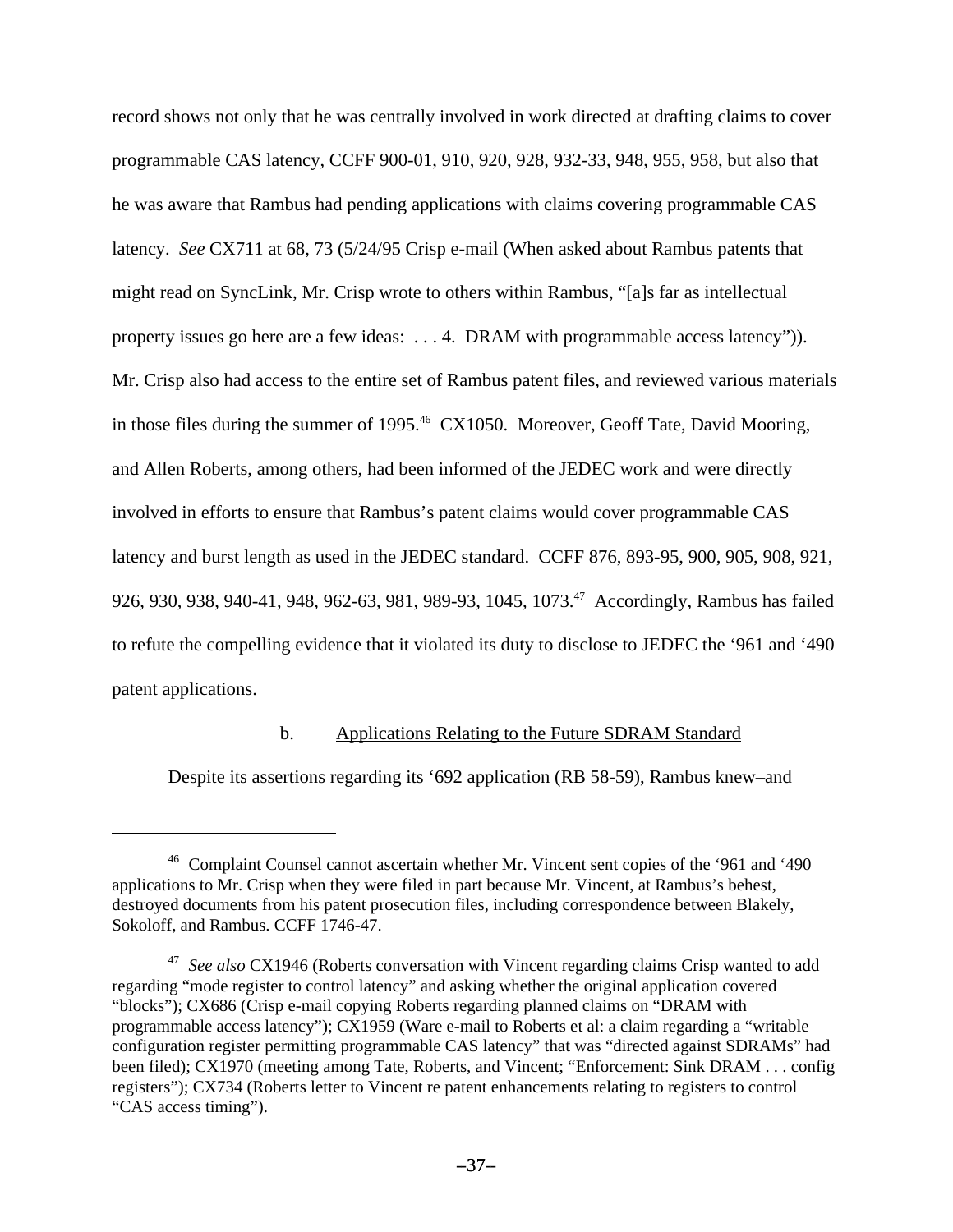record shows not only that he was centrally involved in work directed at drafting claims to cover programmable CAS latency, CCFF 900-01, 910, 920, 928, 932-33, 948, 955, 958, but also that he was aware that Rambus had pending applications with claims covering programmable CAS latency. *See* CX711 at 68, 73 (5/24/95 Crisp e-mail (When asked about Rambus patents that might read on SyncLink, Mr. Crisp wrote to others within Rambus, "[a]s far as intellectual property issues go here are a few ideas: . . . 4. DRAM with programmable access latency")). Mr. Crisp also had access to the entire set of Rambus patent files, and reviewed various materials in those files during the summer of 1995.[46] CX1050. Moreover, Geoff Tate, David Mooring, and Allen Roberts, among others, had been informed of the JEDEC work and were directly involved in efforts to ensure that Rambus's patent claims would cover programmable CAS latency and burst length as used in the JEDEC standard. CCFF 876, 893-95, 900, 905, 908, 921, 926, 930, 938, 940-41, 948, 962-63, 981, 989-93, 1045, 1073.[47] Accordingly, Rambus has failed to refute the compelling evidence that it violated its duty to disclose to JEDEC the '961 and '490 patent applications.

b. <u>Applications Relating to the Future SDRAM Standard</u>

Despite its assertions regarding its '692 application (RB 58-59), Rambus knew–and

---

[46] Complaint Counsel cannot ascertain whether Mr. Vincent sent copies of the '961 and '490 applications to Mr. Crisp when they were filed in part because Mr. Vincent, at Rambus's behest, destroyed documents from his patent prosecution files, including correspondence between Blakely, Sokoloff, and Rambus. CCFF 1746-47.

[47] *See also* CX1946 (Roberts conversation with Vincent regarding claims Crisp wanted to add regarding "mode register to control latency" and asking whether the original application covered "blocks"); CX686 (Crisp e-mail copying Roberts regarding planned claims on "DRAM with programmable access latency"); CX1959 (Ware e-mail to Roberts et al: a claim regarding a "writable configuration register permitting programmable CAS latency" that was "directed against SDRAMs" had been filed); CX1970 (meeting among Tate, Roberts, and Vincent; "Enforcement: Sink DRAM . . . config registers"); CX734 (Roberts letter to Vincent re patent enhancements relating to registers to control "CAS access timing").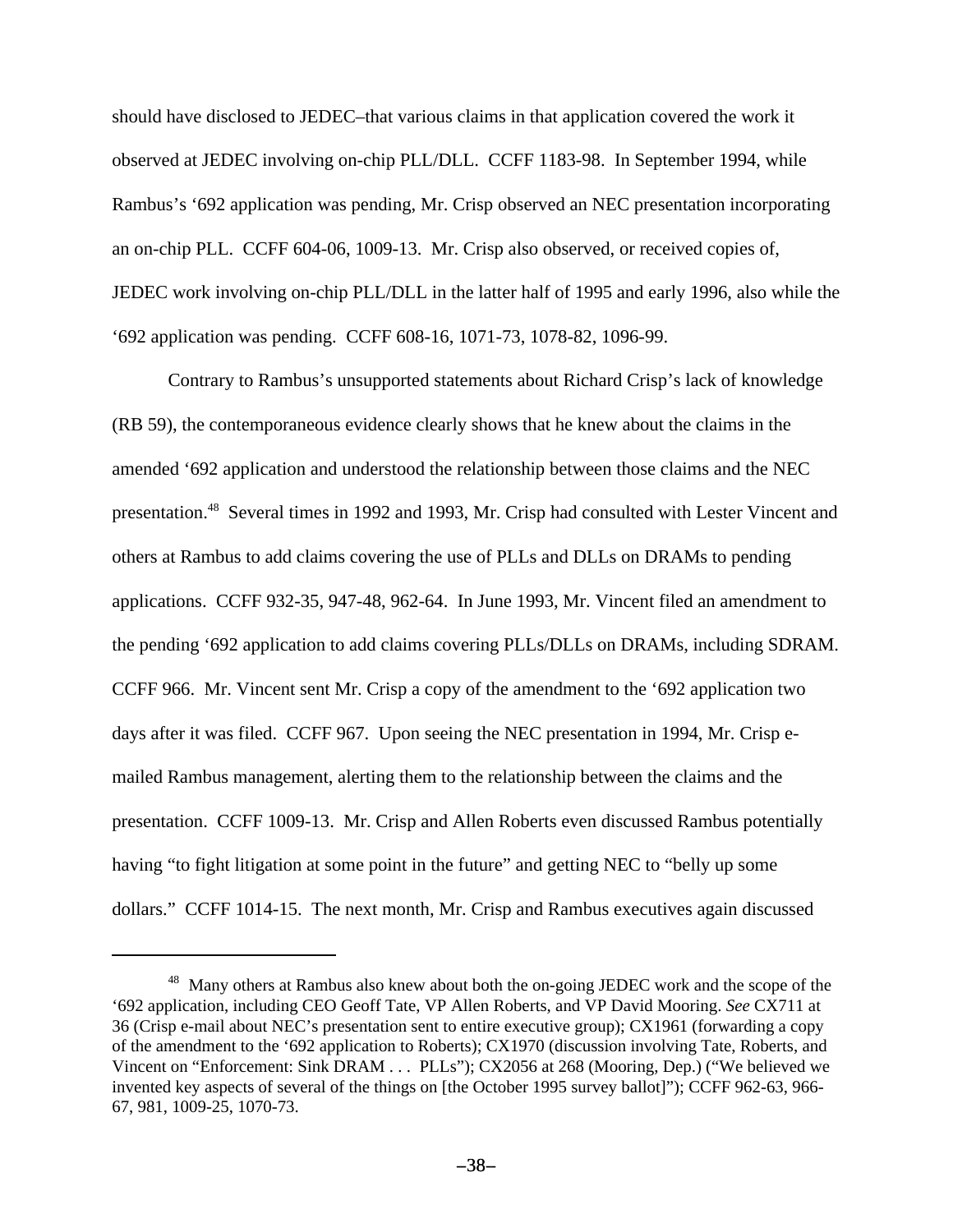should have disclosed to JEDEC–that various claims in that application covered the work it observed at JEDEC involving on-chip PLL/DLL. CCFF 1183-98. In September 1994, while Rambus's '692 application was pending, Mr. Crisp observed an NEC presentation incorporating an on-chip PLL. CCFF 604-06, 1009-13. Mr. Crisp also observed, or received copies of, JEDEC work involving on-chip PLL/DLL in the latter half of 1995 and early 1996, also while the '692 application was pending. CCFF 608-16, 1071-73, 1078-82, 1096-99.

Contrary to Rambus's unsupported statements about Richard Crisp's lack of knowledge (RB 59), the contemporaneous evidence clearly shows that he knew about the claims in the amended '692 application and understood the relationship between those claims and the NEC presentation.[48] Several times in 1992 and 1993, Mr. Crisp had consulted with Lester Vincent and others at Rambus to add claims covering the use of PLLs and DLLs on DRAMs to pending applications. CCFF 932-35, 947-48, 962-64. In June 1993, Mr. Vincent filed an amendment to the pending '692 application to add claims covering PLLs/DLLs on DRAMs, including SDRAM. CCFF 966. Mr. Vincent sent Mr. Crisp a copy of the amendment to the '692 application two days after it was filed. CCFF 967. Upon seeing the NEC presentation in 1994, Mr. Crisp e-mailed Rambus management, alerting them to the relationship between the claims and the presentation. CCFF 1009-13. Mr. Crisp and Allen Roberts even discussed Rambus potentially having "to fight litigation at some point in the future" and getting NEC to "belly up some dollars." CCFF 1014-15. The next month, Mr. Crisp and Rambus executives again discussed

---

[48] Many others at Rambus also knew about both the on-going JEDEC work and the scope of the '692 application, including CEO Geoff Tate, VP Allen Roberts, and VP David Mooring. *See* CX711 at 36 (Crisp e-mail about NEC's presentation sent to entire executive group); CX1961 (forwarding a copy of the amendment to the '692 application to Roberts); CX1970 (discussion involving Tate, Roberts, and Vincent on "Enforcement: Sink DRAM . . . PLLs"); CX2056 at 268 (Mooring, Dep.) ("We believed we invented key aspects of several of the things on [the October 1995 survey ballot]"); CCFF 962-63, 966-67, 981, 1009-25, 1070-73.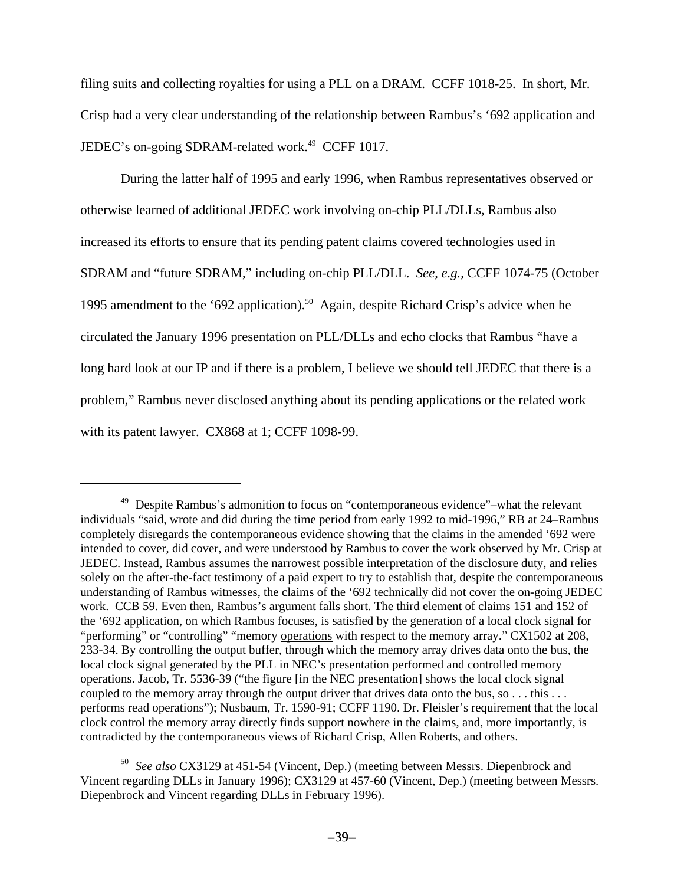filing suits and collecting royalties for using a PLL on a DRAM. CCFF 1018-25. In short, Mr. Crisp had a very clear understanding of the relationship between Rambus's '692 application and JEDEC's on-going SDRAM-related work.[49] CCFF 1017.

During the latter half of 1995 and early 1996, when Rambus representatives observed or otherwise learned of additional JEDEC work involving on-chip PLL/DLLs, Rambus also increased its efforts to ensure that its pending patent claims covered technologies used in SDRAM and "future SDRAM," including on-chip PLL/DLL. *See, e.g.,* CCFF 1074-75 (October 1995 amendment to the '692 application).[50] Again, despite Richard Crisp's advice when he circulated the January 1996 presentation on PLL/DLLs and echo clocks that Rambus "have a long hard look at our IP and if there is a problem, I believe we should tell JEDEC that there is a problem," Rambus never disclosed anything about its pending applications or the related work with its patent lawyer. CX868 at 1; CCFF 1098-99.

---

[49] Despite Rambus's admonition to focus on "contemporaneous evidence"–what the relevant individuals "said, wrote and did during the time period from early 1992 to mid-1996," RB at 24–Rambus completely disregards the contemporaneous evidence showing that the claims in the amended '692 were intended to cover, did cover, and were understood by Rambus to cover the work observed by Mr. Crisp at JEDEC. Instead, Rambus assumes the narrowest possible interpretation of the disclosure duty, and relies solely on the after-the-fact testimony of a paid expert to try to establish that, despite the contemporaneous understanding of Rambus witnesses, the claims of the '692 technically did not cover the on-going JEDEC work. CCB 59. Even then, Rambus's argument falls short. The third element of claims 151 and 152 of the '692 application, on which Rambus focuses, is satisfied by the generation of a local clock signal for "performing" or "controlling" "memory <u>operations</u> with respect to the memory array." CX1502 at 208, 233-34. By controlling the output buffer, through which the memory array drives data onto the bus, the local clock signal generated by the PLL in NEC's presentation performed and controlled memory operations. Jacob, Tr. 5536-39 ("the figure [in the NEC presentation] shows the local clock signal coupled to the memory array through the output driver that drives data onto the bus, so . . . this . . . performs read operations"); Nusbaum, Tr. 1590-91; CCFF 1190. Dr. Fleisler's requirement that the local clock control the memory array directly finds support nowhere in the claims, and, more importantly, is contradicted by the contemporaneous views of Richard Crisp, Allen Roberts, and others.

[50] *See also* CX3129 at 451-54 (Vincent, Dep.) (meeting between Messrs. Diepenbrock and Vincent regarding DLLs in January 1996); CX3129 at 457-60 (Vincent, Dep.) (meeting between Messrs. Diepenbrock and Vincent regarding DLLs in February 1996).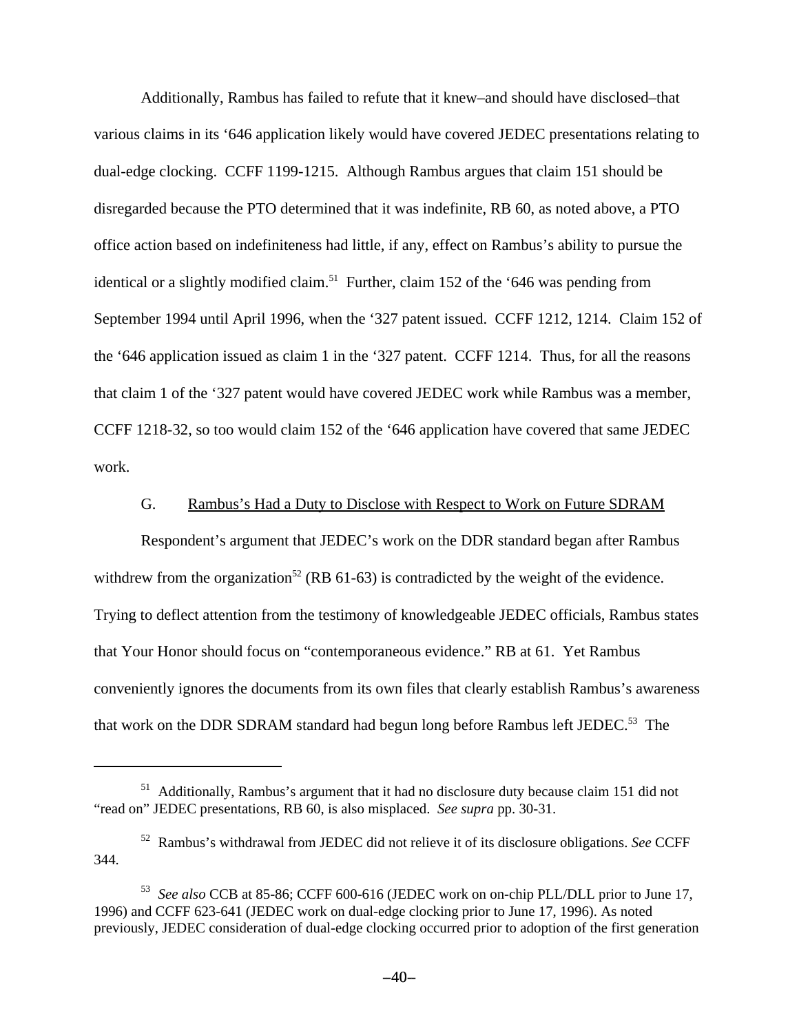Additionally, Rambus has failed to refute that it knew–and should have disclosed–that various claims in its '646 application likely would have covered JEDEC presentations relating to dual-edge clocking. CCFF 1199-1215. Although Rambus argues that claim 151 should be disregarded because the PTO determined that it was indefinite, RB 60, as noted above, a PTO office action based on indefiniteness had little, if any, effect on Rambus's ability to pursue the identical or a slightly modified claim.[51] Further, claim 152 of the '646 was pending from September 1994 until April 1996, when the '327 patent issued. CCFF 1212, 1214. Claim 152 of the '646 application issued as claim 1 in the '327 patent. CCFF 1214. Thus, for all the reasons that claim 1 of the '327 patent would have covered JEDEC work while Rambus was a member, CCFF 1218-32, so too would claim 152 of the '646 application have covered that same JEDEC work.

### G. Rambus's Had a Duty to Disclose with Respect to Work on Future SDRAM

Respondent's argument that JEDEC's work on the DDR standard began after Rambus withdrew from the organization[52] (RB 61-63) is contradicted by the weight of the evidence. Trying to deflect attention from the testimony of knowledgeable JEDEC officials, Rambus states that Your Honor should focus on "contemporaneous evidence." RB at 61. Yet Rambus conveniently ignores the documents from its own files that clearly establish Rambus's awareness that work on the DDR SDRAM standard had begun long before Rambus left JEDEC.[53] The

---

[51] Additionally, Rambus's argument that it had no disclosure duty because claim 151 did not "read on" JEDEC presentations, RB 60, is also misplaced. *See supra* pp. 30-31.

[52] Rambus's withdrawal from JEDEC did not relieve it of its disclosure obligations. *See* CCFF 344.

[53] *See also* CCB at 85-86; CCFF 600-616 (JEDEC work on on-chip PLL/DLL prior to June 17, 1996) and CCFF 623-641 (JEDEC work on dual-edge clocking prior to June 17, 1996). As noted previously, JEDEC consideration of dual-edge clocking occurred prior to adoption of the first generation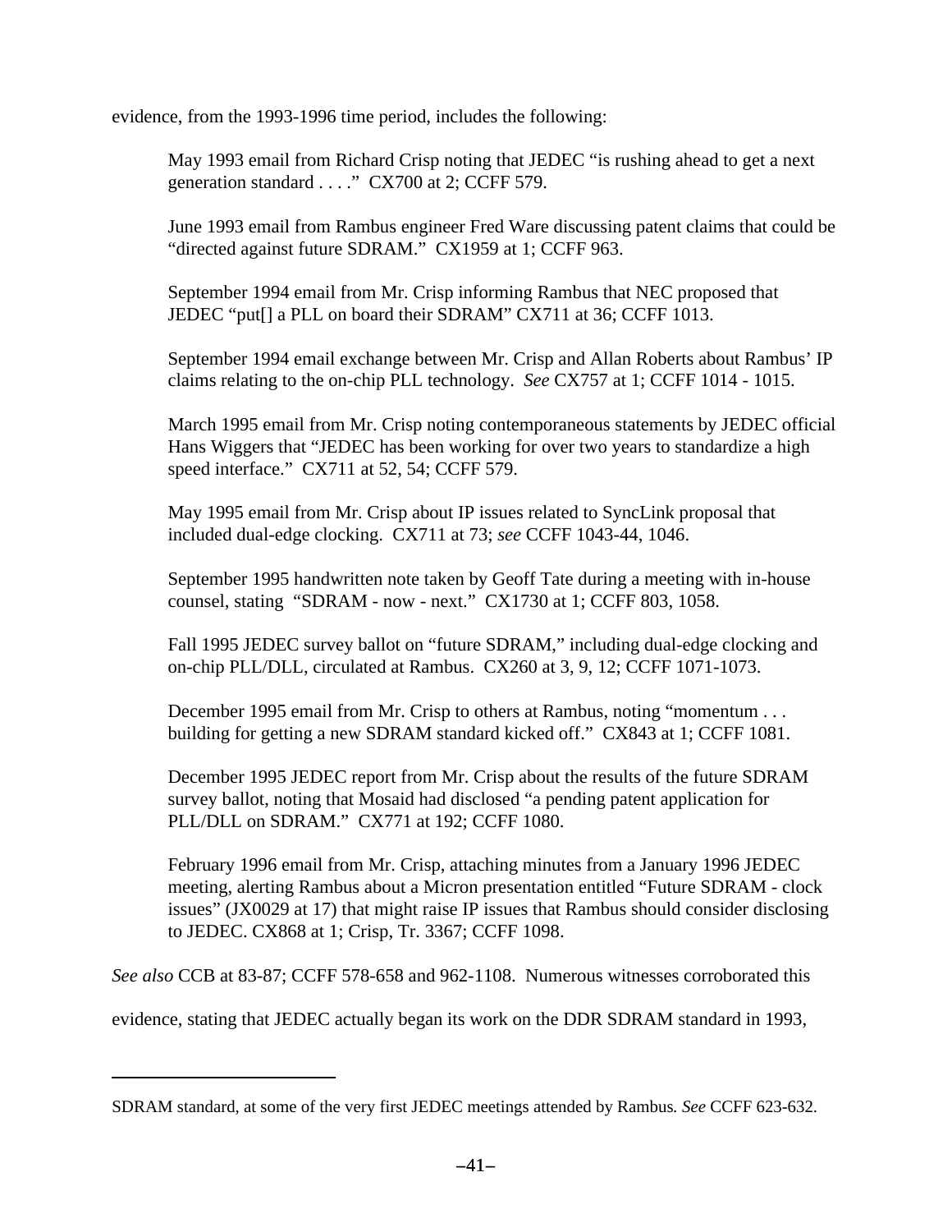evidence, from the 1993-1996 time period, includes the following:

> May 1993 email from Richard Crisp noting that JEDEC "is rushing ahead to get a next generation standard . . . ." CX700 at 2; CCFF 579.
>
> June 1993 email from Rambus engineer Fred Ware discussing patent claims that could be "directed against future SDRAM." CX1959 at 1; CCFF 963.
>
> September 1994 email from Mr. Crisp informing Rambus that NEC proposed that JEDEC "put[] a PLL on board their SDRAM" CX711 at 36; CCFF 1013.
>
> September 1994 email exchange between Mr. Crisp and Allan Roberts about Rambus' IP claims relating to the on-chip PLL technology. *See* CX757 at 1; CCFF 1014 - 1015.
>
> March 1995 email from Mr. Crisp noting contemporaneous statements by JEDEC official Hans Wiggers that "JEDEC has been working for over two years to standardize a high speed interface." CX711 at 52, 54; CCFF 579.
>
> May 1995 email from Mr. Crisp about IP issues related to SyncLink proposal that included dual-edge clocking. CX711 at 73; *see* CCFF 1043-44, 1046.
>
> September 1995 handwritten note taken by Geoff Tate during a meeting with in-house counsel, stating "SDRAM - now - next." CX1730 at 1; CCFF 803, 1058.
>
> Fall 1995 JEDEC survey ballot on "future SDRAM," including dual-edge clocking and on-chip PLL/DLL, circulated at Rambus. CX260 at 3, 9, 12; CCFF 1071-1073.
>
> December 1995 email from Mr. Crisp to others at Rambus, noting "momentum . . . building for getting a new SDRAM standard kicked off." CX843 at 1; CCFF 1081.
>
> December 1995 JEDEC report from Mr. Crisp about the results of the future SDRAM survey ballot, noting that Mosaid had disclosed "a pending patent application for PLL/DLL on SDRAM." CX771 at 192; CCFF 1080.
>
> February 1996 email from Mr. Crisp, attaching minutes from a January 1996 JEDEC meeting, alerting Rambus about a Micron presentation entitled "Future SDRAM - clock issues" (JX0029 at 17) that might raise IP issues that Rambus should consider disclosing to JEDEC. CX868 at 1; Crisp, Tr. 3367; CCFF 1098.

*See also* CCB at 83-87; CCFF 578-658 and 962-1108. Numerous witnesses corroborated this evidence, stating that JEDEC actually began its work on the DDR SDRAM standard in 1993,

---

SDRAM standard, at some of the very first JEDEC meetings attended by Rambus. *See* CCFF 623-632.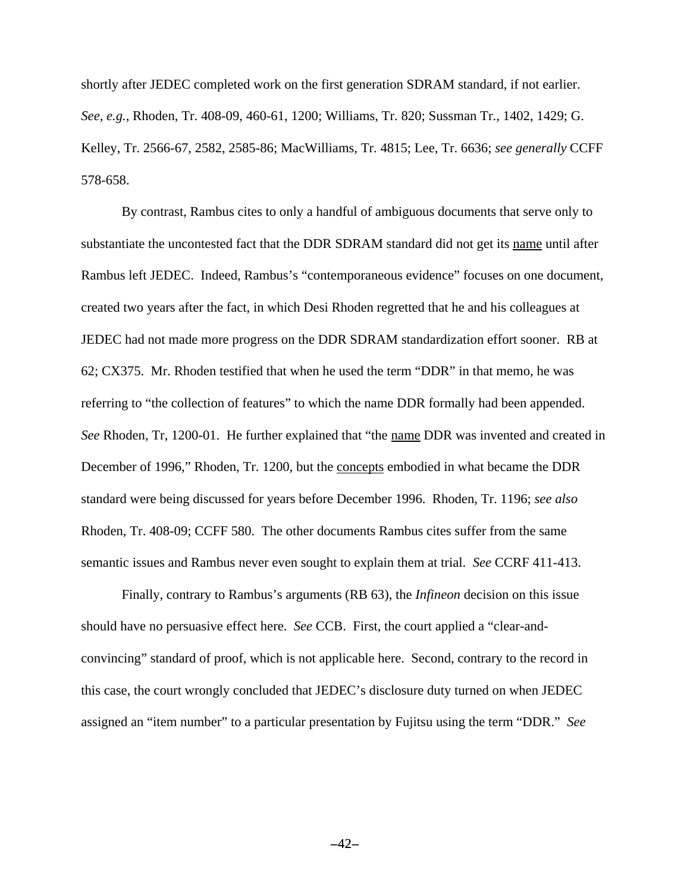shortly after JEDEC completed work on the first generation SDRAM standard, if not earlier. *See, e.g.*, Rhoden, Tr. 408-09, 460-61, 1200; Williams, Tr. 820; Sussman Tr., 1402, 1429; G. Kelley, Tr. 2566-67, 2582, 2585-86; MacWilliams, Tr. 4815; Lee, Tr. 6636; *see generally* CCFF 578-658.

By contrast, Rambus cites to only a handful of ambiguous documents that serve only to substantiate the uncontested fact that the DDR SDRAM standard did not get its name until after Rambus left JEDEC. Indeed, Rambus's "contemporaneous evidence" focuses on one document, created two years after the fact, in which Desi Rhoden regretted that he and his colleagues at JEDEC had not made more progress on the DDR SDRAM standardization effort sooner. RB at 62; CX375. Mr. Rhoden testified that when he used the term "DDR" in that memo, he was referring to "the collection of features" to which the name DDR formally had been appended. *See* Rhoden, Tr, 1200-01. He further explained that "the name DDR was invented and created in December of 1996," Rhoden, Tr. 1200, but the concepts embodied in what became the DDR standard were being discussed for years before December 1996. Rhoden, Tr. 1196; *see also* Rhoden, Tr. 408-09; CCFF 580. The other documents Rambus cites suffer from the same semantic issues and Rambus never even sought to explain them at trial. *See* CCRF 411-413.

Finally, contrary to Rambus's arguments (RB 63), the *Infineon* decision on this issue should have no persuasive effect here. *See* CCB. First, the court applied a "clear-and-convincing" standard of proof, which is not applicable here. Second, contrary to the record in this case, the court wrongly concluded that JEDEC's disclosure duty turned on when JEDEC assigned an "item number" to a particular presentation by Fujitsu using the term "DDR." *See*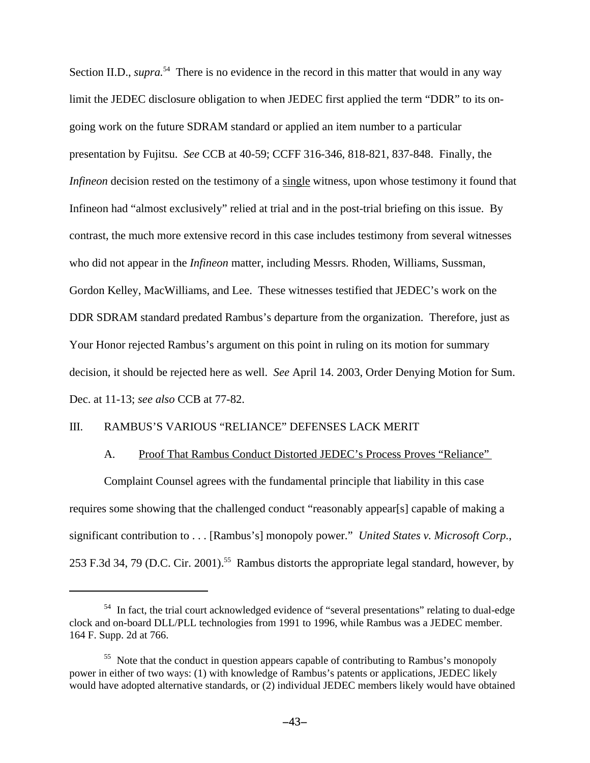Section II.D., *supra.*[54] There is no evidence in the record in this matter that would in any way limit the JEDEC disclosure obligation to when JEDEC first applied the term "DDR" to its on-going work on the future SDRAM standard or applied an item number to a particular presentation by Fujitsu. *See* CCB at 40-59; CCFF 316-346, 818-821, 837-848. Finally, the *Infineon* decision rested on the testimony of a <u>single</u> witness, upon whose testimony it found that Infineon had "almost exclusively" relied at trial and in the post-trial briefing on this issue. By contrast, the much more extensive record in this case includes testimony from several witnesses who did not appear in the *Infineon* matter, including Messrs. Rhoden, Williams, Sussman, Gordon Kelley, MacWilliams, and Lee. These witnesses testified that JEDEC's work on the DDR SDRAM standard predated Rambus's departure from the organization. Therefore, just as Your Honor rejected Rambus's argument on this point in ruling on its motion for summary decision, it should be rejected here as well. *See* April 14. 2003, Order Denying Motion for Sum. Dec. at 11-13; *see also* CCB at 77-82.

## III. RAMBUS'S VARIOUS "RELIANCE" DEFENSES LACK MERIT

### A. <u>Proof That Rambus Conduct Distorted JEDEC's Process Proves "Reliance"</u>

Complaint Counsel agrees with the fundamental principle that liability in this case requires some showing that the challenged conduct "reasonably appear[s] capable of making a significant contribution to . . . [Rambus's] monopoly power." *United States v. Microsoft Corp.*, 253 F.3d 34, 79 (D.C. Cir. 2001).[55] Rambus distorts the appropriate legal standard, however, by

---

[54] In fact, the trial court acknowledged evidence of "several presentations" relating to dual-edge clock and on-board DLL/PLL technologies from 1991 to 1996, while Rambus was a JEDEC member. 164 F. Supp. 2d at 766.

[55] Note that the conduct in question appears capable of contributing to Rambus's monopoly power in either of two ways: (1) with knowledge of Rambus's patents or applications, JEDEC likely would have adopted alternative standards, or (2) individual JEDEC members likely would have obtained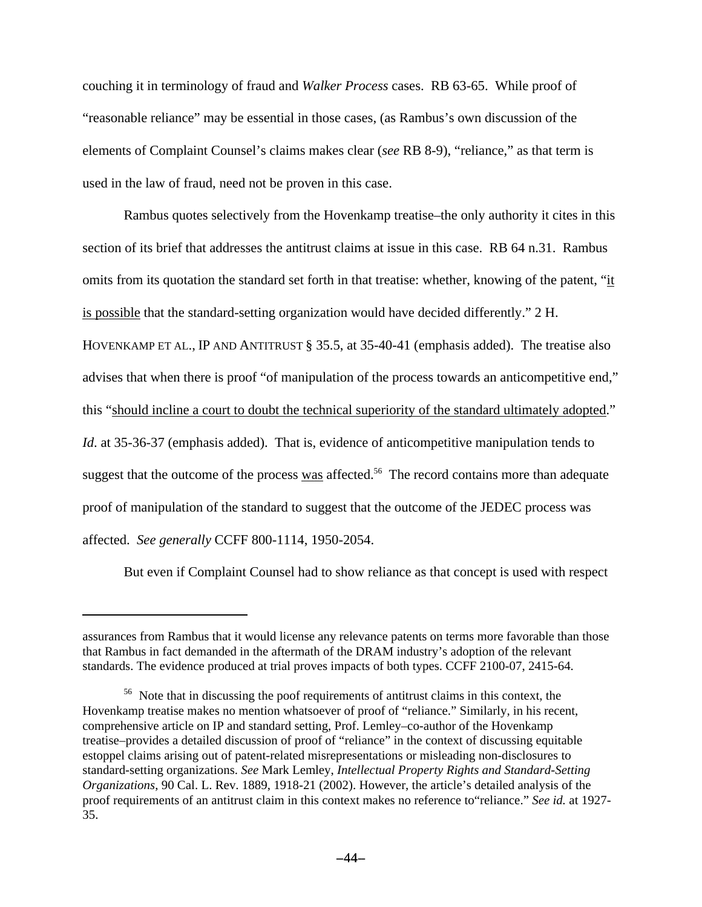couching it in terminology of fraud and *Walker Process* cases. RB 63-65. While proof of "reasonable reliance" may be essential in those cases, (as Rambus's own discussion of the elements of Complaint Counsel's claims makes clear (*see* RB 8-9), "reliance," as that term is used in the law of fraud, need not be proven in this case.

Rambus quotes selectively from the Hovenkamp treatise–the only authority it cites in this section of its brief that addresses the antitrust claims at issue in this case. RB 64 n.31. Rambus omits from its quotation the standard set forth in that treatise: whether, knowing of the patent, "it is possible that the standard-setting organization would have decided differently." 2 H. HOVENKAMP ET AL., IP AND ANTITRUST § 35.5, at 35-40-41 (emphasis added). The treatise also advises that when there is proof "of manipulation of the process towards an anticompetitive end," this "should incline a court to doubt the technical superiority of the standard ultimately adopted." *Id.* at 35-36-37 (emphasis added). That is, evidence of anticompetitive manipulation tends to suggest that the outcome of the process was affected.[56] The record contains more than adequate proof of manipulation of the standard to suggest that the outcome of the JEDEC process was affected. *See generally* CCFF 800-1114, 1950-2054.

But even if Complaint Counsel had to show reliance as that concept is used with respect

---

assurances from Rambus that it would license any relevance patents on terms more favorable than those that Rambus in fact demanded in the aftermath of the DRAM industry's adoption of the relevant standards. The evidence produced at trial proves impacts of both types. CCFF 2100-07, 2415-64.

[56] Note that in discussing the poof requirements of antitrust claims in this context, the Hovenkamp treatise makes no mention whatsoever of proof of "reliance." Similarly, in his recent, comprehensive article on IP and standard setting, Prof. Lemley–co-author of the Hovenkamp treatise–provides a detailed discussion of proof of "reliance" in the context of discussing equitable estoppel claims arising out of patent-related misrepresentations or misleading non-disclosures to standard-setting organizations. *See* Mark Lemley, *Intellectual Property Rights and Standard-Setting Organizations*, 90 Cal. L. Rev. 1889, 1918-21 (2002). However, the article's detailed analysis of the proof requirements of an antitrust claim in this context makes no reference to"reliance." *See id.* at 1927-35.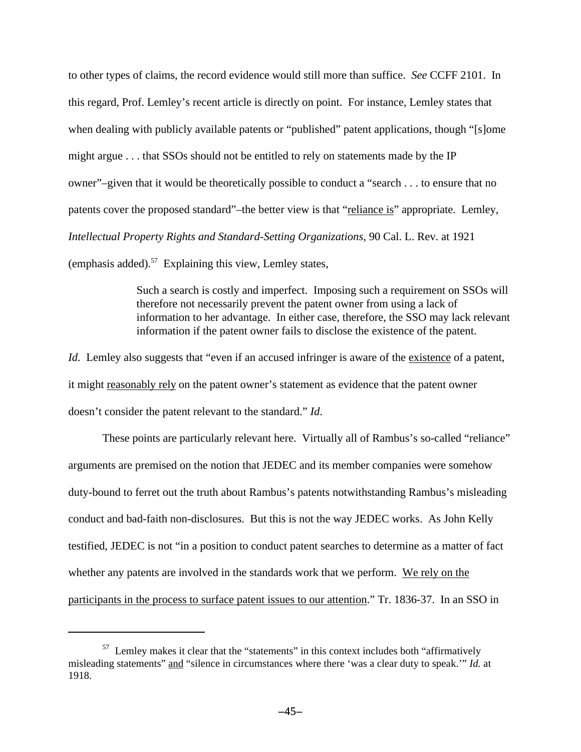to other types of claims, the record evidence would still more than suffice. *See* CCFF 2101. In this regard, Prof. Lemley's recent article is directly on point. For instance, Lemley states that when dealing with publicly available patents or "published" patent applications, though "[s]ome might argue . . . that SSOs should not be entitled to rely on statements made by the IP owner"–given that it would be theoretically possible to conduct a "search . . . to ensure that no patents cover the proposed standard"–the better view is that "<u>reliance is</u>" appropriate. Lemley, *Intellectual Property Rights and Standard-Setting Organizations*, 90 Cal. L. Rev. at 1921 (emphasis added).[57] Explaining this view, Lemley states,

> Such a search is costly and imperfect. Imposing such a requirement on SSOs will therefore not necessarily prevent the patent owner from using a lack of information to her advantage. In either case, therefore, the SSO may lack relevant information if the patent owner fails to disclose the existence of the patent.

*Id.* Lemley also suggests that "even if an accused infringer is aware of the <u>existence</u> of a patent, it might <u>reasonably rely</u> on the patent owner's statement as evidence that the patent owner doesn't consider the patent relevant to the standard." *Id.*

These points are particularly relevant here. Virtually all of Rambus's so-called "reliance" arguments are premised on the notion that JEDEC and its member companies were somehow duty-bound to ferret out the truth about Rambus's patents notwithstanding Rambus's misleading conduct and bad-faith non-disclosures. But this is not the way JEDEC works. As John Kelly testified, JEDEC is not "in a position to conduct patent searches to determine as a matter of fact whether any patents are involved in the standards work that we perform. <u>We rely on the participants in the process to surface patent issues to our attention</u>." Tr. 1836-37. In an SSO in

---

[57] Lemley makes it clear that the "statements" in this context includes both "affirmatively misleading statements" <u>and</u> "silence in circumstances where there 'was a clear duty to speak.'" *Id.* at 1918.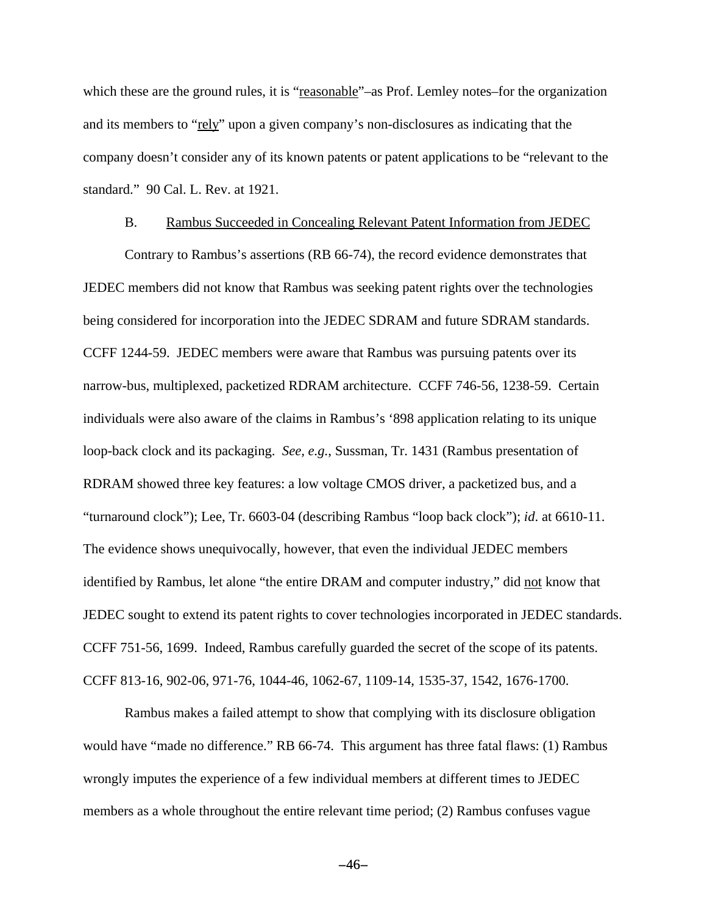which these are the ground rules, it is "reasonable"–as Prof. Lemley notes–for the organization and its members to "rely" upon a given company's non-disclosures as indicating that the company doesn't consider any of its known patents or patent applications to be "relevant to the standard." 90 Cal. L. Rev. at 1921.

### B. Rambus Succeeded in Concealing Relevant Patent Information from JEDEC

Contrary to Rambus's assertions (RB 66-74), the record evidence demonstrates that JEDEC members did not know that Rambus was seeking patent rights over the technologies being considered for incorporation into the JEDEC SDRAM and future SDRAM standards. CCFF 1244-59. JEDEC members were aware that Rambus was pursuing patents over its narrow-bus, multiplexed, packetized RDRAM architecture. CCFF 746-56, 1238-59. Certain individuals were also aware of the claims in Rambus's '898 application relating to its unique loop-back clock and its packaging. *See, e.g.*, Sussman, Tr. 1431 (Rambus presentation of RDRAM showed three key features: a low voltage CMOS driver, a packetized bus, and a "turnaround clock"); Lee, Tr. 6603-04 (describing Rambus "loop back clock"); *id*. at 6610-11. The evidence shows unequivocally, however, that even the individual JEDEC members identified by Rambus, let alone "the entire DRAM and computer industry," did not know that JEDEC sought to extend its patent rights to cover technologies incorporated in JEDEC standards. CCFF 751-56, 1699. Indeed, Rambus carefully guarded the secret of the scope of its patents. CCFF 813-16, 902-06, 971-76, 1044-46, 1062-67, 1109-14, 1535-37, 1542, 1676-1700.

Rambus makes a failed attempt to show that complying with its disclosure obligation would have "made no difference." RB 66-74. This argument has three fatal flaws: (1) Rambus wrongly imputes the experience of a few individual members at different times to JEDEC members as a whole throughout the entire relevant time period; (2) Rambus confuses vague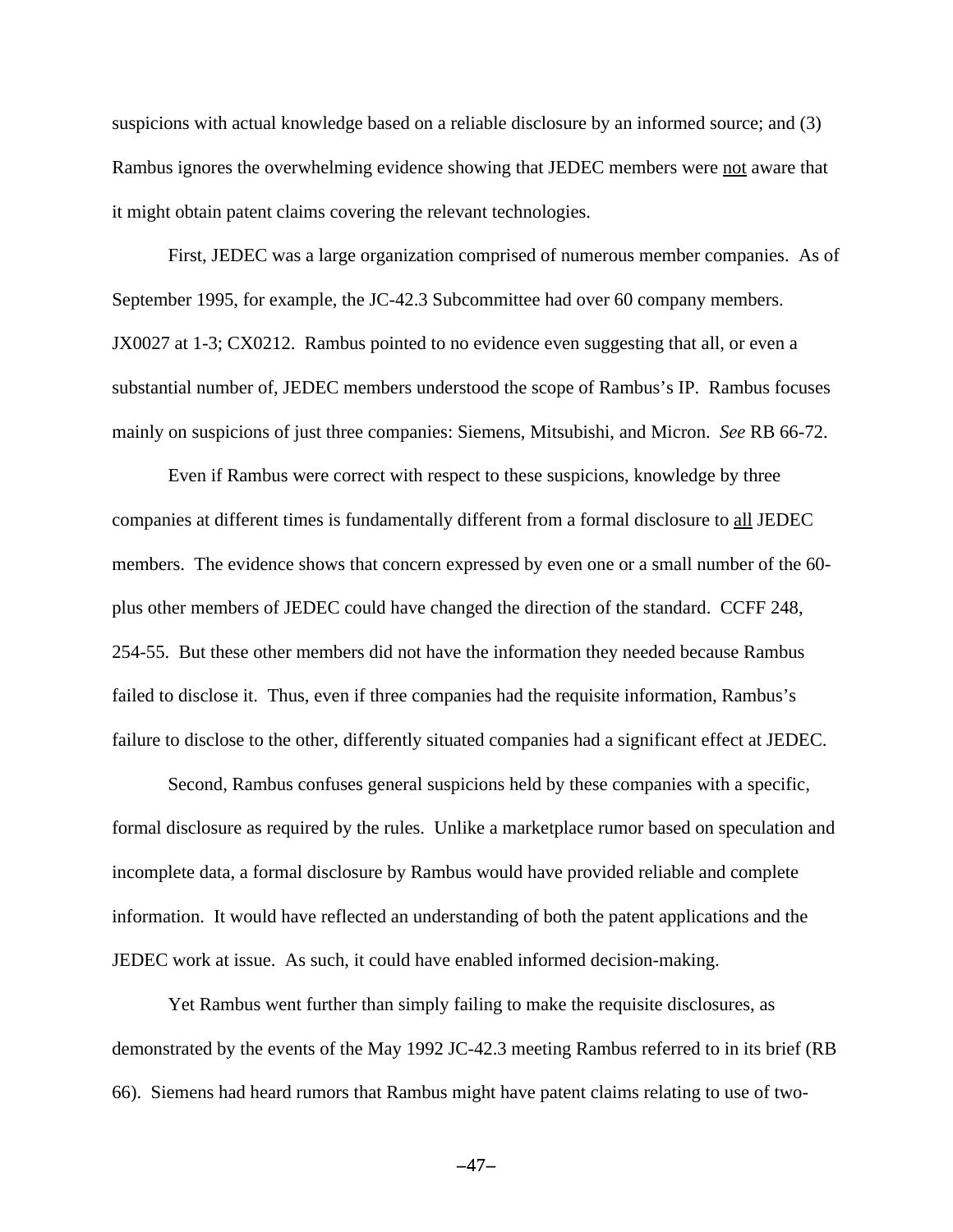suspicions with actual knowledge based on a reliable disclosure by an informed source; and (3) Rambus ignores the overwhelming evidence showing that JEDEC members were not aware that it might obtain patent claims covering the relevant technologies.

First, JEDEC was a large organization comprised of numerous member companies. As of September 1995, for example, the JC-42.3 Subcommittee had over 60 company members. JX0027 at 1-3; CX0212. Rambus pointed to no evidence even suggesting that all, or even a substantial number of, JEDEC members understood the scope of Rambus's IP. Rambus focuses mainly on suspicions of just three companies: Siemens, Mitsubishi, and Micron. *See* RB 66-72.

Even if Rambus were correct with respect to these suspicions, knowledge by three companies at different times is fundamentally different from a formal disclosure to all JEDEC members. The evidence shows that concern expressed by even one or a small number of the 60-plus other members of JEDEC could have changed the direction of the standard. CCFF 248, 254-55. But these other members did not have the information they needed because Rambus failed to disclose it. Thus, even if three companies had the requisite information, Rambus's failure to disclose to the other, differently situated companies had a significant effect at JEDEC.

Second, Rambus confuses general suspicions held by these companies with a specific, formal disclosure as required by the rules. Unlike a marketplace rumor based on speculation and incomplete data, a formal disclosure by Rambus would have provided reliable and complete information. It would have reflected an understanding of both the patent applications and the JEDEC work at issue. As such, it could have enabled informed decision-making.

Yet Rambus went further than simply failing to make the requisite disclosures, as demonstrated by the events of the May 1992 JC-42.3 meeting Rambus referred to in its brief (RB 66). Siemens had heard rumors that Rambus might have patent claims relating to use of two-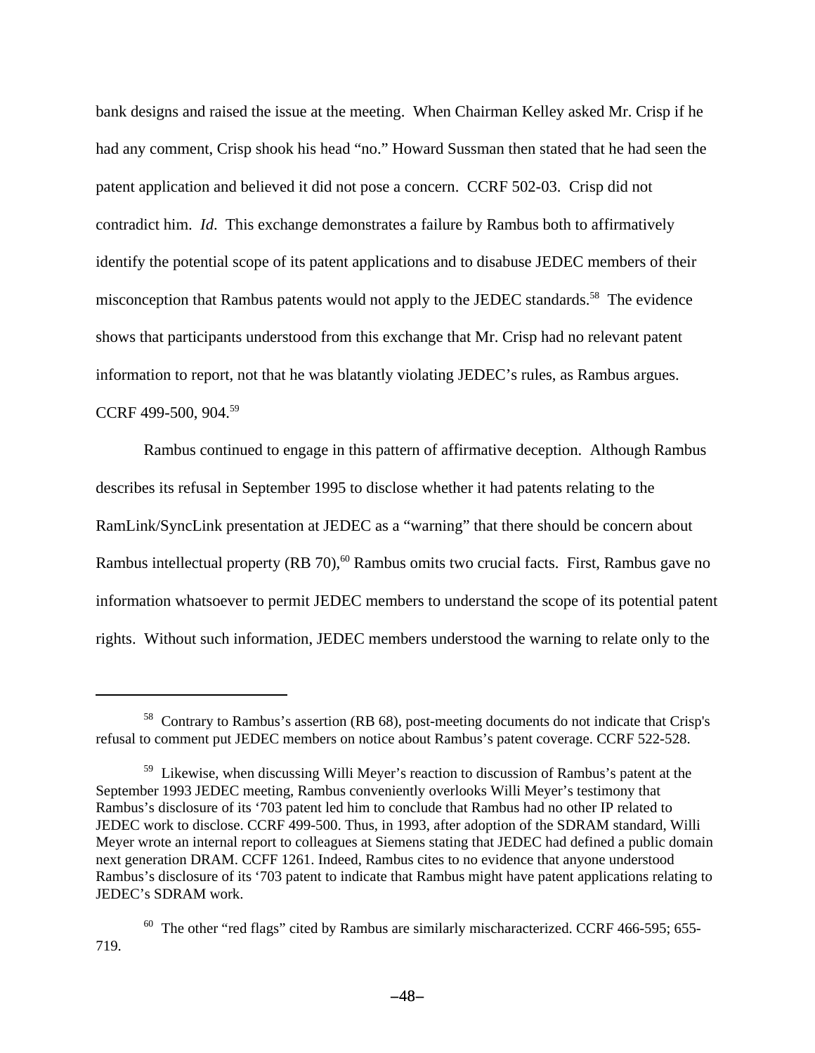bank designs and raised the issue at the meeting. When Chairman Kelley asked Mr. Crisp if he had any comment, Crisp shook his head "no." Howard Sussman then stated that he had seen the patent application and believed it did not pose a concern. CCRF 502-03. Crisp did not contradict him. *Id*. This exchange demonstrates a failure by Rambus both to affirmatively identify the potential scope of its patent applications and to disabuse JEDEC members of their misconception that Rambus patents would not apply to the JEDEC standards.[58] The evidence shows that participants understood from this exchange that Mr. Crisp had no relevant patent information to report, not that he was blatantly violating JEDEC's rules, as Rambus argues. CCRF 499-500, 904.[59]

Rambus continued to engage in this pattern of affirmative deception. Although Rambus describes its refusal in September 1995 to disclose whether it had patents relating to the RamLink/SyncLink presentation at JEDEC as a "warning" that there should be concern about Rambus intellectual property (RB 70),[60] Rambus omits two crucial facts. First, Rambus gave no information whatsoever to permit JEDEC members to understand the scope of its potential patent rights. Without such information, JEDEC members understood the warning to relate only to the

---

[58] Contrary to Rambus's assertion (RB 68), post-meeting documents do not indicate that Crisp's refusal to comment put JEDEC members on notice about Rambus's patent coverage. CCRF 522-528.

[59] Likewise, when discussing Willi Meyer's reaction to discussion of Rambus's patent at the September 1993 JEDEC meeting, Rambus conveniently overlooks Willi Meyer's testimony that Rambus's disclosure of its '703 patent led him to conclude that Rambus had no other IP related to JEDEC work to disclose. CCRF 499-500. Thus, in 1993, after adoption of the SDRAM standard, Willi Meyer wrote an internal report to colleagues at Siemens stating that JEDEC had defined a public domain next generation DRAM. CCFF 1261. Indeed, Rambus cites to no evidence that anyone understood Rambus's disclosure of its '703 patent to indicate that Rambus might have patent applications relating to JEDEC's SDRAM work.

[60] The other "red flags" cited by Rambus are similarly mischaracterized. CCRF 466-595; 655-719.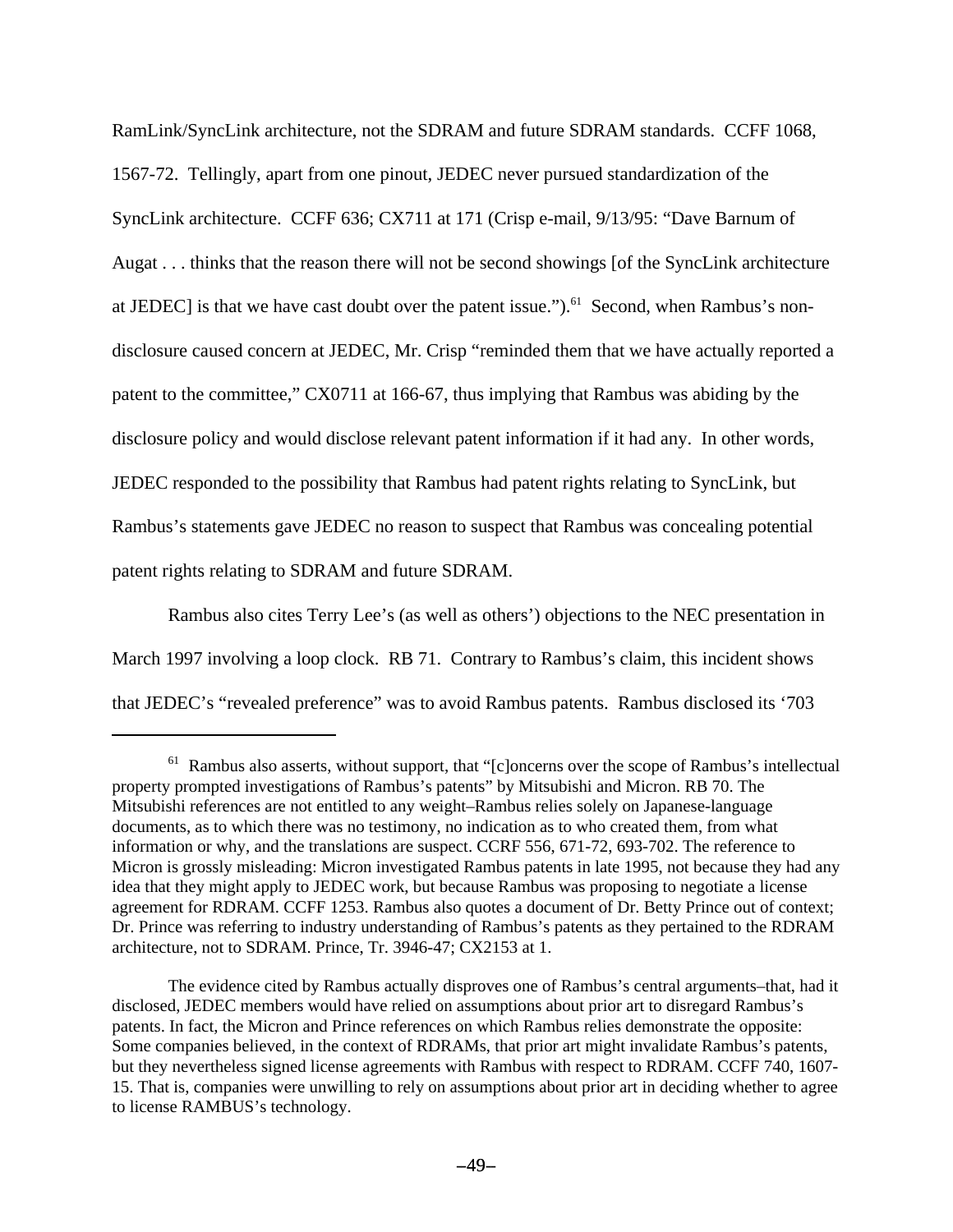RamLink/SyncLink architecture, not the SDRAM and future SDRAM standards. CCFF 1068, 1567-72. Tellingly, apart from one pinout, JEDEC never pursued standardization of the SyncLink architecture. CCFF 636; CX711 at 171 (Crisp e-mail, 9/13/95: "Dave Barnum of Augat . . . thinks that the reason there will not be second showings [of the SyncLink architecture at JEDEC] is that we have cast doubt over the patent issue.").[61] Second, when Rambus's non-disclosure caused concern at JEDEC, Mr. Crisp "reminded them that we have actually reported a patent to the committee," CX0711 at 166-67, thus implying that Rambus was abiding by the disclosure policy and would disclose relevant patent information if it had any. In other words, JEDEC responded to the possibility that Rambus had patent rights relating to SyncLink, but Rambus's statements gave JEDEC no reason to suspect that Rambus was concealing potential patent rights relating to SDRAM and future SDRAM.

Rambus also cites Terry Lee's (as well as others') objections to the NEC presentation in March 1997 involving a loop clock. RB 71. Contrary to Rambus's claim, this incident shows that JEDEC's "revealed preference" was to avoid Rambus patents. Rambus disclosed its '703

---

[61] Rambus also asserts, without support, that "[c]oncerns over the scope of Rambus's intellectual property prompted investigations of Rambus's patents" by Mitsubishi and Micron. RB 70. The Mitsubishi references are not entitled to any weight–Rambus relies solely on Japanese-language documents, as to which there was no testimony, no indication as to who created them, from what information or why, and the translations are suspect. CCRF 556, 671-72, 693-702. The reference to Micron is grossly misleading: Micron investigated Rambus patents in late 1995, not because they had any idea that they might apply to JEDEC work, but because Rambus was proposing to negotiate a license agreement for RDRAM. CCFF 1253. Rambus also quotes a document of Dr. Betty Prince out of context; Dr. Prince was referring to industry understanding of Rambus's patents as they pertained to the RDRAM architecture, not to SDRAM. Prince, Tr. 3946-47; CX2153 at 1.

The evidence cited by Rambus actually disproves one of Rambus's central arguments–that, had it disclosed, JEDEC members would have relied on assumptions about prior art to disregard Rambus's patents. In fact, the Micron and Prince references on which Rambus relies demonstrate the opposite: Some companies believed, in the context of RDRAMs, that prior art might invalidate Rambus's patents, but they nevertheless signed license agreements with Rambus with respect to RDRAM. CCFF 740, 1607-15. That is, companies were unwilling to rely on assumptions about prior art in deciding whether to agree to license RAMBUS's technology.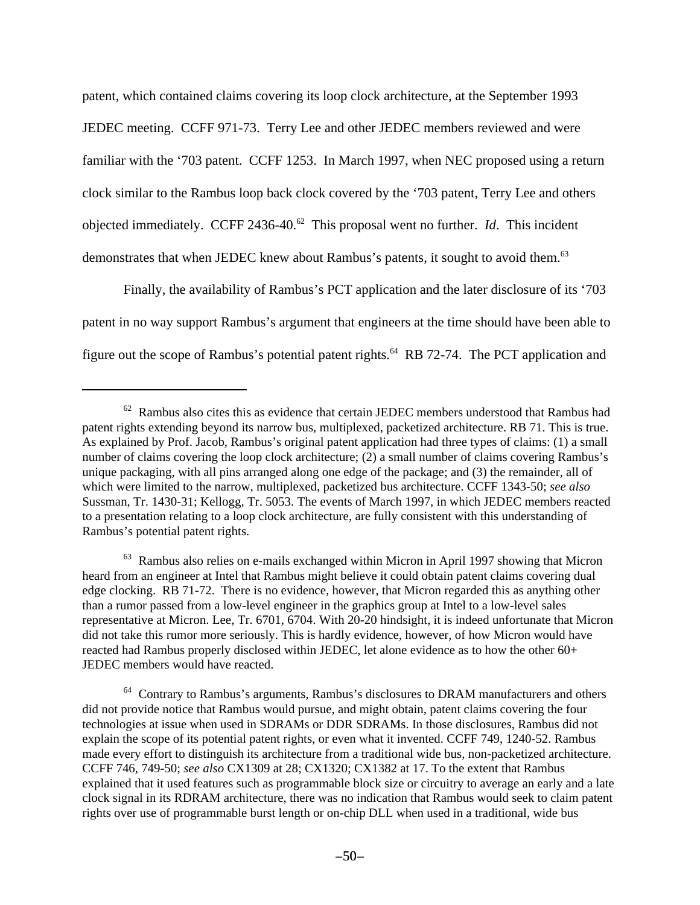patent, which contained claims covering its loop clock architecture, at the September 1993 JEDEC meeting. CCFF 971-73. Terry Lee and other JEDEC members reviewed and were familiar with the '703 patent. CCFF 1253. In March 1997, when NEC proposed using a return clock similar to the Rambus loop back clock covered by the '703 patent, Terry Lee and others objected immediately. CCFF 2436-40.[62] This proposal went no further. *Id*. This incident demonstrates that when JEDEC knew about Rambus's patents, it sought to avoid them.[63]

Finally, the availability of Rambus's PCT application and the later disclosure of its '703 patent in no way support Rambus's argument that engineers at the time should have been able to figure out the scope of Rambus's potential patent rights.[64] RB 72-74. The PCT application and

---

[62] Rambus also cites this as evidence that certain JEDEC members understood that Rambus had patent rights extending beyond its narrow bus, multiplexed, packetized architecture. RB 71. This is true. As explained by Prof. Jacob, Rambus's original patent application had three types of claims: (1) a small number of claims covering the loop clock architecture; (2) a small number of claims covering Rambus's unique packaging, with all pins arranged along one edge of the package; and (3) the remainder, all of which were limited to the narrow, multiplexed, packetized bus architecture. CCFF 1343-50; *see also* Sussman, Tr. 1430-31; Kellogg, Tr. 5053. The events of March 1997, in which JEDEC members reacted to a presentation relating to a loop clock architecture, are fully consistent with this understanding of Rambus's potential patent rights.

[63] Rambus also relies on e-mails exchanged within Micron in April 1997 showing that Micron heard from an engineer at Intel that Rambus might believe it could obtain patent claims covering dual edge clocking. RB 71-72. There is no evidence, however, that Micron regarded this as anything other than a rumor passed from a low-level engineer in the graphics group at Intel to a low-level sales representative at Micron. Lee, Tr. 6701, 6704. With 20-20 hindsight, it is indeed unfortunate that Micron did not take this rumor more seriously. This is hardly evidence, however, of how Micron would have reacted had Rambus properly disclosed within JEDEC, let alone evidence as to how the other 60+ JEDEC members would have reacted.

[64] Contrary to Rambus's arguments, Rambus's disclosures to DRAM manufacturers and others did not provide notice that Rambus would pursue, and might obtain, patent claims covering the four technologies at issue when used in SDRAMs or DDR SDRAMs. In those disclosures, Rambus did not explain the scope of its potential patent rights, or even what it invented. CCFF 749, 1240-52. Rambus made every effort to distinguish its architecture from a traditional wide bus, non-packetized architecture. CCFF 746, 749-50; *see also* CX1309 at 28; CX1320; CX1382 at 17. To the extent that Rambus explained that it used features such as programmable block size or circuitry to average an early and a late clock signal in its RDRAM architecture, there was no indication that Rambus would seek to claim patent rights over use of programmable burst length or on-chip DLL when used in a traditional, wide bus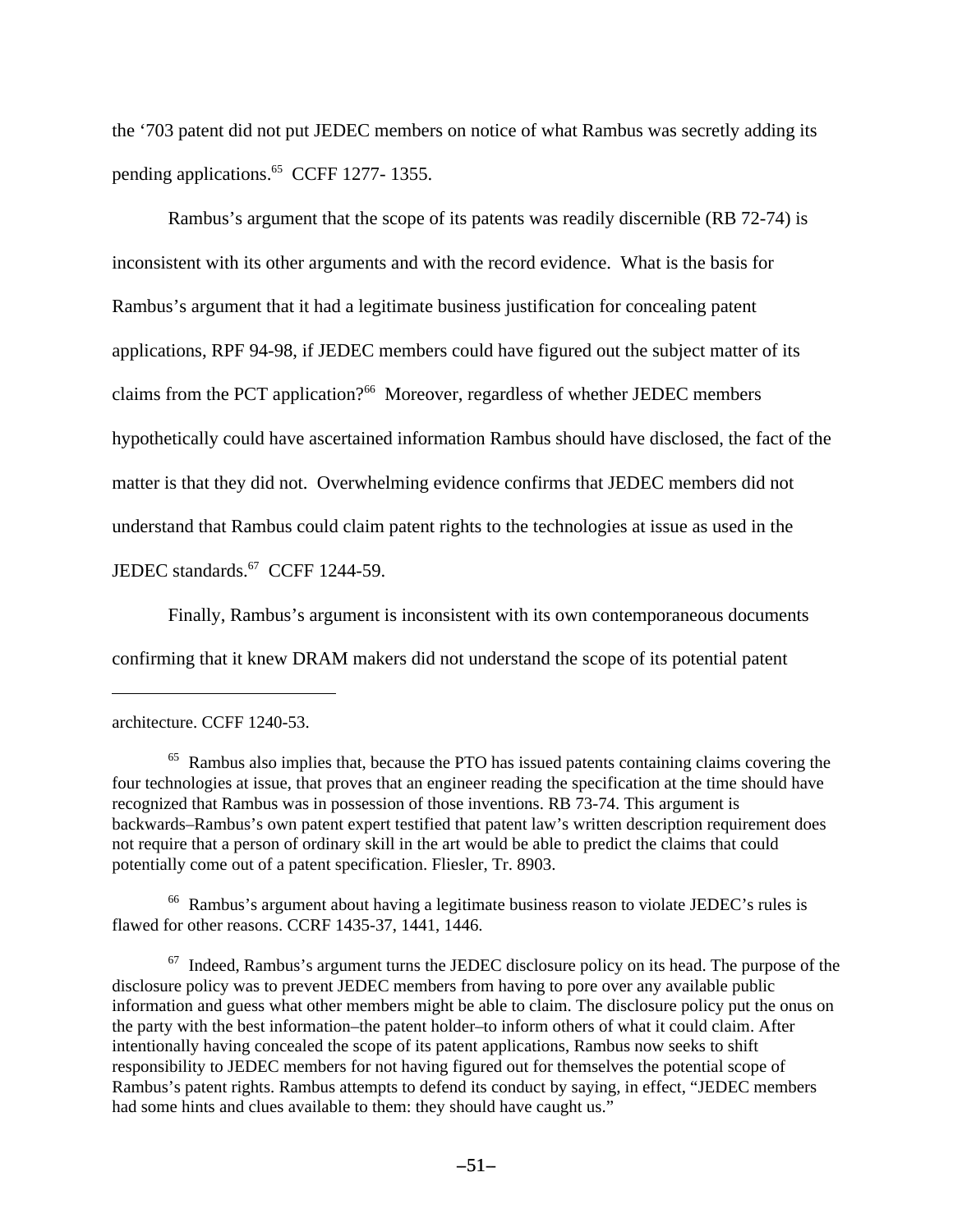the '703 patent did not put JEDEC members on notice of what Rambus was secretly adding its pending applications.[65] CCFF 1277- 1355.

Rambus's argument that the scope of its patents was readily discernible (RB 72-74) is inconsistent with its other arguments and with the record evidence. What is the basis for Rambus's argument that it had a legitimate business justification for concealing patent applications, RPF 94-98, if JEDEC members could have figured out the subject matter of its claims from the PCT application?[66] Moreover, regardless of whether JEDEC members hypothetically could have ascertained information Rambus should have disclosed, the fact of the matter is that they did not. Overwhelming evidence confirms that JEDEC members did not understand that Rambus could claim patent rights to the technologies at issue as used in the JEDEC standards.[67] CCFF 1244-59.

Finally, Rambus's argument is inconsistent with its own contemporaneous documents confirming that it knew DRAM makers did not understand the scope of its potential patent

---

architecture. CCFF 1240-53.

[65] Rambus also implies that, because the PTO has issued patents containing claims covering the four technologies at issue, that proves that an engineer reading the specification at the time should have recognized that Rambus was in possession of those inventions. RB 73-74. This argument is backwards–Rambus's own patent expert testified that patent law's written description requirement does not require that a person of ordinary skill in the art would be able to predict the claims that could potentially come out of a patent specification. Fliesler, Tr. 8903.

[66] Rambus's argument about having a legitimate business reason to violate JEDEC's rules is flawed for other reasons. CCRF 1435-37, 1441, 1446.

[67] Indeed, Rambus's argument turns the JEDEC disclosure policy on its head. The purpose of the disclosure policy was to prevent JEDEC members from having to pore over any available public information and guess what other members might be able to claim. The disclosure policy put the onus on the party with the best information–the patent holder–to inform others of what it could claim. After intentionally having concealed the scope of its patent applications, Rambus now seeks to shift responsibility to JEDEC members for not having figured out for themselves the potential scope of Rambus's patent rights. Rambus attempts to defend its conduct by saying, in effect, "JEDEC members had some hints and clues available to them: they should have caught us."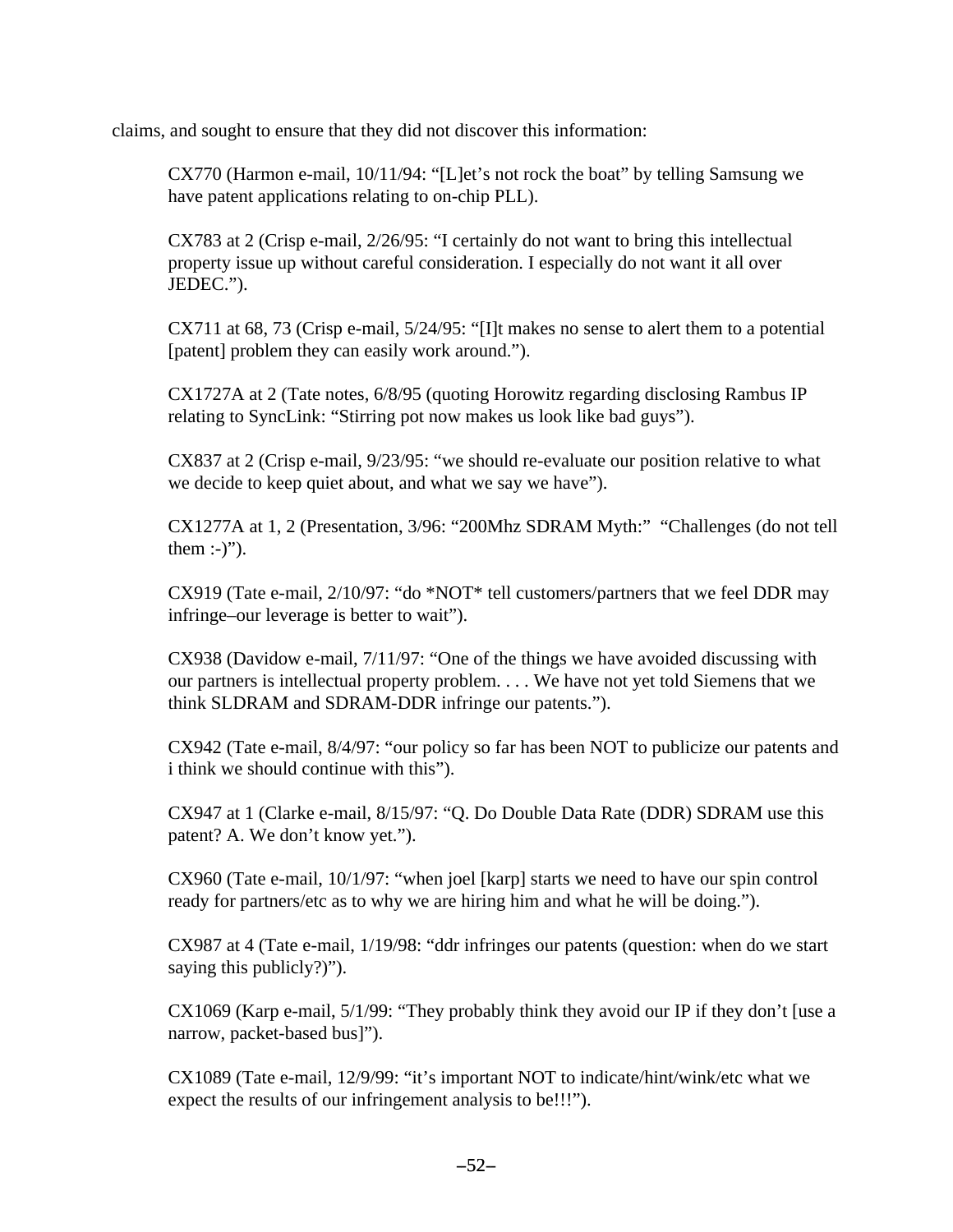claims, and sought to ensure that they did not discover this information:

> CX770 (Harmon e-mail, 10/11/94: "[L]et's not rock the boat" by telling Samsung we have patent applications relating to on-chip PLL).
>
> CX783 at 2 (Crisp e-mail, 2/26/95: "I certainly do not want to bring this intellectual property issue up without careful consideration. I especially do not want it all over JEDEC.").
>
> CX711 at 68, 73 (Crisp e-mail, 5/24/95: "[I]t makes no sense to alert them to a potential [patent] problem they can easily work around.").
>
> CX1727A at 2 (Tate notes, 6/8/95 (quoting Horowitz regarding disclosing Rambus IP relating to SyncLink: "Stirring pot now makes us look like bad guys").
>
> CX837 at 2 (Crisp e-mail, 9/23/95: "we should re-evaluate our position relative to what we decide to keep quiet about, and what we say we have").
>
> CX1277A at 1, 2 (Presentation, 3/96: "200Mhz SDRAM Myth:" "Challenges (do not tell them :-)").
>
> CX919 (Tate e-mail, 2/10/97: "do *NOT* tell customers/partners that we feel DDR may infringe–our leverage is better to wait").
>
> CX938 (Davidow e-mail, 7/11/97: "One of the things we have avoided discussing with our partners is intellectual property problem. . . . We have not yet told Siemens that we think SLDRAM and SDRAM-DDR infringe our patents.").
>
> CX942 (Tate e-mail, 8/4/97: "our policy so far has been NOT to publicize our patents and i think we should continue with this").
>
> CX947 at 1 (Clarke e-mail, 8/15/97: "Q. Do Double Data Rate (DDR) SDRAM use this patent? A. We don't know yet.").
>
> CX960 (Tate e-mail, 10/1/97: "when joel [karp] starts we need to have our spin control ready for partners/etc as to why we are hiring him and what he will be doing.").
>
> CX987 at 4 (Tate e-mail, 1/19/98: "ddr infringes our patents (question: when do we start saying this publicly?)").
>
> CX1069 (Karp e-mail, 5/1/99: "They probably think they avoid our IP if they don't [use a narrow, packet-based bus]").
>
> CX1089 (Tate e-mail, 12/9/99: "it's important NOT to indicate/hint/wink/etc what we expect the results of our infringement analysis to be!!!").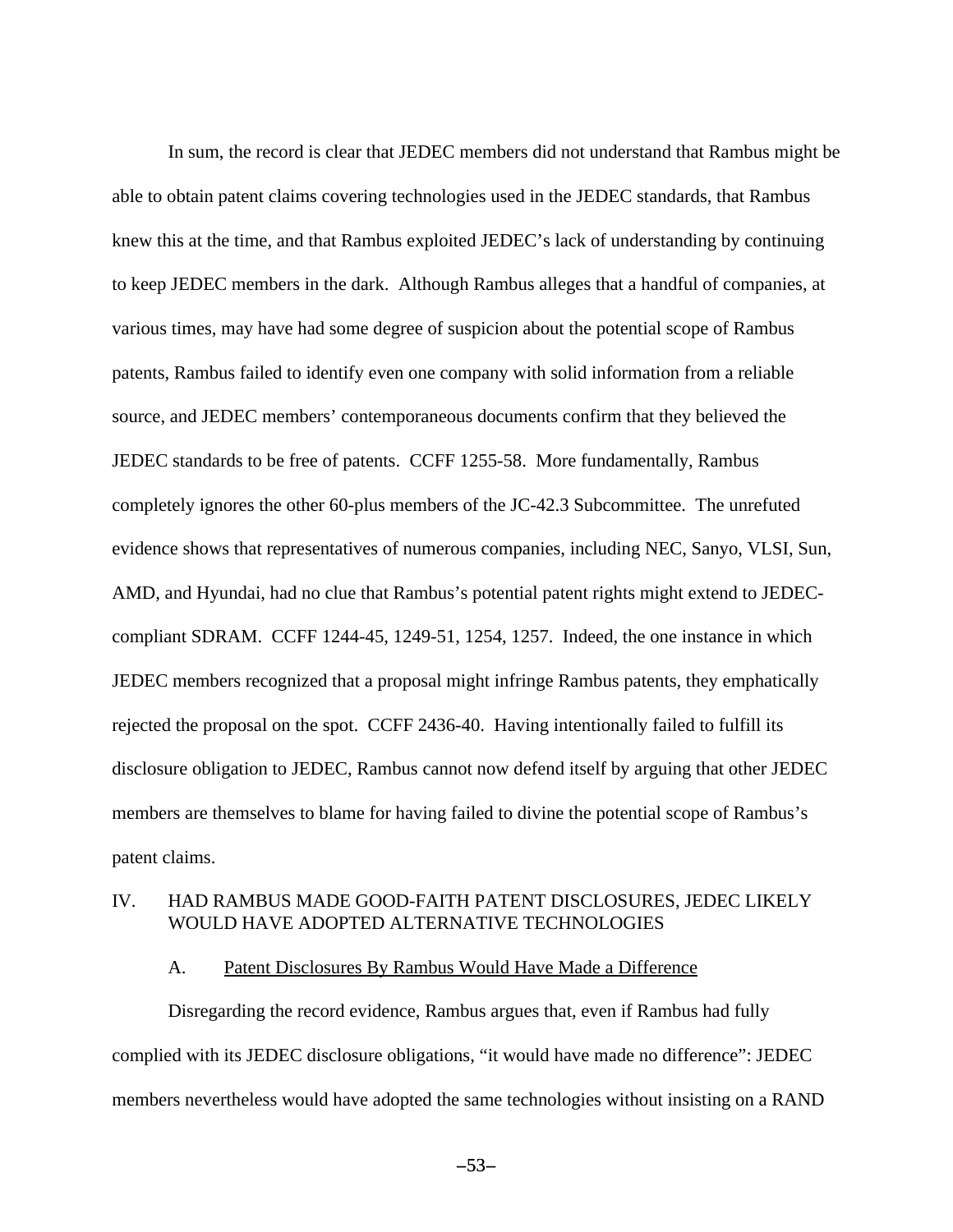In sum, the record is clear that JEDEC members did not understand that Rambus might be able to obtain patent claims covering technologies used in the JEDEC standards, that Rambus knew this at the time, and that Rambus exploited JEDEC's lack of understanding by continuing to keep JEDEC members in the dark. Although Rambus alleges that a handful of companies, at various times, may have had some degree of suspicion about the potential scope of Rambus patents, Rambus failed to identify even one company with solid information from a reliable source, and JEDEC members' contemporaneous documents confirm that they believed the JEDEC standards to be free of patents. CCFF 1255-58. More fundamentally, Rambus completely ignores the other 60-plus members of the JC-42.3 Subcommittee. The unrefuted evidence shows that representatives of numerous companies, including NEC, Sanyo, VLSI, Sun, AMD, and Hyundai, had no clue that Rambus's potential patent rights might extend to JEDEC-compliant SDRAM. CCFF 1244-45, 1249-51, 1254, 1257. Indeed, the one instance in which JEDEC members recognized that a proposal might infringe Rambus patents, they emphatically rejected the proposal on the spot. CCFF 2436-40. Having intentionally failed to fulfill its disclosure obligation to JEDEC, Rambus cannot now defend itself by arguing that other JEDEC members are themselves to blame for having failed to divine the potential scope of Rambus's patent claims.

## IV. HAD RAMBUS MADE GOOD-FAITH PATENT DISCLOSURES, JEDEC LIKELY WOULD HAVE ADOPTED ALTERNATIVE TECHNOLOGIES

### A. Patent Disclosures By Rambus Would Have Made a Difference

Disregarding the record evidence, Rambus argues that, even if Rambus had fully complied with its JEDEC disclosure obligations, "it would have made no difference": JEDEC members nevertheless would have adopted the same technologies without insisting on a RAND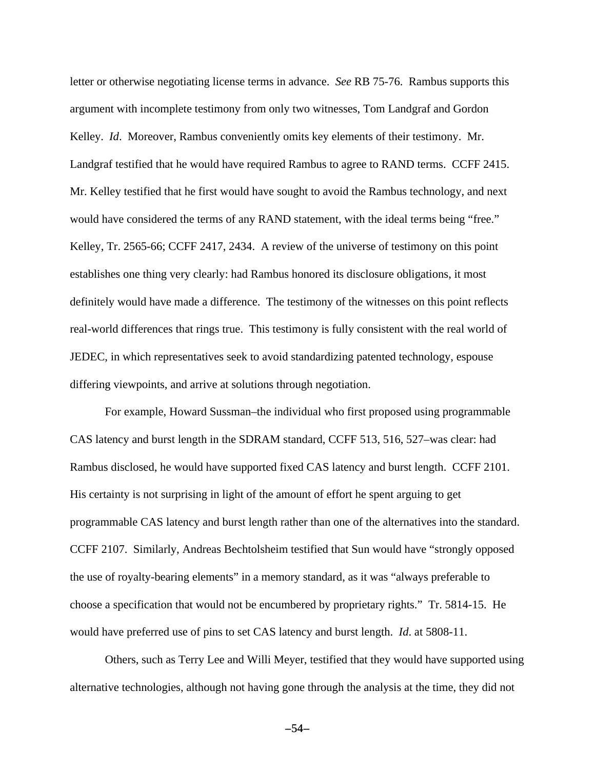letter or otherwise negotiating license terms in advance. *See* RB 75-76. Rambus supports this argument with incomplete testimony from only two witnesses, Tom Landgraf and Gordon Kelley. *Id*. Moreover, Rambus conveniently omits key elements of their testimony. Mr. Landgraf testified that he would have required Rambus to agree to RAND terms. CCFF 2415. Mr. Kelley testified that he first would have sought to avoid the Rambus technology, and next would have considered the terms of any RAND statement, with the ideal terms being "free." Kelley, Tr. 2565-66; CCFF 2417, 2434. A review of the universe of testimony on this point establishes one thing very clearly: had Rambus honored its disclosure obligations, it most definitely would have made a difference. The testimony of the witnesses on this point reflects real-world differences that rings true. This testimony is fully consistent with the real world of JEDEC, in which representatives seek to avoid standardizing patented technology, espouse differing viewpoints, and arrive at solutions through negotiation.

For example, Howard Sussman–the individual who first proposed using programmable CAS latency and burst length in the SDRAM standard, CCFF 513, 516, 527–was clear: had Rambus disclosed, he would have supported fixed CAS latency and burst length. CCFF 2101. His certainty is not surprising in light of the amount of effort he spent arguing to get programmable CAS latency and burst length rather than one of the alternatives into the standard. CCFF 2107. Similarly, Andreas Bechtolsheim testified that Sun would have "strongly opposed the use of royalty-bearing elements" in a memory standard, as it was "always preferable to choose a specification that would not be encumbered by proprietary rights." Tr. 5814-15. He would have preferred use of pins to set CAS latency and burst length. *Id*. at 5808-11.

Others, such as Terry Lee and Willi Meyer, testified that they would have supported using alternative technologies, although not having gone through the analysis at the time, they did not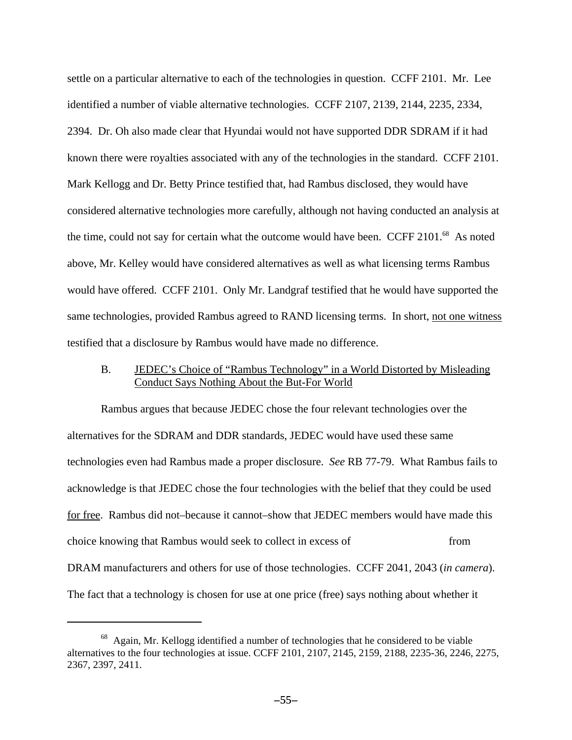settle on a particular alternative to each of the technologies in question. CCFF 2101. Mr. Lee identified a number of viable alternative technologies. CCFF 2107, 2139, 2144, 2235, 2334, 2394. Dr. Oh also made clear that Hyundai would not have supported DDR SDRAM if it had known there were royalties associated with any of the technologies in the standard. CCFF 2101. Mark Kellogg and Dr. Betty Prince testified that, had Rambus disclosed, they would have considered alternative technologies more carefully, although not having conducted an analysis at the time, could not say for certain what the outcome would have been. CCFF 2101.[68] As noted above, Mr. Kelley would have considered alternatives as well as what licensing terms Rambus would have offered. CCFF 2101. Only Mr. Landgraf testified that he would have supported the same technologies, provided Rambus agreed to RAND licensing terms. In short, <u>not one witness</u> testified that a disclosure by Rambus would have made no difference.

### B. <u>JEDEC's Choice of "Rambus Technology" in a World Distorted by Misleading Conduct Says Nothing About the But-For World</u>

Rambus argues that because JEDEC chose the four relevant technologies over the alternatives for the SDRAM and DDR standards, JEDEC would have used these same technologies even had Rambus made a proper disclosure. *See* RB 77-79. What Rambus fails to acknowledge is that JEDEC chose the four technologies with the belief that they could be used <u>for free</u>. Rambus did not–because it cannot–show that JEDEC members would have made this choice knowing that Rambus would seek to collect in excess of                          from DRAM manufacturers and others for use of those technologies. CCFF 2041, 2043 (*in camera*). The fact that a technology is chosen for use at one price (free) says nothing about whether it

---

[68] Again, Mr. Kellogg identified a number of technologies that he considered to be viable alternatives to the four technologies at issue. CCFF 2101, 2107, 2145, 2159, 2188, 2235-36, 2246, 2275, 2367, 2397, 2411.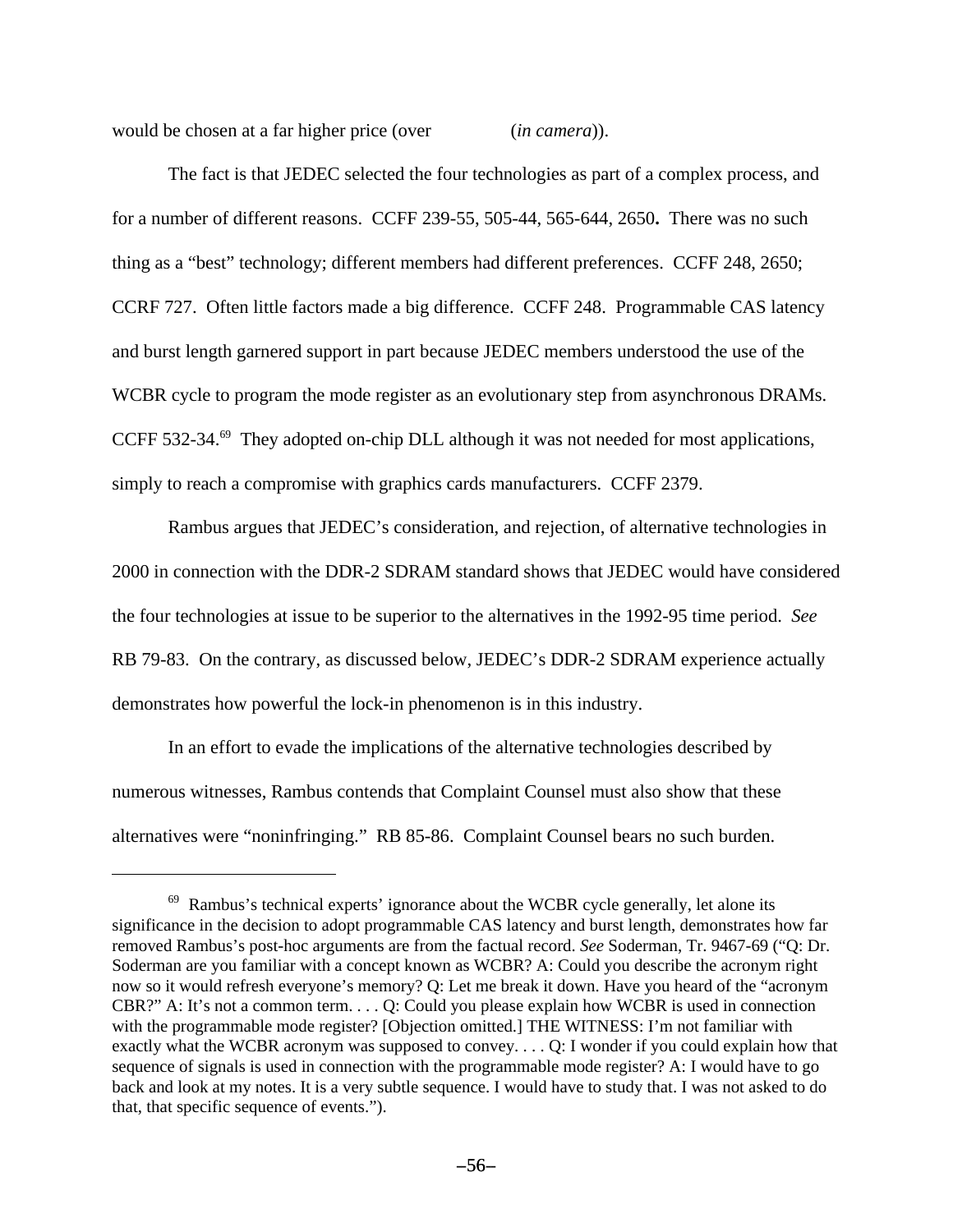would be chosen at a far higher price (over (*in camera*)).

The fact is that JEDEC selected the four technologies as part of a complex process, and for a number of different reasons. CCFF 239-55, 505-44, 565-644, 2650**.** There was no such thing as a "best" technology; different members had different preferences. CCFF 248, 2650; CCRF 727. Often little factors made a big difference. CCFF 248. Programmable CAS latency and burst length garnered support in part because JEDEC members understood the use of the WCBR cycle to program the mode register as an evolutionary step from asynchronous DRAMs. CCFF 532-34.[69] They adopted on-chip DLL although it was not needed for most applications, simply to reach a compromise with graphics cards manufacturers. CCFF 2379.

Rambus argues that JEDEC's consideration, and rejection, of alternative technologies in 2000 in connection with the DDR-2 SDRAM standard shows that JEDEC would have considered the four technologies at issue to be superior to the alternatives in the 1992-95 time period. *See* RB 79-83. On the contrary, as discussed below, JEDEC's DDR-2 SDRAM experience actually demonstrates how powerful the lock-in phenomenon is in this industry.

In an effort to evade the implications of the alternative technologies described by numerous witnesses, Rambus contends that Complaint Counsel must also show that these alternatives were "noninfringing." RB 85-86. Complaint Counsel bears no such burden.

---

[69] Rambus's technical experts' ignorance about the WCBR cycle generally, let alone its significance in the decision to adopt programmable CAS latency and burst length, demonstrates how far removed Rambus's post-hoc arguments are from the factual record. *See* Soderman, Tr. 9467-69 ("Q: Dr. Soderman are you familiar with a concept known as WCBR? A: Could you describe the acronym right now so it would refresh everyone's memory? Q: Let me break it down. Have you heard of the "acronym CBR?" A: It's not a common term. . . . Q: Could you please explain how WCBR is used in connection with the programmable mode register? [Objection omitted.] THE WITNESS: I'm not familiar with exactly what the WCBR acronym was supposed to convey. . . . Q: I wonder if you could explain how that sequence of signals is used in connection with the programmable mode register? A: I would have to go back and look at my notes. It is a very subtle sequence. I would have to study that. I was not asked to do that, that specific sequence of events.").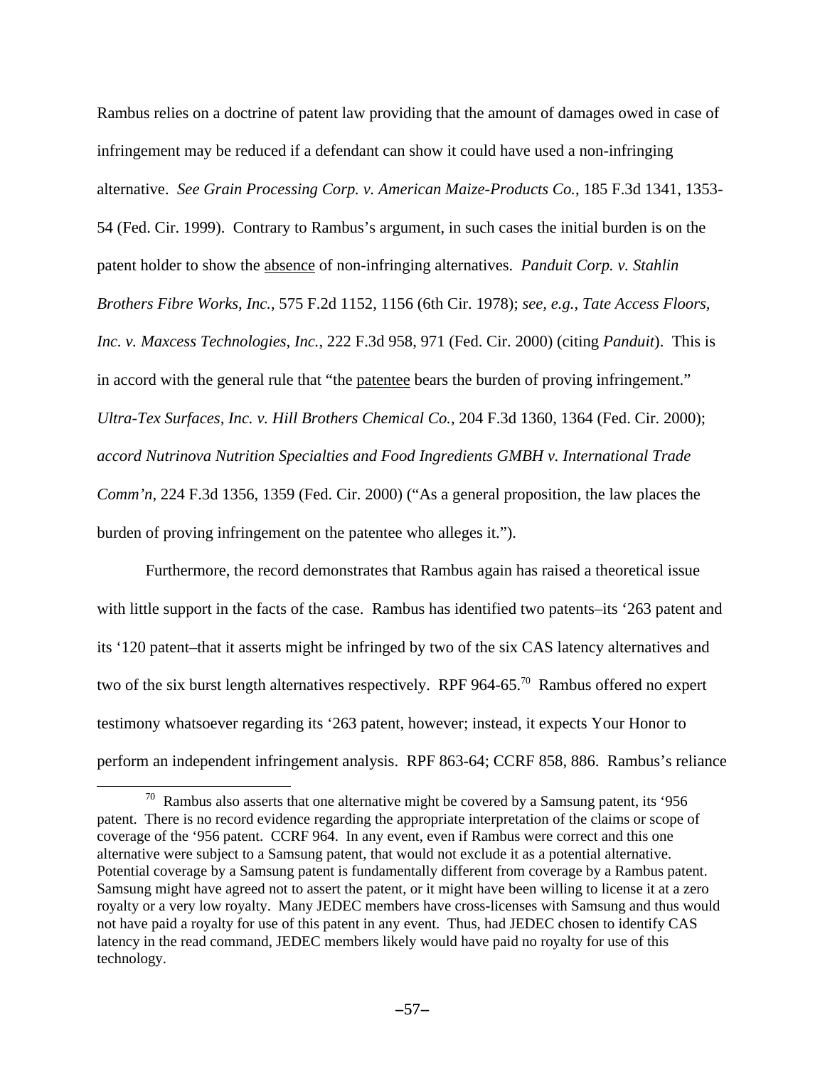Rambus relies on a doctrine of patent law providing that the amount of damages owed in case of infringement may be reduced if a defendant can show it could have used a non-infringing alternative. *See Grain Processing Corp. v. American Maize-Products Co.*, 185 F.3d 1341, 1353-54 (Fed. Cir. 1999). Contrary to Rambus's argument, in such cases the initial burden is on the patent holder to show the absence of non-infringing alternatives. *Panduit Corp. v. Stahlin Brothers Fibre Works, Inc.*, 575 F.2d 1152, 1156 (6th Cir. 1978); *see, e.g.*, *Tate Access Floors, Inc. v. Maxcess Technologies, Inc.*, 222 F.3d 958, 971 (Fed. Cir. 2000) (citing *Panduit*). This is in accord with the general rule that "the patentee bears the burden of proving infringement." *Ultra-Tex Surfaces, Inc. v. Hill Brothers Chemical Co.*, 204 F.3d 1360, 1364 (Fed. Cir. 2000); *accord Nutrinova Nutrition Specialties and Food Ingredients GMBH v. International Trade Comm'n*, 224 F.3d 1356, 1359 (Fed. Cir. 2000) ("As a general proposition, the law places the burden of proving infringement on the patentee who alleges it.").

Furthermore, the record demonstrates that Rambus again has raised a theoretical issue with little support in the facts of the case. Rambus has identified two patents–its '263 patent and its '120 patent–that it asserts might be infringed by two of the six CAS latency alternatives and two of the six burst length alternatives respectively. RPF 964-65.[70] Rambus offered no expert testimony whatsoever regarding its '263 patent, however; instead, it expects Your Honor to perform an independent infringement analysis. RPF 863-64; CCRF 858, 886. Rambus's reliance

[70] Rambus also asserts that one alternative might be covered by a Samsung patent, its '956 patent. There is no record evidence regarding the appropriate interpretation of the claims or scope of coverage of the '956 patent. CCRF 964. In any event, even if Rambus were correct and this one alternative were subject to a Samsung patent, that would not exclude it as a potential alternative. Potential coverage by a Samsung patent is fundamentally different from coverage by a Rambus patent. Samsung might have agreed not to assert the patent, or it might have been willing to license it at a zero royalty or a very low royalty. Many JEDEC members have cross-licenses with Samsung and thus would not have paid a royalty for use of this patent in any event. Thus, had JEDEC chosen to identify CAS latency in the read command, JEDEC members likely would have paid no royalty for use of this technology.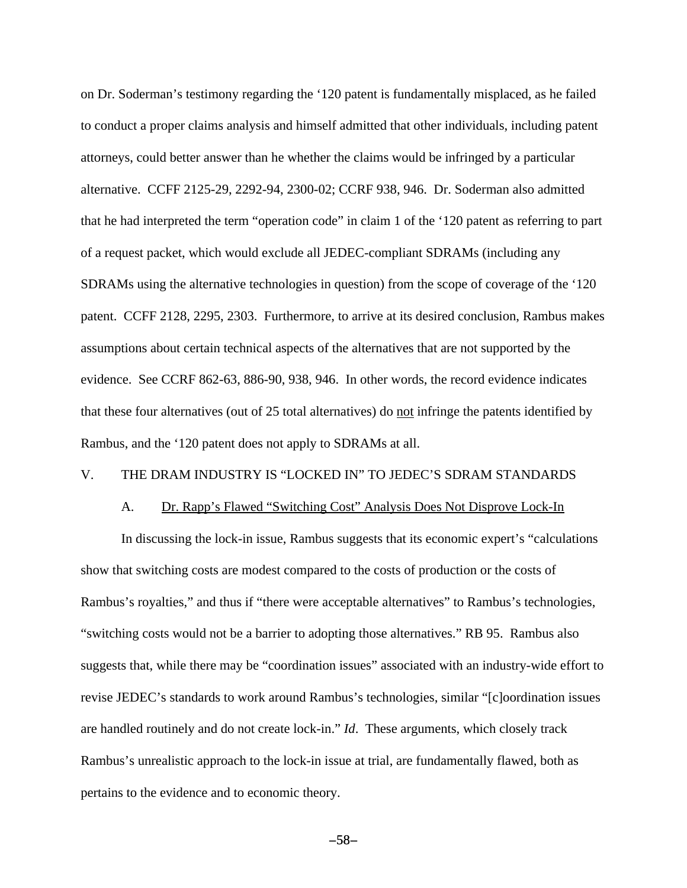on Dr. Soderman's testimony regarding the '120 patent is fundamentally misplaced, as he failed to conduct a proper claims analysis and himself admitted that other individuals, including patent attorneys, could better answer than he whether the claims would be infringed by a particular alternative. CCFF 2125-29, 2292-94, 2300-02; CCRF 938, 946. Dr. Soderman also admitted that he had interpreted the term "operation code" in claim 1 of the '120 patent as referring to part of a request packet, which would exclude all JEDEC-compliant SDRAMs (including any SDRAMs using the alternative technologies in question) from the scope of coverage of the '120 patent. CCFF 2128, 2295, 2303. Furthermore, to arrive at its desired conclusion, Rambus makes assumptions about certain technical aspects of the alternatives that are not supported by the evidence. See CCRF 862-63, 886-90, 938, 946. In other words, the record evidence indicates that these four alternatives (out of 25 total alternatives) do <u>not</u> infringe the patents identified by Rambus, and the '120 patent does not apply to SDRAMs at all.

## V. THE DRAM INDUSTRY IS "LOCKED IN" TO JEDEC'S SDRAM STANDARDS

### A. <u>Dr. Rapp's Flawed "Switching Cost" Analysis Does Not Disprove Lock-In</u>

In discussing the lock-in issue, Rambus suggests that its economic expert's "calculations show that switching costs are modest compared to the costs of production or the costs of Rambus's royalties," and thus if "there were acceptable alternatives" to Rambus's technologies, "switching costs would not be a barrier to adopting those alternatives." RB 95. Rambus also suggests that, while there may be "coordination issues" associated with an industry-wide effort to revise JEDEC's standards to work around Rambus's technologies, similar "[c]oordination issues are handled routinely and do not create lock-in." *Id*. These arguments, which closely track Rambus's unrealistic approach to the lock-in issue at trial, are fundamentally flawed, both as pertains to the evidence and to economic theory.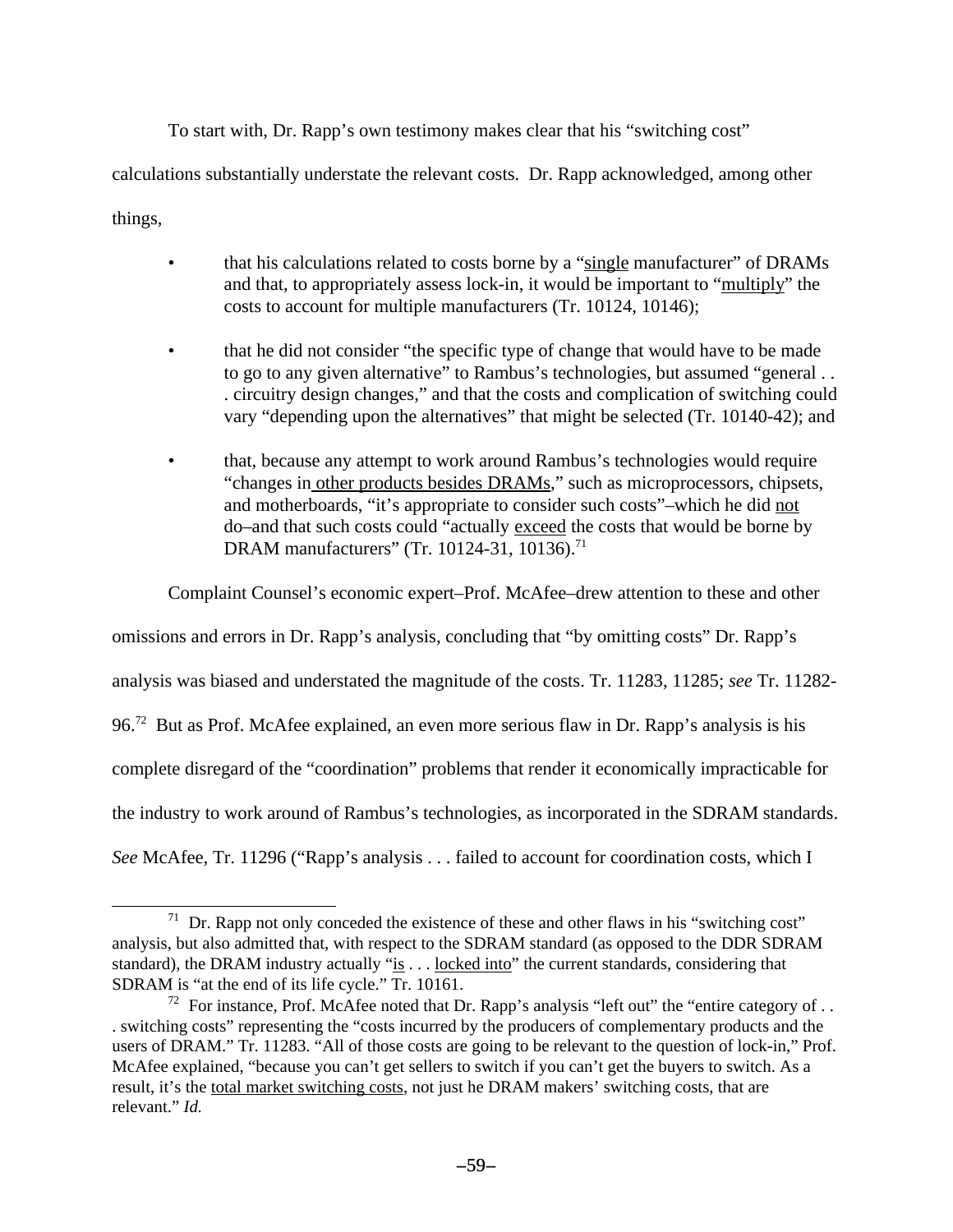To start with, Dr. Rapp's own testimony makes clear that his "switching cost" calculations substantially understate the relevant costs. Dr. Rapp acknowledged, among other things,

- that his calculations related to costs borne by a "single manufacturer" of DRAMs and that, to appropriately assess lock-in, it would be important to "multiply" the costs to account for multiple manufacturers (Tr. 10124, 10146);
- that he did not consider "the specific type of change that would have to be made to go to any given alternative" to Rambus's technologies, but assumed "general . . . circuitry design changes," and that the costs and complication of switching could vary "depending upon the alternatives" that might be selected (Tr. 10140-42); and
- that, because any attempt to work around Rambus's technologies would require "changes in other products besides DRAMs," such as microprocessors, chipsets, and motherboards, "it's appropriate to consider such costs"–which he did not do–and that such costs could "actually exceed the costs that would be borne by DRAM manufacturers" (Tr. 10124-31, 10136).[71]

Complaint Counsel's economic expert–Prof. McAfee–drew attention to these and other omissions and errors in Dr. Rapp's analysis, concluding that "by omitting costs" Dr. Rapp's analysis was biased and understated the magnitude of the costs. Tr. 11283, 11285; *see* Tr. 11282-96.[72] But as Prof. McAfee explained, an even more serious flaw in Dr. Rapp's analysis is his complete disregard of the "coordination" problems that render it economically impracticable for the industry to work around of Rambus's technologies, as incorporated in the SDRAM standards. *See* McAfee, Tr. 11296 ("Rapp's analysis . . . failed to account for coordination costs, which I

[71] Dr. Rapp not only conceded the existence of these and other flaws in his "switching cost" analysis, but also admitted that, with respect to the SDRAM standard (as opposed to the DDR SDRAM standard), the DRAM industry actually "is . . . locked into" the current standards, considering that SDRAM is "at the end of its life cycle." Tr. 10161.

[72] For instance, Prof. McAfee noted that Dr. Rapp's analysis "left out" the "entire category of . . . switching costs" representing the "costs incurred by the producers of complementary products and the users of DRAM." Tr. 11283. "All of those costs are going to be relevant to the question of lock-in," Prof. McAfee explained, "because you can't get sellers to switch if you can't get the buyers to switch. As a result, it's the total market switching costs, not just he DRAM makers' switching costs, that are relevant." *Id.*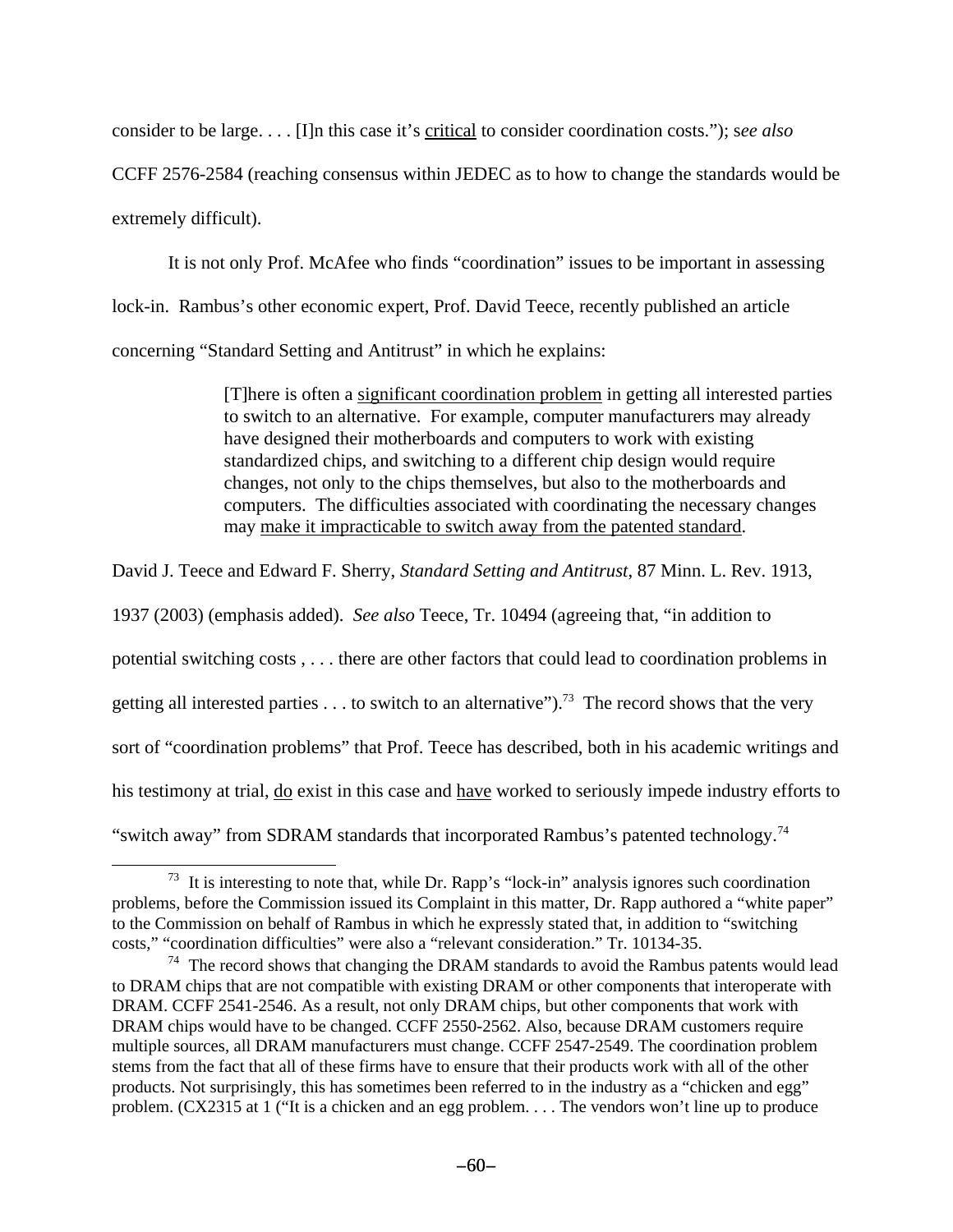consider to be large. . . . [I]n this case it's critical to consider coordination costs."); s*ee also* CCFF 2576-2584 (reaching consensus within JEDEC as to how to change the standards would be extremely difficult).

It is not only Prof. McAfee who finds "coordination" issues to be important in assessing lock-in. Rambus's other economic expert, Prof. David Teece, recently published an article concerning "Standard Setting and Antitrust" in which he explains:

> [T]here is often a significant coordination problem in getting all interested parties to switch to an alternative. For example, computer manufacturers may already have designed their motherboards and computers to work with existing standardized chips, and switching to a different chip design would require changes, not only to the chips themselves, but also to the motherboards and computers. The difficulties associated with coordinating the necessary changes may make it impracticable to switch away from the patented standard.

David J. Teece and Edward F. Sherry, *Standard Setting and Antitrust*, 87 Minn. L. Rev. 1913, 1937 (2003) (emphasis added). *See also* Teece, Tr. 10494 (agreeing that, "in addition to potential switching costs , . . . there are other factors that could lead to coordination problems in getting all interested parties . . . to switch to an alternative").[73] The record shows that the very sort of "coordination problems" that Prof. Teece has described, both in his academic writings and his testimony at trial, do exist in this case and have worked to seriously impede industry efforts to "switch away" from SDRAM standards that incorporated Rambus's patented technology.[74]

[73] It is interesting to note that, while Dr. Rapp's "lock-in" analysis ignores such coordination problems, before the Commission issued its Complaint in this matter, Dr. Rapp authored a "white paper" to the Commission on behalf of Rambus in which he expressly stated that, in addition to "switching costs," "coordination difficulties" were also a "relevant consideration." Tr. 10134-35.

[74] The record shows that changing the DRAM standards to avoid the Rambus patents would lead to DRAM chips that are not compatible with existing DRAM or other components that interoperate with DRAM. CCFF 2541-2546. As a result, not only DRAM chips, but other components that work with DRAM chips would have to be changed. CCFF 2550-2562. Also, because DRAM customers require multiple sources, all DRAM manufacturers must change. CCFF 2547-2549. The coordination problem stems from the fact that all of these firms have to ensure that their products work with all of the other products. Not surprisingly, this has sometimes been referred to in the industry as a "chicken and egg" problem. (CX2315 at 1 ("It is a chicken and an egg problem. . . . The vendors won't line up to produce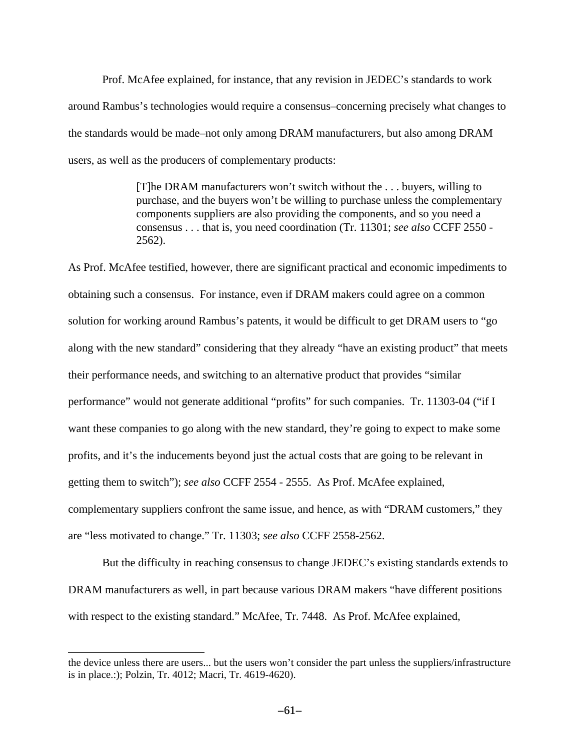Prof. McAfee explained, for instance, that any revision in JEDEC's standards to work around Rambus's technologies would require a consensus–concerning precisely what changes to the standards would be made–not only among DRAM manufacturers, but also among DRAM users, as well as the producers of complementary products:

> [T]he DRAM manufacturers won't switch without the . . . buyers, willing to purchase, and the buyers won't be willing to purchase unless the complementary components suppliers are also providing the components, and so you need a consensus . . . that is, you need coordination (Tr. 11301; *see also* CCFF 2550 - 2562).

As Prof. McAfee testified, however, there are significant practical and economic impediments to obtaining such a consensus. For instance, even if DRAM makers could agree on a common solution for working around Rambus's patents, it would be difficult to get DRAM users to "go along with the new standard" considering that they already "have an existing product" that meets their performance needs, and switching to an alternative product that provides "similar performance" would not generate additional "profits" for such companies. Tr. 11303-04 ("if I want these companies to go along with the new standard, they're going to expect to make some profits, and it's the inducements beyond just the actual costs that are going to be relevant in getting them to switch"); *see also* CCFF 2554 - 2555. As Prof. McAfee explained, complementary suppliers confront the same issue, and hence, as with "DRAM customers," they are "less motivated to change." Tr. 11303; *see also* CCFF 2558-2562.

But the difficulty in reaching consensus to change JEDEC's existing standards extends to DRAM manufacturers as well, in part because various DRAM makers "have different positions with respect to the existing standard." McAfee, Tr. 7448. As Prof. McAfee explained,

---

the device unless there are users... but the users won't consider the part unless the suppliers/infrastructure is in place.:); Polzin, Tr. 4012; Macri, Tr. 4619-4620).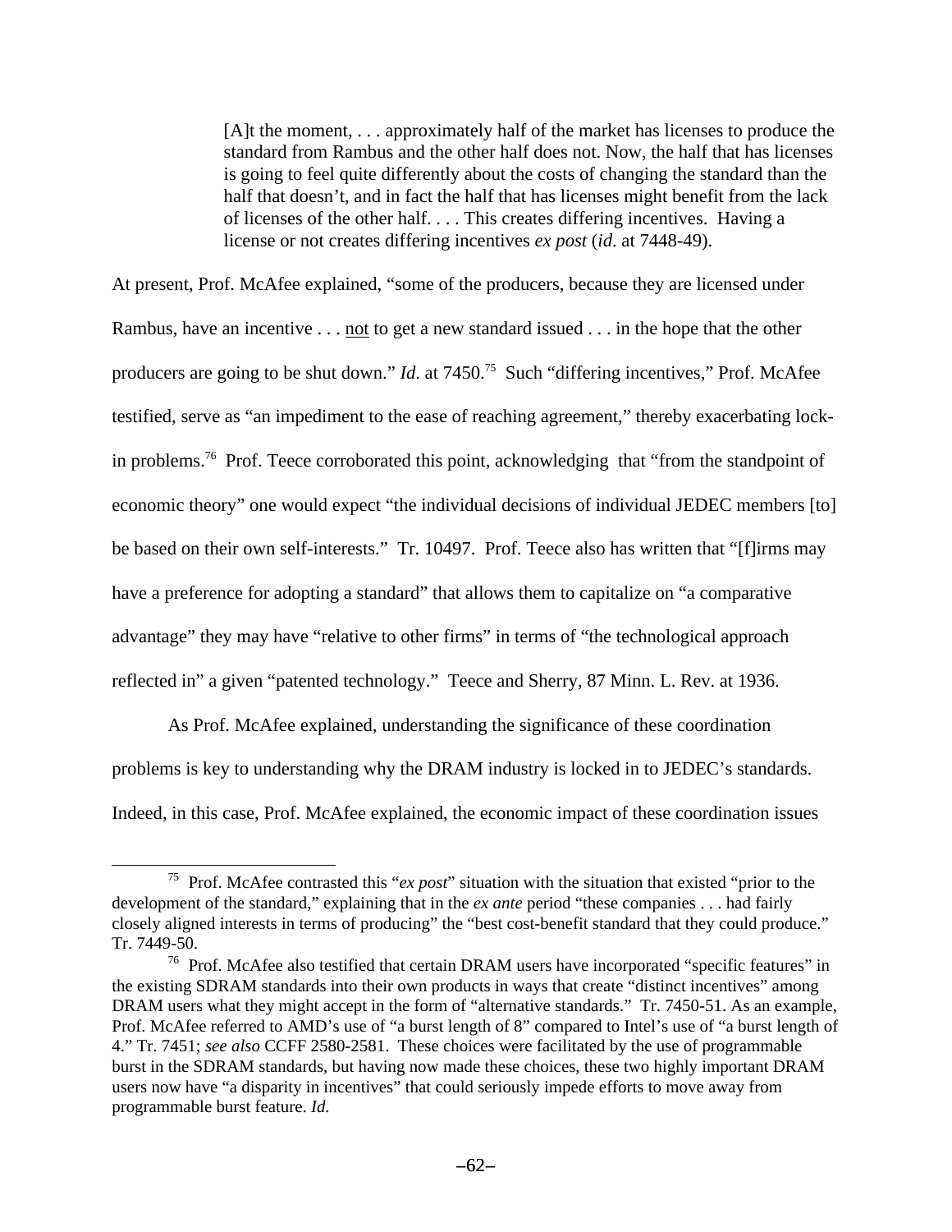> [A]t the moment, . . . approximately half of the market has licenses to produce the standard from Rambus and the other half does not. Now, the half that has licenses is going to feel quite differently about the costs of changing the standard than the half that doesn't, and in fact the half that has licenses might benefit from the lack of licenses of the other half. . . . This creates differing incentives. Having a license or not creates differing incentives *ex post* (*id*. at 7448-49).

At present, Prof. McAfee explained, "some of the producers, because they are licensed under Rambus, have an incentive . . . <u>not</u> to get a new standard issued . . . in the hope that the other producers are going to be shut down." *Id*. at 7450.[75] Such "differing incentives," Prof. McAfee testified, serve as "an impediment to the ease of reaching agreement," thereby exacerbating lock-in problems.[76] Prof. Teece corroborated this point, acknowledging that "from the standpoint of economic theory" one would expect "the individual decisions of individual JEDEC members [to] be based on their own self-interests." Tr. 10497. Prof. Teece also has written that "[f]irms may have a preference for adopting a standard" that allows them to capitalize on "a comparative advantage" they may have "relative to other firms" in terms of "the technological approach reflected in" a given "patented technology." Teece and Sherry, 87 Minn. L. Rev. at 1936.

As Prof. McAfee explained, understanding the significance of these coordination problems is key to understanding why the DRAM industry is locked in to JEDEC's standards. Indeed, in this case, Prof. McAfee explained, the economic impact of these coordination issues

---

[75] Prof. McAfee contrasted this "*ex post*" situation with the situation that existed "prior to the development of the standard," explaining that in the *ex ante* period "these companies . . . had fairly closely aligned interests in terms of producing" the "best cost-benefit standard that they could produce." Tr. 7449-50.

[76] Prof. McAfee also testified that certain DRAM users have incorporated "specific features" in the existing SDRAM standards into their own products in ways that create "distinct incentives" among DRAM users what they might accept in the form of "alternative standards." Tr. 7450-51. As an example, Prof. McAfee referred to AMD's use of "a burst length of 8" compared to Intel's use of "a burst length of 4." Tr. 7451; *see also* CCFF 2580-2581. These choices were facilitated by the use of programmable burst in the SDRAM standards, but having now made these choices, these two highly important DRAM users now have "a disparity in incentives" that could seriously impede efforts to move away from programmable burst feature. *Id.*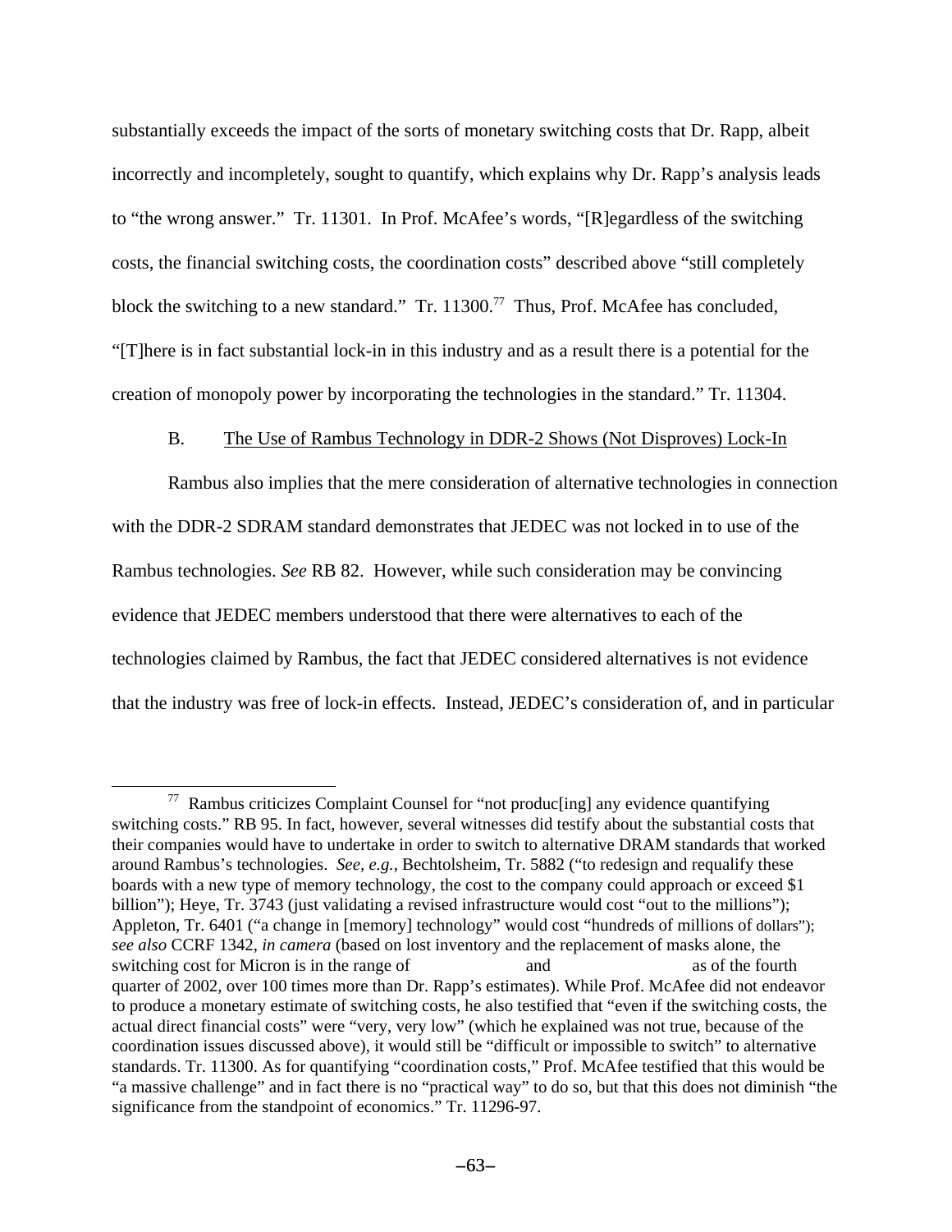substantially exceeds the impact of the sorts of monetary switching costs that Dr. Rapp, albeit incorrectly and incompletely, sought to quantify, which explains why Dr. Rapp's analysis leads to "the wrong answer." Tr. 11301. In Prof. McAfee's words, "[R]egardless of the switching costs, the financial switching costs, the coordination costs" described above "still completely block the switching to a new standard." Tr. 11300.[77] Thus, Prof. McAfee has concluded, "[T]here is in fact substantial lock-in in this industry and as a result there is a potential for the creation of monopoly power by incorporating the technologies in the standard." Tr. 11304.

B. The Use of Rambus Technology in DDR-2 Shows (Not Disproves) Lock-In

Rambus also implies that the mere consideration of alternative technologies in connection with the DDR-2 SDRAM standard demonstrates that JEDEC was not locked in to use of the Rambus technologies. *See* RB 82. However, while such consideration may be convincing evidence that JEDEC members understood that there were alternatives to each of the technologies claimed by Rambus, the fact that JEDEC considered alternatives is not evidence that the industry was free of lock-in effects. Instead, JEDEC's consideration of, and in particular

[77] Rambus criticizes Complaint Counsel for "not produc[ing] any evidence quantifying switching costs." RB 95. In fact, however, several witnesses did testify about the substantial costs that their companies would have to undertake in order to switch to alternative DRAM standards that worked around Rambus's technologies. *See, e.g.*, Bechtolsheim, Tr. 5882 ("to redesign and requalify these boards with a new type of memory technology, the cost to the company could approach or exceed $1 billion"); Heye, Tr. 3743 (just validating a revised infrastructure would cost "out to the millions"); Appleton, Tr. 6401 ("a change in [memory] technology" would cost "hundreds of millions of dollars"); *see also* CCRF 1342, *in camera* (based on lost inventory and the replacement of masks alone, the switching cost for Micron is in the range of and as of the fourth quarter of 2002, over 100 times more than Dr. Rapp's estimates). While Prof. McAfee did not endeavor to produce a monetary estimate of switching costs, he also testified that "even if the switching costs, the actual direct financial costs" were "very, very low" (which he explained was not true, because of the coordination issues discussed above), it would still be "difficult or impossible to switch" to alternative standards. Tr. 11300. As for quantifying "coordination costs," Prof. McAfee testified that this would be "a massive challenge" and in fact there is no "practical way" to do so, but that this does not diminish "the significance from the standpoint of economics." Tr. 11296-97.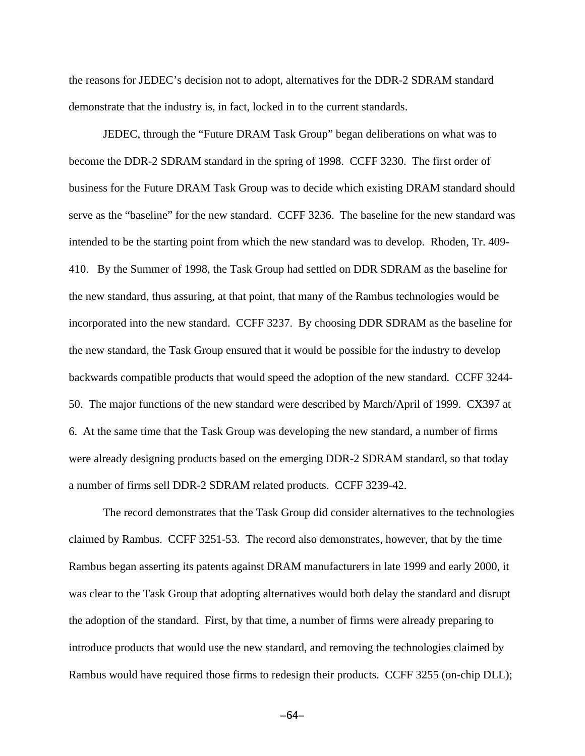the reasons for JEDEC's decision not to adopt, alternatives for the DDR-2 SDRAM standard demonstrate that the industry is, in fact, locked in to the current standards.

JEDEC, through the "Future DRAM Task Group" began deliberations on what was to become the DDR-2 SDRAM standard in the spring of 1998. CCFF 3230. The first order of business for the Future DRAM Task Group was to decide which existing DRAM standard should serve as the "baseline" for the new standard. CCFF 3236. The baseline for the new standard was intended to be the starting point from which the new standard was to develop. Rhoden, Tr. 409-410. By the Summer of 1998, the Task Group had settled on DDR SDRAM as the baseline for the new standard, thus assuring, at that point, that many of the Rambus technologies would be incorporated into the new standard. CCFF 3237. By choosing DDR SDRAM as the baseline for the new standard, the Task Group ensured that it would be possible for the industry to develop backwards compatible products that would speed the adoption of the new standard. CCFF 3244-50. The major functions of the new standard were described by March/April of 1999. CX397 at 6. At the same time that the Task Group was developing the new standard, a number of firms were already designing products based on the emerging DDR-2 SDRAM standard, so that today a number of firms sell DDR-2 SDRAM related products. CCFF 3239-42.

The record demonstrates that the Task Group did consider alternatives to the technologies claimed by Rambus. CCFF 3251-53. The record also demonstrates, however, that by the time Rambus began asserting its patents against DRAM manufacturers in late 1999 and early 2000, it was clear to the Task Group that adopting alternatives would both delay the standard and disrupt the adoption of the standard. First, by that time, a number of firms were already preparing to introduce products that would use the new standard, and removing the technologies claimed by Rambus would have required those firms to redesign their products. CCFF 3255 (on-chip DLL);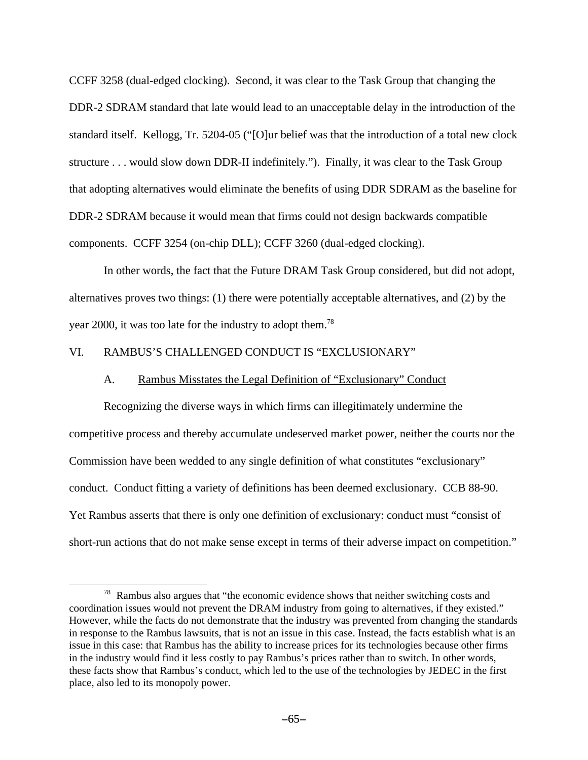CCFF 3258 (dual-edged clocking). Second, it was clear to the Task Group that changing the DDR-2 SDRAM standard that late would lead to an unacceptable delay in the introduction of the standard itself. Kellogg, Tr. 5204-05 ("[O]ur belief was that the introduction of a total new clock structure . . . would slow down DDR-II indefinitely."). Finally, it was clear to the Task Group that adopting alternatives would eliminate the benefits of using DDR SDRAM as the baseline for DDR-2 SDRAM because it would mean that firms could not design backwards compatible components. CCFF 3254 (on-chip DLL); CCFF 3260 (dual-edged clocking).

In other words, the fact that the Future DRAM Task Group considered, but did not adopt, alternatives proves two things: (1) there were potentially acceptable alternatives, and (2) by the year 2000, it was too late for the industry to adopt them.[78]

## VI. RAMBUS'S CHALLENGED CONDUCT IS "EXCLUSIONARY"

### A. Rambus Misstates the Legal Definition of "Exclusionary" Conduct

Recognizing the diverse ways in which firms can illegitimately undermine the competitive process and thereby accumulate undeserved market power, neither the courts nor the Commission have been wedded to any single definition of what constitutes "exclusionary" conduct. Conduct fitting a variety of definitions has been deemed exclusionary. CCB 88-90. Yet Rambus asserts that there is only one definition of exclusionary: conduct must "consist of short-run actions that do not make sense except in terms of their adverse impact on competition."

---

[78] Rambus also argues that "the economic evidence shows that neither switching costs and coordination issues would not prevent the DRAM industry from going to alternatives, if they existed." However, while the facts do not demonstrate that the industry was prevented from changing the standards in response to the Rambus lawsuits, that is not an issue in this case. Instead, the facts establish what is an issue in this case: that Rambus has the ability to increase prices for its technologies because other firms in the industry would find it less costly to pay Rambus's prices rather than to switch. In other words, these facts show that Rambus's conduct, which led to the use of the technologies by JEDEC in the first place, also led to its monopoly power.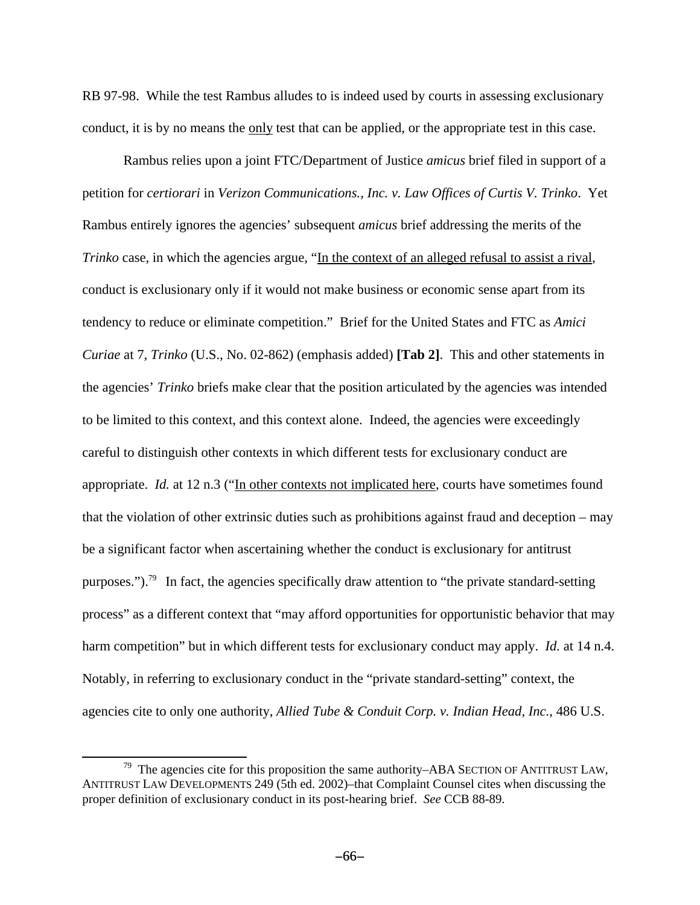RB 97-98. While the test Rambus alludes to is indeed used by courts in assessing exclusionary conduct, it is by no means the <u>only</u> test that can be applied, or the appropriate test in this case.

Rambus relies upon a joint FTC/Department of Justice *amicus* brief filed in support of a petition for *certiorari* in *Verizon Communications., Inc. v. Law Offices of Curtis V. Trinko*. Yet Rambus entirely ignores the agencies' subsequent *amicus* brief addressing the merits of the *Trinko* case, in which the agencies argue, "<u>In the context of an alleged refusal to assist a rival</u>, conduct is exclusionary only if it would not make business or economic sense apart from its tendency to reduce or eliminate competition." Brief for the United States and FTC as *Amici Curiae* at 7, *Trinko* (U.S., No. 02-862) (emphasis added) **[Tab 2]**. This and other statements in the agencies' *Trinko* briefs make clear that the position articulated by the agencies was intended to be limited to this context, and this context alone. Indeed, the agencies were exceedingly careful to distinguish other contexts in which different tests for exclusionary conduct are appropriate. *Id.* at 12 n.3 ("<u>In other contexts not implicated here</u>, courts have sometimes found that the violation of other extrinsic duties such as prohibitions against fraud and deception – may be a significant factor when ascertaining whether the conduct is exclusionary for antitrust purposes.").[79] In fact, the agencies specifically draw attention to "the private standard-setting process" as a different context that "may afford opportunities for opportunistic behavior that may harm competition" but in which different tests for exclusionary conduct may apply. *Id.* at 14 n.4. Notably, in referring to exclusionary conduct in the "private standard-setting" context, the agencies cite to only one authority, *Allied Tube & Conduit Corp. v. Indian Head, Inc.*, 486 U.S.

---

[79] The agencies cite for this proposition the same authority–ABA SECTION OF ANTITRUST LAW, ANTITRUST LAW DEVELOPMENTS 249 (5th ed. 2002)–that Complaint Counsel cites when discussing the proper definition of exclusionary conduct in its post-hearing brief. *See* CCB 88-89.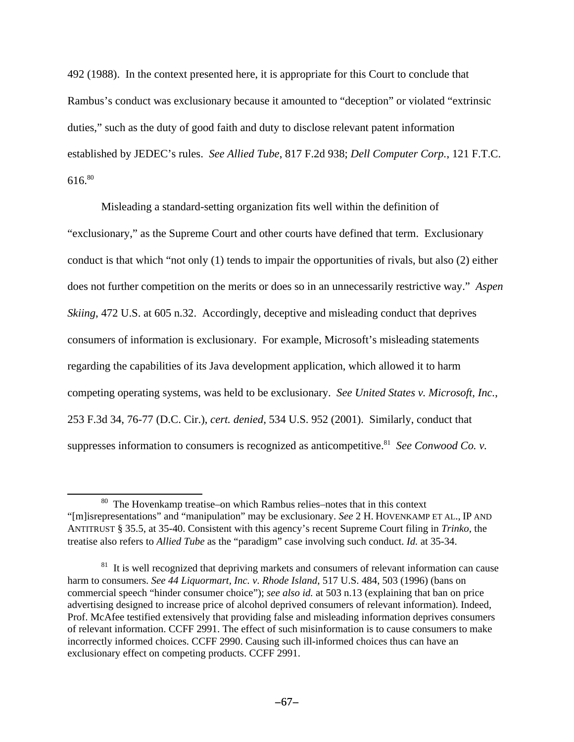492 (1988). In the context presented here, it is appropriate for this Court to conclude that Rambus's conduct was exclusionary because it amounted to "deception" or violated "extrinsic duties," such as the duty of good faith and duty to disclose relevant patent information established by JEDEC's rules. *See Allied Tube*, 817 F.2d 938; *Dell Computer Corp.*, 121 F.T.C. 616.[80]

Misleading a standard-setting organization fits well within the definition of "exclusionary," as the Supreme Court and other courts have defined that term. Exclusionary conduct is that which "not only (1) tends to impair the opportunities of rivals, but also (2) either does not further competition on the merits or does so in an unnecessarily restrictive way." *Aspen Skiing*, 472 U.S. at 605 n.32. Accordingly, deceptive and misleading conduct that deprives consumers of information is exclusionary. For example, Microsoft's misleading statements regarding the capabilities of its Java development application, which allowed it to harm competing operating systems, was held to be exclusionary. *See United States v. Microsoft, Inc.*, 253 F.3d 34, 76-77 (D.C. Cir.), *cert. denied*, 534 U.S. 952 (2001). Similarly, conduct that suppresses information to consumers is recognized as anticompetitive.[81] *See Conwood Co. v.*

---

[80] The Hovenkamp treatise–on which Rambus relies–notes that in this context "[m]isrepresentations" and "manipulation" may be exclusionary. *See* 2 H. HOVENKAMP ET AL., IP AND ANTITRUST § 35.5, at 35-40. Consistent with this agency's recent Supreme Court filing in *Trinko*, the treatise also refers to *Allied Tube* as the "paradigm" case involving such conduct. *Id.* at 35-34.

[81] It is well recognized that depriving markets and consumers of relevant information can cause harm to consumers. *See 44 Liquormart, Inc. v. Rhode Island*, 517 U.S. 484, 503 (1996) (bans on commercial speech "hinder consumer choice"); *see also id.* at 503 n.13 (explaining that ban on price advertising designed to increase price of alcohol deprived consumers of relevant information). Indeed, Prof. McAfee testified extensively that providing false and misleading information deprives consumers of relevant information. CCFF 2991. The effect of such misinformation is to cause consumers to make incorrectly informed choices. CCFF 2990. Causing such ill-informed choices thus can have an exclusionary effect on competing products. CCFF 2991.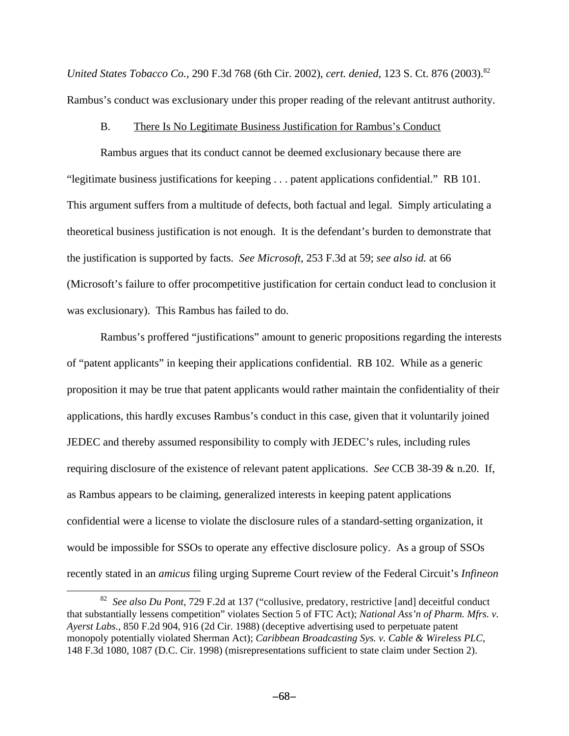*United States Tobacco Co.*, 290 F.3d 768 (6th Cir. 2002), *cert. denied*, 123 S. Ct. 876 (2003).[82] Rambus's conduct was exclusionary under this proper reading of the relevant antitrust authority.

B. There Is No Legitimate Business Justification for Rambus's Conduct

Rambus argues that its conduct cannot be deemed exclusionary because there are "legitimate business justifications for keeping . . . patent applications confidential." RB 101. This argument suffers from a multitude of defects, both factual and legal. Simply articulating a theoretical business justification is not enough. It is the defendant's burden to demonstrate that the justification is supported by facts. *See Microsoft*, 253 F.3d at 59; *see also id.* at 66 (Microsoft's failure to offer procompetitive justification for certain conduct lead to conclusion it was exclusionary). This Rambus has failed to do.

Rambus's proffered "justifications" amount to generic propositions regarding the interests of "patent applicants" in keeping their applications confidential. RB 102. While as a generic proposition it may be true that patent applicants would rather maintain the confidentiality of their applications, this hardly excuses Rambus's conduct in this case, given that it voluntarily joined JEDEC and thereby assumed responsibility to comply with JEDEC's rules, including rules requiring disclosure of the existence of relevant patent applications. *See* CCB 38-39 & n.20. If, as Rambus appears to be claiming, generalized interests in keeping patent applications confidential were a license to violate the disclosure rules of a standard-setting organization, it would be impossible for SSOs to operate any effective disclosure policy. As a group of SSOs recently stated in an *amicus* filing urging Supreme Court review of the Federal Circuit's *Infineon*

[82] *See also Du Pont*, 729 F.2d at 137 ("collusive, predatory, restrictive [and] deceitful conduct that substantially lessens competition" violates Section 5 of FTC Act); *National Ass'n of Pharm. Mfrs. v. Ayerst Labs.*, 850 F.2d 904, 916 (2d Cir. 1988) (deceptive advertising used to perpetuate patent monopoly potentially violated Sherman Act); *Caribbean Broadcasting Sys. v. Cable & Wireless PLC*, 148 F.3d 1080, 1087 (D.C. Cir. 1998) (misrepresentations sufficient to state claim under Section 2).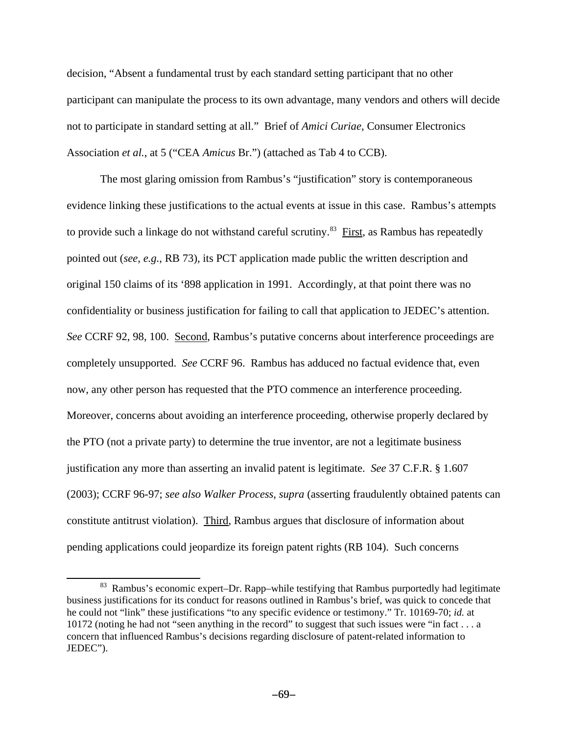decision, "Absent a fundamental trust by each standard setting participant that no other participant can manipulate the process to its own advantage, many vendors and others will decide not to participate in standard setting at all." Brief of *Amici Curiae*, Consumer Electronics Association *et al.*, at 5 ("CEA *Amicus* Br.") (attached as Tab 4 to CCB).

The most glaring omission from Rambus's "justification" story is contemporaneous evidence linking these justifications to the actual events at issue in this case. Rambus's attempts to provide such a linkage do not withstand careful scrutiny.[83] First, as Rambus has repeatedly pointed out (*see, e.g.*, RB 73), its PCT application made public the written description and original 150 claims of its '898 application in 1991. Accordingly, at that point there was no confidentiality or business justification for failing to call that application to JEDEC's attention. *See* CCRF 92, 98, 100. Second, Rambus's putative concerns about interference proceedings are completely unsupported. *See* CCRF 96. Rambus has adduced no factual evidence that, even now, any other person has requested that the PTO commence an interference proceeding. Moreover, concerns about avoiding an interference proceeding, otherwise properly declared by the PTO (not a private party) to determine the true inventor, are not a legitimate business justification any more than asserting an invalid patent is legitimate. *See* 37 C.F.R. § 1.607 (2003); CCRF 96-97; *see also Walker Process*, *supra* (asserting fraudulently obtained patents can constitute antitrust violation). Third, Rambus argues that disclosure of information about pending applications could jeopardize its foreign patent rights (RB 104). Such concerns

[83] Rambus's economic expert–Dr. Rapp–while testifying that Rambus purportedly had legitimate business justifications for its conduct for reasons outlined in Rambus's brief, was quick to concede that he could not "link" these justifications "to any specific evidence or testimony." Tr. 10169-70; *id.* at 10172 (noting he had not "seen anything in the record" to suggest that such issues were "in fact . . . a concern that influenced Rambus's decisions regarding disclosure of patent-related information to JEDEC").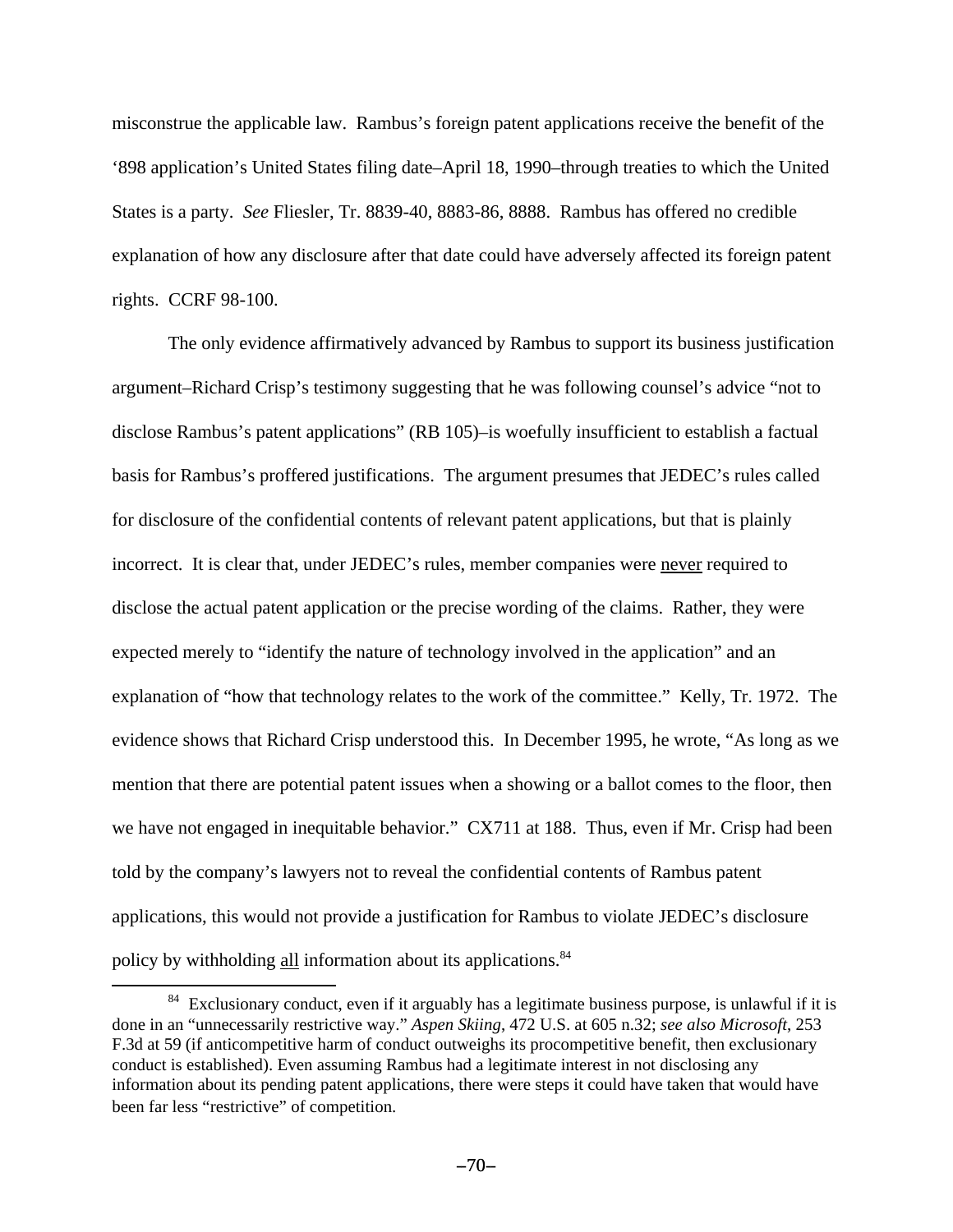misconstrue the applicable law. Rambus's foreign patent applications receive the benefit of the '898 application's United States filing date–April 18, 1990–through treaties to which the United States is a party. *See* Fliesler, Tr. 8839-40, 8883-86, 8888. Rambus has offered no credible explanation of how any disclosure after that date could have adversely affected its foreign patent rights. CCRF 98-100.

The only evidence affirmatively advanced by Rambus to support its business justification argument–Richard Crisp's testimony suggesting that he was following counsel's advice "not to disclose Rambus's patent applications" (RB 105)–is woefully insufficient to establish a factual basis for Rambus's proffered justifications. The argument presumes that JEDEC's rules called for disclosure of the confidential contents of relevant patent applications, but that is plainly incorrect. It is clear that, under JEDEC's rules, member companies were <u>never</u> required to disclose the actual patent application or the precise wording of the claims. Rather, they were expected merely to "identify the nature of technology involved in the application" and an explanation of "how that technology relates to the work of the committee." Kelly, Tr. 1972. The evidence shows that Richard Crisp understood this. In December 1995, he wrote, "As long as we mention that there are potential patent issues when a showing or a ballot comes to the floor, then we have not engaged in inequitable behavior." CX711 at 188. Thus, even if Mr. Crisp had been told by the company's lawyers not to reveal the confidential contents of Rambus patent applications, this would not provide a justification for Rambus to violate JEDEC's disclosure policy by withholding <u>all</u> information about its applications.[84]

[84] Exclusionary conduct, even if it arguably has a legitimate business purpose, is unlawful if it is done in an "unnecessarily restrictive way." *Aspen Skiing*, 472 U.S. at 605 n.32; *see also Microsoft*, 253 F.3d at 59 (if anticompetitive harm of conduct outweighs its procompetitive benefit, then exclusionary conduct is established). Even assuming Rambus had a legitimate interest in not disclosing any information about its pending patent applications, there were steps it could have taken that would have been far less "restrictive" of competition.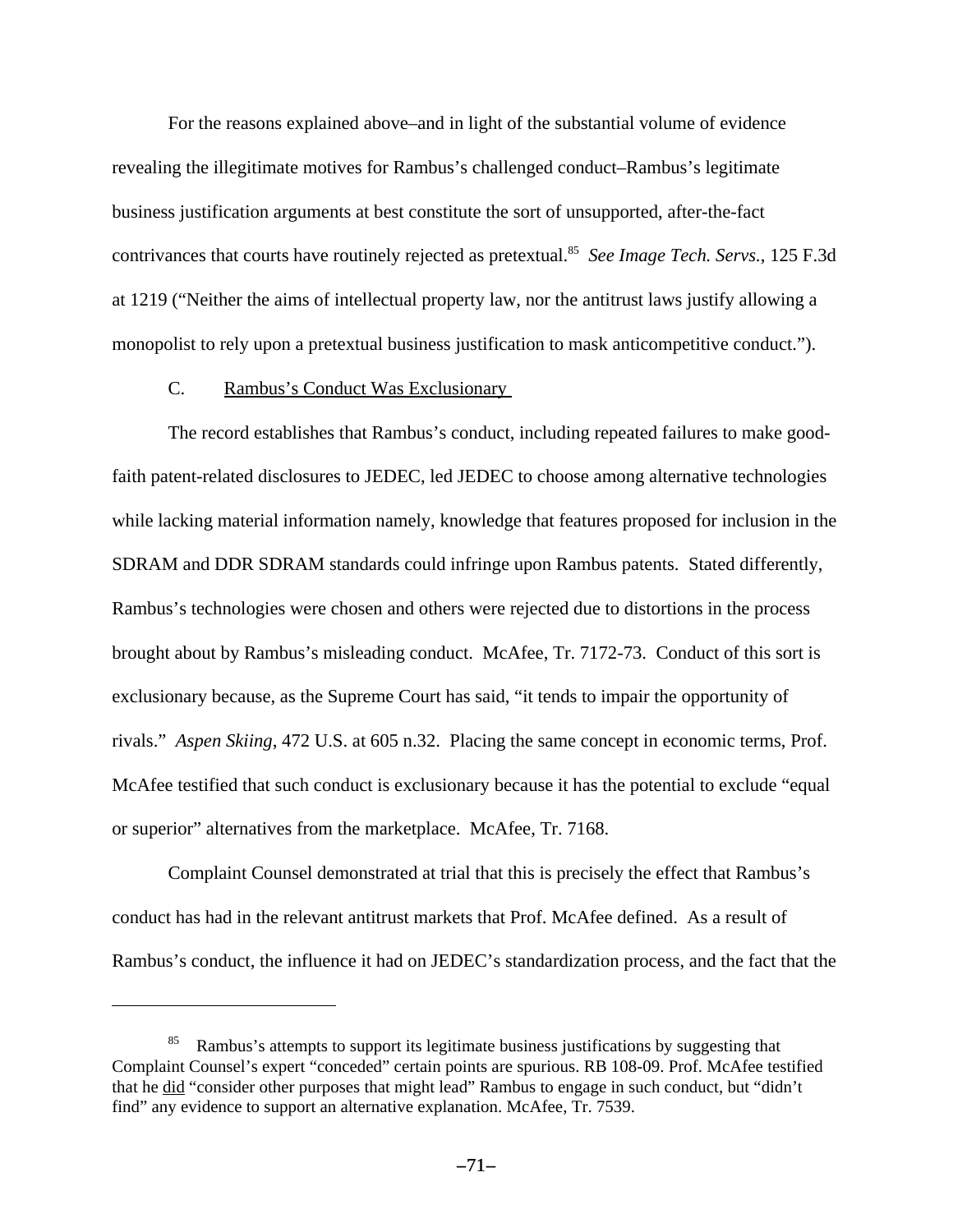For the reasons explained above–and in light of the substantial volume of evidence revealing the illegitimate motives for Rambus's challenged conduct–Rambus's legitimate business justification arguments at best constitute the sort of unsupported, after-the-fact contrivances that courts have routinely rejected as pretextual.[85] *See Image Tech. Servs.*, 125 F.3d at 1219 ("Neither the aims of intellectual property law, nor the antitrust laws justify allowing a monopolist to rely upon a pretextual business justification to mask anticompetitive conduct.").

C. Rambus's Conduct Was Exclusionary

The record establishes that Rambus's conduct, including repeated failures to make good-faith patent-related disclosures to JEDEC, led JEDEC to choose among alternative technologies while lacking material information namely, knowledge that features proposed for inclusion in the SDRAM and DDR SDRAM standards could infringe upon Rambus patents. Stated differently, Rambus's technologies were chosen and others were rejected due to distortions in the process brought about by Rambus's misleading conduct. McAfee, Tr. 7172-73. Conduct of this sort is exclusionary because, as the Supreme Court has said, "it tends to impair the opportunity of rivals." *Aspen Skiing*, 472 U.S. at 605 n.32. Placing the same concept in economic terms, Prof. McAfee testified that such conduct is exclusionary because it has the potential to exclude "equal or superior" alternatives from the marketplace. McAfee, Tr. 7168.

Complaint Counsel demonstrated at trial that this is precisely the effect that Rambus's conduct has had in the relevant antitrust markets that Prof. McAfee defined. As a result of Rambus's conduct, the influence it had on JEDEC's standardization process, and the fact that the

---

[85] Rambus's attempts to support its legitimate business justifications by suggesting that Complaint Counsel's expert "conceded" certain points are spurious. RB 108-09. Prof. McAfee testified that he did "consider other purposes that might lead" Rambus to engage in such conduct, but "didn't find" any evidence to support an alternative explanation. McAfee, Tr. 7539.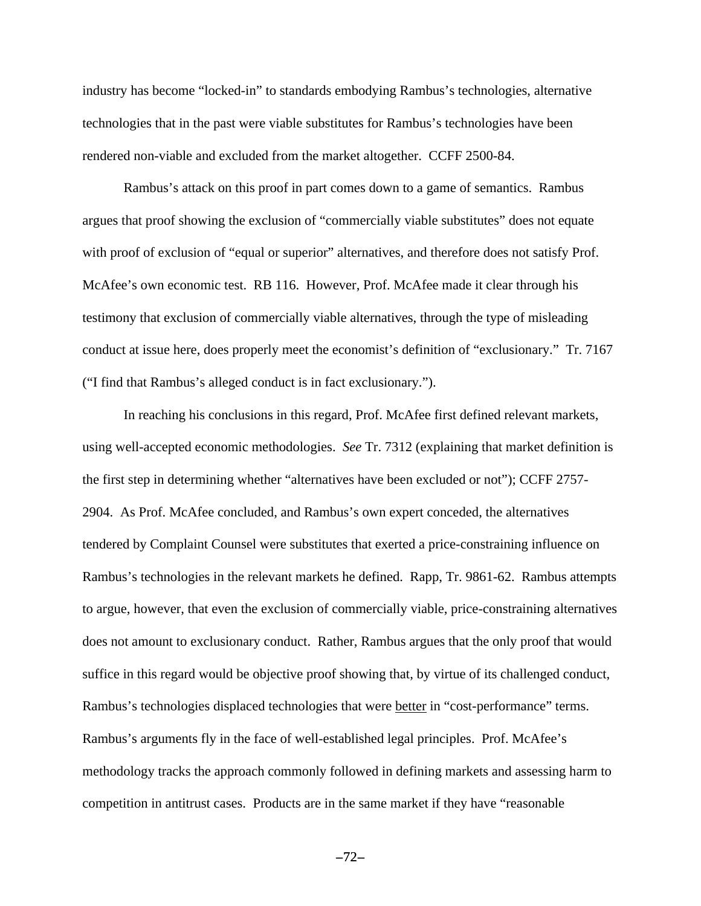industry has become "locked-in" to standards embodying Rambus's technologies, alternative technologies that in the past were viable substitutes for Rambus's technologies have been rendered non-viable and excluded from the market altogether. CCFF 2500-84.

Rambus's attack on this proof in part comes down to a game of semantics. Rambus argues that proof showing the exclusion of "commercially viable substitutes" does not equate with proof of exclusion of "equal or superior" alternatives, and therefore does not satisfy Prof. McAfee's own economic test. RB 116. However, Prof. McAfee made it clear through his testimony that exclusion of commercially viable alternatives, through the type of misleading conduct at issue here, does properly meet the economist's definition of "exclusionary." Tr. 7167 ("I find that Rambus's alleged conduct is in fact exclusionary.").

In reaching his conclusions in this regard, Prof. McAfee first defined relevant markets, using well-accepted economic methodologies. *See* Tr. 7312 (explaining that market definition is the first step in determining whether "alternatives have been excluded or not"); CCFF 2757-2904. As Prof. McAfee concluded, and Rambus's own expert conceded, the alternatives tendered by Complaint Counsel were substitutes that exerted a price-constraining influence on Rambus's technologies in the relevant markets he defined. Rapp, Tr. 9861-62. Rambus attempts to argue, however, that even the exclusion of commercially viable, price-constraining alternatives does not amount to exclusionary conduct. Rather, Rambus argues that the only proof that would suffice in this regard would be objective proof showing that, by virtue of its challenged conduct, Rambus's technologies displaced technologies that were better in "cost-performance" terms. Rambus's arguments fly in the face of well-established legal principles. Prof. McAfee's methodology tracks the approach commonly followed in defining markets and assessing harm to competition in antitrust cases. Products are in the same market if they have "reasonable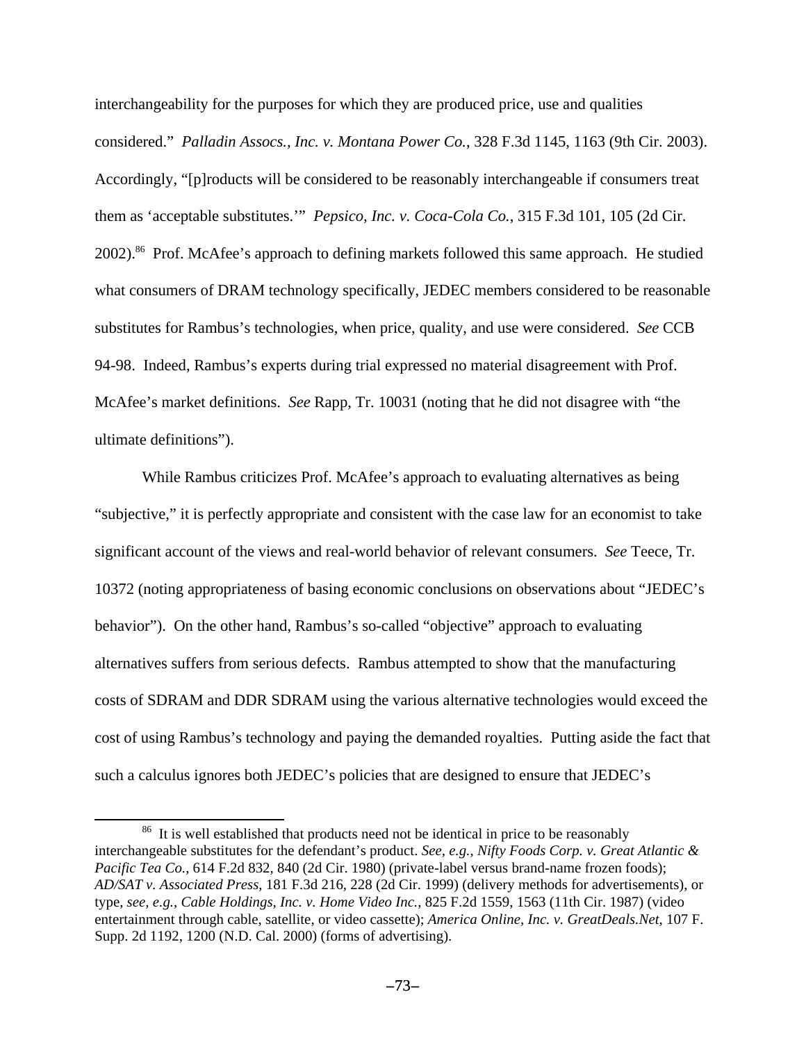interchangeability for the purposes for which they are produced price, use and qualities considered." *Palladin Assocs., Inc. v. Montana Power Co.*, 328 F.3d 1145, 1163 (9th Cir. 2003). Accordingly, "[p]roducts will be considered to be reasonably interchangeable if consumers treat them as 'acceptable substitutes.'" *Pepsico, Inc. v. Coca-Cola Co.*, 315 F.3d 101, 105 (2d Cir. 2002).[86] Prof. McAfee's approach to defining markets followed this same approach. He studied what consumers of DRAM technology specifically, JEDEC members considered to be reasonable substitutes for Rambus's technologies, when price, quality, and use were considered. *See* CCB 94-98. Indeed, Rambus's experts during trial expressed no material disagreement with Prof. McAfee's market definitions. *See* Rapp, Tr. 10031 (noting that he did not disagree with "the ultimate definitions").

While Rambus criticizes Prof. McAfee's approach to evaluating alternatives as being "subjective," it is perfectly appropriate and consistent with the case law for an economist to take significant account of the views and real-world behavior of relevant consumers. *See* Teece, Tr. 10372 (noting appropriateness of basing economic conclusions on observations about "JEDEC's behavior"). On the other hand, Rambus's so-called "objective" approach to evaluating alternatives suffers from serious defects. Rambus attempted to show that the manufacturing costs of SDRAM and DDR SDRAM using the various alternative technologies would exceed the cost of using Rambus's technology and paying the demanded royalties. Putting aside the fact that such a calculus ignores both JEDEC's policies that are designed to ensure that JEDEC's

---

[86] It is well established that products need not be identical in price to be reasonably interchangeable substitutes for the defendant's product. *See, e.g., Nifty Foods Corp. v. Great Atlantic & Pacific Tea Co.*, 614 F.2d 832, 840 (2d Cir. 1980) (private-label versus brand-name frozen foods); *AD/SAT v. Associated Press*, 181 F.3d 216, 228 (2d Cir. 1999) (delivery methods for advertisements), or type, *see, e.g., Cable Holdings, Inc. v. Home Video Inc.*, 825 F.2d 1559, 1563 (11th Cir. 1987) (video entertainment through cable, satellite, or video cassette); *America Online, Inc. v. GreatDeals.Net*, 107 F. Supp. 2d 1192, 1200 (N.D. Cal. 2000) (forms of advertising).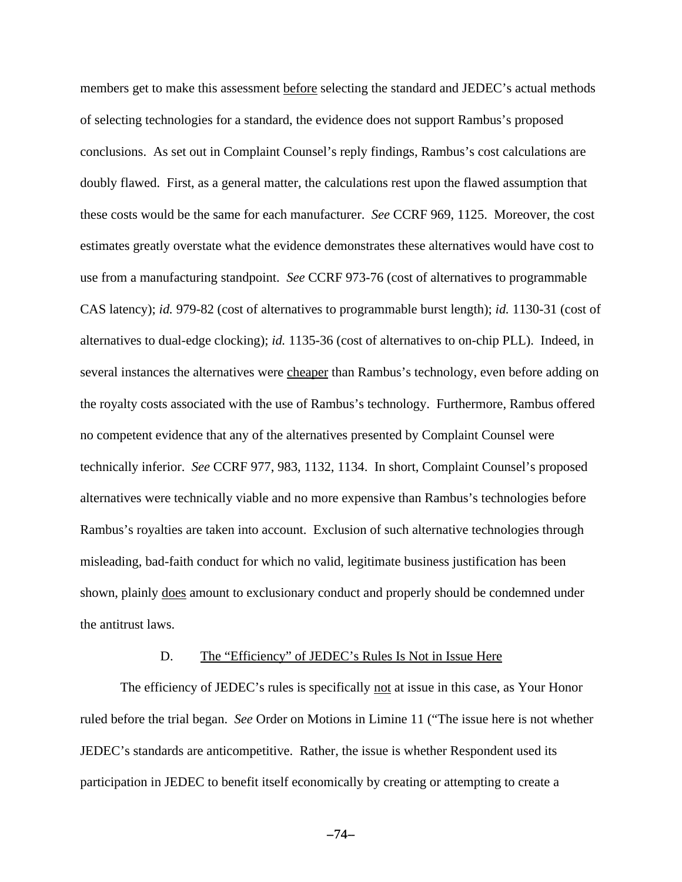members get to make this assessment before selecting the standard and JEDEC's actual methods of selecting technologies for a standard, the evidence does not support Rambus's proposed conclusions. As set out in Complaint Counsel's reply findings, Rambus's cost calculations are doubly flawed. First, as a general matter, the calculations rest upon the flawed assumption that these costs would be the same for each manufacturer. *See* CCRF 969, 1125. Moreover, the cost estimates greatly overstate what the evidence demonstrates these alternatives would have cost to use from a manufacturing standpoint. *See* CCRF 973-76 (cost of alternatives to programmable CAS latency); *id.* 979-82 (cost of alternatives to programmable burst length); *id.* 1130-31 (cost of alternatives to dual-edge clocking); *id.* 1135-36 (cost of alternatives to on-chip PLL). Indeed, in several instances the alternatives were cheaper than Rambus's technology, even before adding on the royalty costs associated with the use of Rambus's technology. Furthermore, Rambus offered no competent evidence that any of the alternatives presented by Complaint Counsel were technically inferior. *See* CCRF 977, 983, 1132, 1134. In short, Complaint Counsel's proposed alternatives were technically viable and no more expensive than Rambus's technologies before Rambus's royalties are taken into account. Exclusion of such alternative technologies through misleading, bad-faith conduct for which no valid, legitimate business justification has been shown, plainly does amount to exclusionary conduct and properly should be condemned under the antitrust laws.

### D. The "Efficiency" of JEDEC's Rules Is Not in Issue Here

The efficiency of JEDEC's rules is specifically not at issue in this case, as Your Honor ruled before the trial began. *See* Order on Motions in Limine 11 ("The issue here is not whether JEDEC's standards are anticompetitive. Rather, the issue is whether Respondent used its participation in JEDEC to benefit itself economically by creating or attempting to create a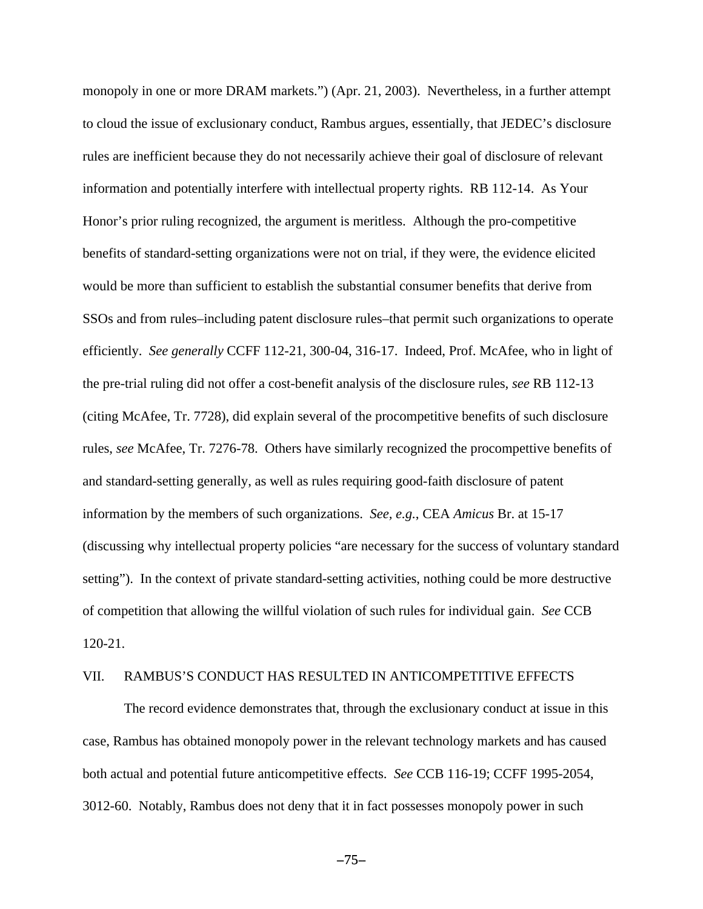monopoly in one or more DRAM markets.") (Apr. 21, 2003). Nevertheless, in a further attempt to cloud the issue of exclusionary conduct, Rambus argues, essentially, that JEDEC's disclosure rules are inefficient because they do not necessarily achieve their goal of disclosure of relevant information and potentially interfere with intellectual property rights. RB 112-14. As Your Honor's prior ruling recognized, the argument is meritless. Although the pro-competitive benefits of standard-setting organizations were not on trial, if they were, the evidence elicited would be more than sufficient to establish the substantial consumer benefits that derive from SSOs and from rules–including patent disclosure rules–that permit such organizations to operate efficiently. *See generally* CCFF 112-21, 300-04, 316-17. Indeed, Prof. McAfee, who in light of the pre-trial ruling did not offer a cost-benefit analysis of the disclosure rules, *see* RB 112-13 (citing McAfee, Tr. 7728), did explain several of the procompetitive benefits of such disclosure rules, *see* McAfee, Tr. 7276-78. Others have similarly recognized the procompettive benefits of and standard-setting generally, as well as rules requiring good-faith disclosure of patent information by the members of such organizations. *See, e.g.*, CEA *Amicus* Br. at 15-17 (discussing why intellectual property policies "are necessary for the success of voluntary standard setting"). In the context of private standard-setting activities, nothing could be more destructive of competition that allowing the willful violation of such rules for individual gain. *See* CCB 120-21.

## VII. RAMBUS'S CONDUCT HAS RESULTED IN ANTICOMPETITIVE EFFECTS

The record evidence demonstrates that, through the exclusionary conduct at issue in this case, Rambus has obtained monopoly power in the relevant technology markets and has caused both actual and potential future anticompetitive effects. *See* CCB 116-19; CCFF 1995-2054, 3012-60. Notably, Rambus does not deny that it in fact possesses monopoly power in such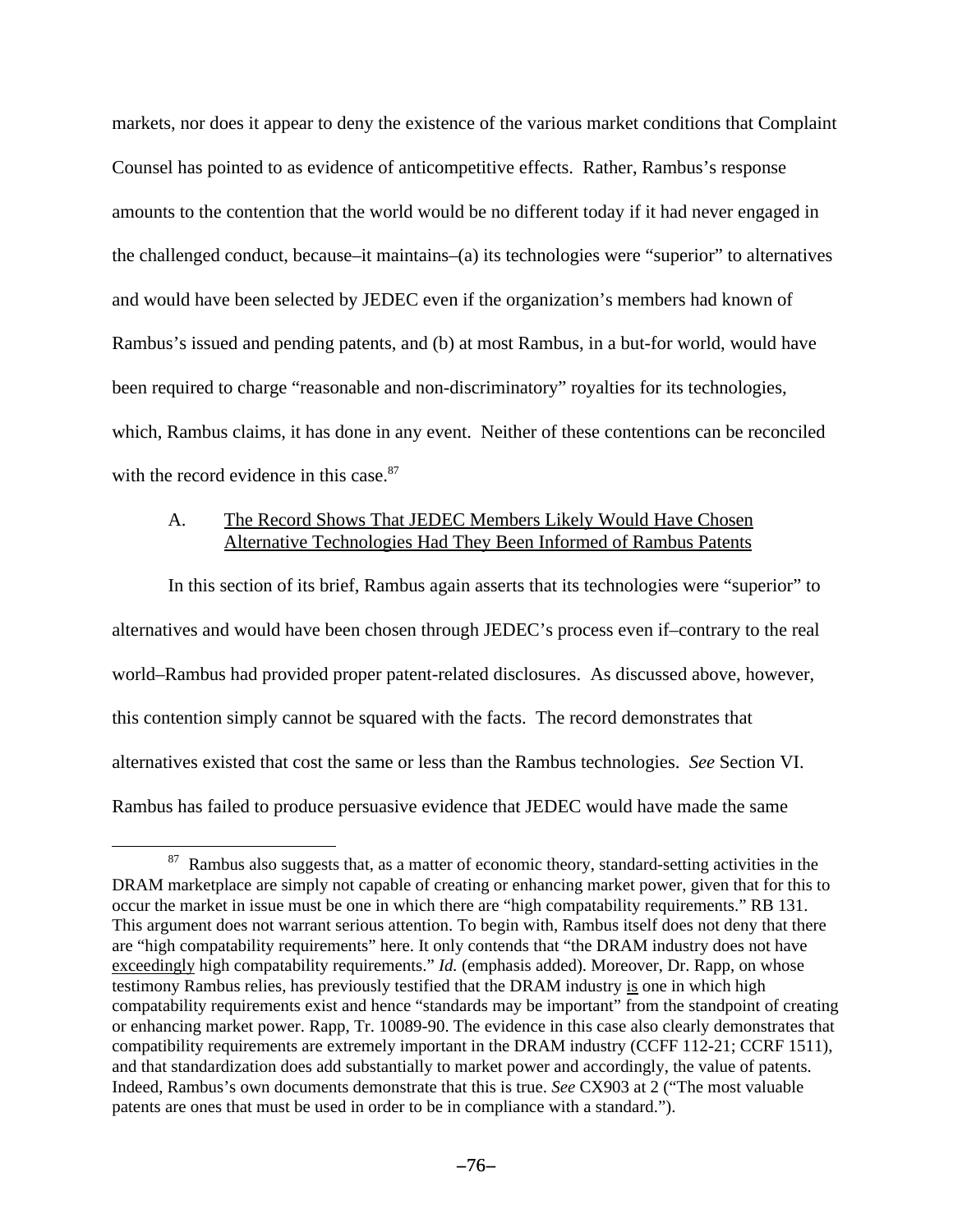markets, nor does it appear to deny the existence of the various market conditions that Complaint Counsel has pointed to as evidence of anticompetitive effects. Rather, Rambus's response amounts to the contention that the world would be no different today if it had never engaged in the challenged conduct, because–it maintains–(a) its technologies were "superior" to alternatives and would have been selected by JEDEC even if the organization's members had known of Rambus's issued and pending patents, and (b) at most Rambus, in a but-for world, would have been required to charge "reasonable and non-discriminatory" royalties for its technologies, which, Rambus claims, it has done in any event. Neither of these contentions can be reconciled with the record evidence in this case.[87]

A. <u>The Record Shows That JEDEC Members Likely Would Have Chosen Alternative Technologies Had They Been Informed of Rambus Patents</u>

In this section of its brief, Rambus again asserts that its technologies were "superior" to alternatives and would have been chosen through JEDEC's process even if–contrary to the real world–Rambus had provided proper patent-related disclosures. As discussed above, however, this contention simply cannot be squared with the facts. The record demonstrates that alternatives existed that cost the same or less than the Rambus technologies. *See* Section VI. Rambus has failed to produce persuasive evidence that JEDEC would have made the same

[87] Rambus also suggests that, as a matter of economic theory, standard-setting activities in the DRAM marketplace are simply not capable of creating or enhancing market power, given that for this to occur the market in issue must be one in which there are "high compatability requirements." RB 131. This argument does not warrant serious attention. To begin with, Rambus itself does not deny that there are "high compatability requirements" here. It only contends that "the DRAM industry does not have <u>exceedingly</u> high compatability requirements." *Id.* (emphasis added). Moreover, Dr. Rapp, on whose testimony Rambus relies, has previously testified that the DRAM industry <u>is</u> one in which high compatability requirements exist and hence "standards may be important" from the standpoint of creating or enhancing market power. Rapp, Tr. 10089-90. The evidence in this case also clearly demonstrates that compatibility requirements are extremely important in the DRAM industry (CCFF 112-21; CCRF 1511), and that standardization does add substantially to market power and accordingly, the value of patents. Indeed, Rambus's own documents demonstrate that this is true. *See* CX903 at 2 ("The most valuable patents are ones that must be used in order to be in compliance with a standard.").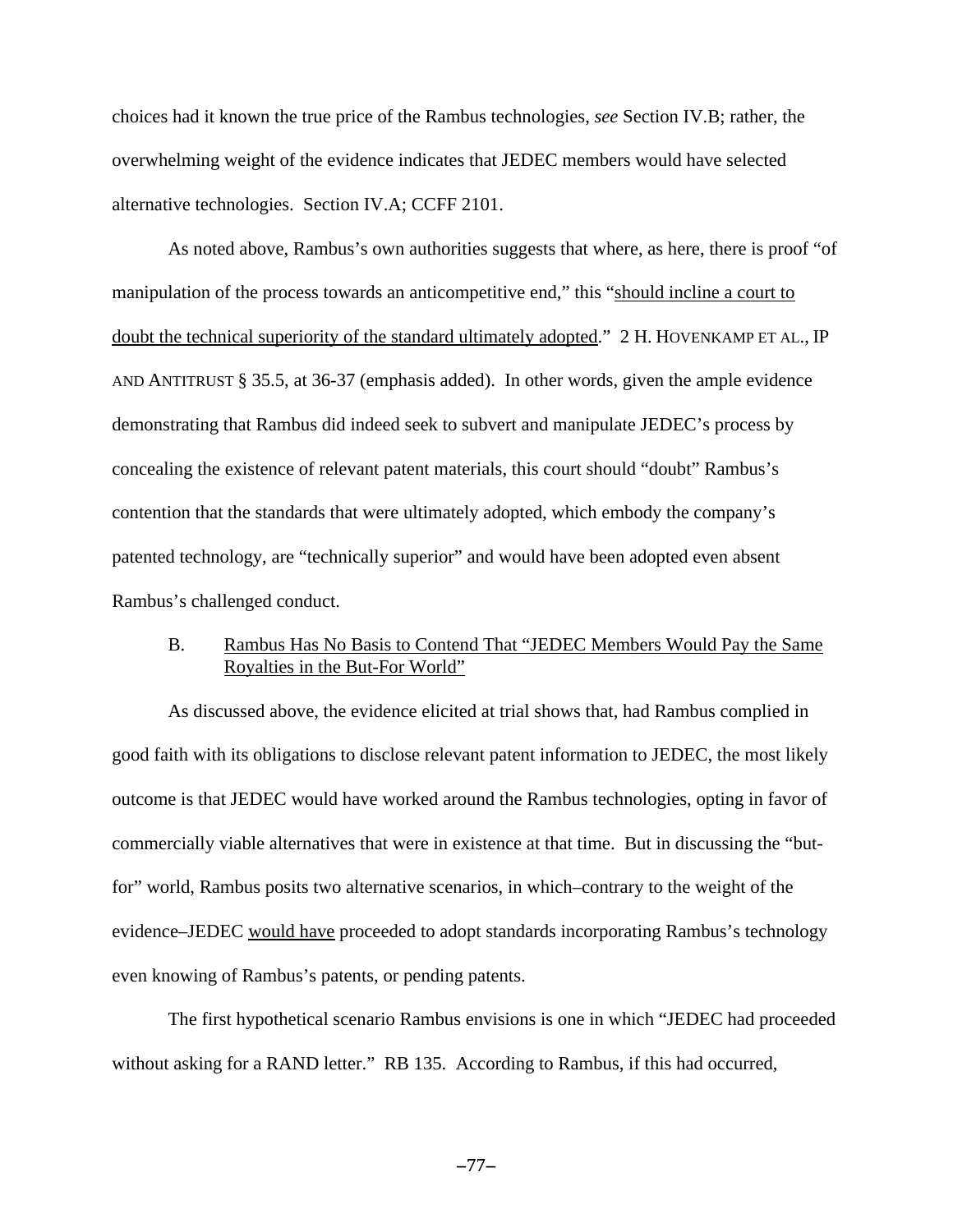choices had it known the true price of the Rambus technologies, *see* Section IV.B; rather, the overwhelming weight of the evidence indicates that JEDEC members would have selected alternative technologies. Section IV.A; CCFF 2101.

As noted above, Rambus's own authorities suggests that where, as here, there is proof "of manipulation of the process towards an anticompetitive end," this "<u>should incline a court to doubt the technical superiority of the standard ultimately adopted</u>." 2 H. HOVENKAMP ET AL., IP AND ANTITRUST § 35.5, at 36-37 (emphasis added). In other words, given the ample evidence demonstrating that Rambus did indeed seek to subvert and manipulate JEDEC's process by concealing the existence of relevant patent materials, this court should "doubt" Rambus's contention that the standards that were ultimately adopted, which embody the company's patented technology, are "technically superior" and would have been adopted even absent Rambus's challenged conduct.

### B. <u>Rambus Has No Basis to Contend That "JEDEC Members Would Pay the Same Royalties in the But-For World"</u>

As discussed above, the evidence elicited at trial shows that, had Rambus complied in good faith with its obligations to disclose relevant patent information to JEDEC, the most likely outcome is that JEDEC would have worked around the Rambus technologies, opting in favor of commercially viable alternatives that were in existence at that time. But in discussing the "but-for" world, Rambus posits two alternative scenarios, in which–contrary to the weight of the evidence–JEDEC <u>would have</u> proceeded to adopt standards incorporating Rambus's technology even knowing of Rambus's patents, or pending patents.

The first hypothetical scenario Rambus envisions is one in which "JEDEC had proceeded without asking for a RAND letter." RB 135. According to Rambus, if this had occurred,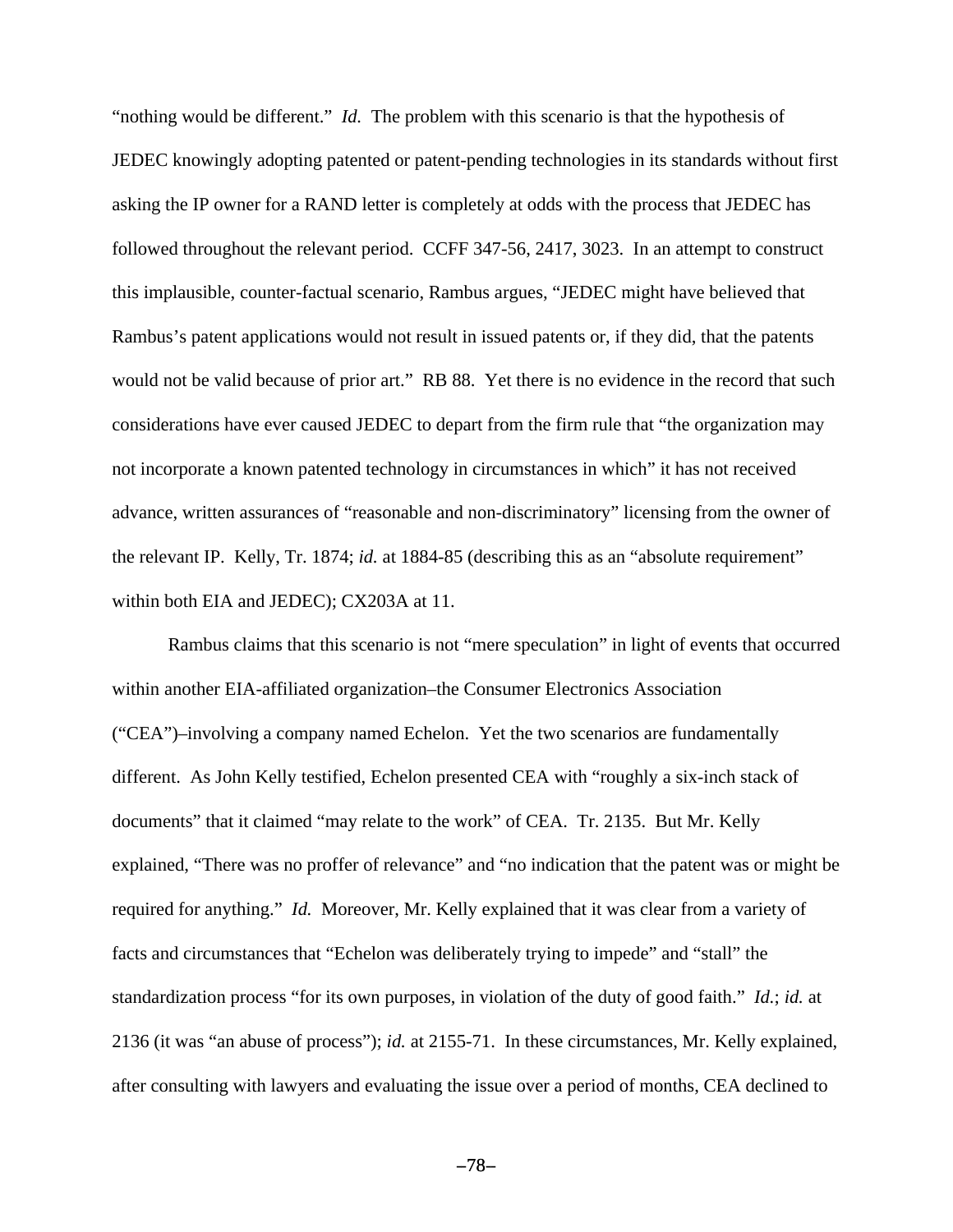"nothing would be different." *Id.* The problem with this scenario is that the hypothesis of JEDEC knowingly adopting patented or patent-pending technologies in its standards without first asking the IP owner for a RAND letter is completely at odds with the process that JEDEC has followed throughout the relevant period. CCFF 347-56, 2417, 3023. In an attempt to construct this implausible, counter-factual scenario, Rambus argues, "JEDEC might have believed that Rambus's patent applications would not result in issued patents or, if they did, that the patents would not be valid because of prior art." RB 88. Yet there is no evidence in the record that such considerations have ever caused JEDEC to depart from the firm rule that "the organization may not incorporate a known patented technology in circumstances in which" it has not received advance, written assurances of "reasonable and non-discriminatory" licensing from the owner of the relevant IP. Kelly, Tr. 1874; *id.* at 1884-85 (describing this as an "absolute requirement" within both EIA and JEDEC); CX203A at 11.

Rambus claims that this scenario is not "mere speculation" in light of events that occurred within another EIA-affiliated organization–the Consumer Electronics Association ("CEA")–involving a company named Echelon. Yet the two scenarios are fundamentally different. As John Kelly testified, Echelon presented CEA with "roughly a six-inch stack of documents" that it claimed "may relate to the work" of CEA. Tr. 2135. But Mr. Kelly explained, "There was no proffer of relevance" and "no indication that the patent was or might be required for anything." *Id.* Moreover, Mr. Kelly explained that it was clear from a variety of facts and circumstances that "Echelon was deliberately trying to impede" and "stall" the standardization process "for its own purposes, in violation of the duty of good faith." *Id.*; *id.* at 2136 (it was "an abuse of process"); *id.* at 2155-71. In these circumstances, Mr. Kelly explained, after consulting with lawyers and evaluating the issue over a period of months, CEA declined to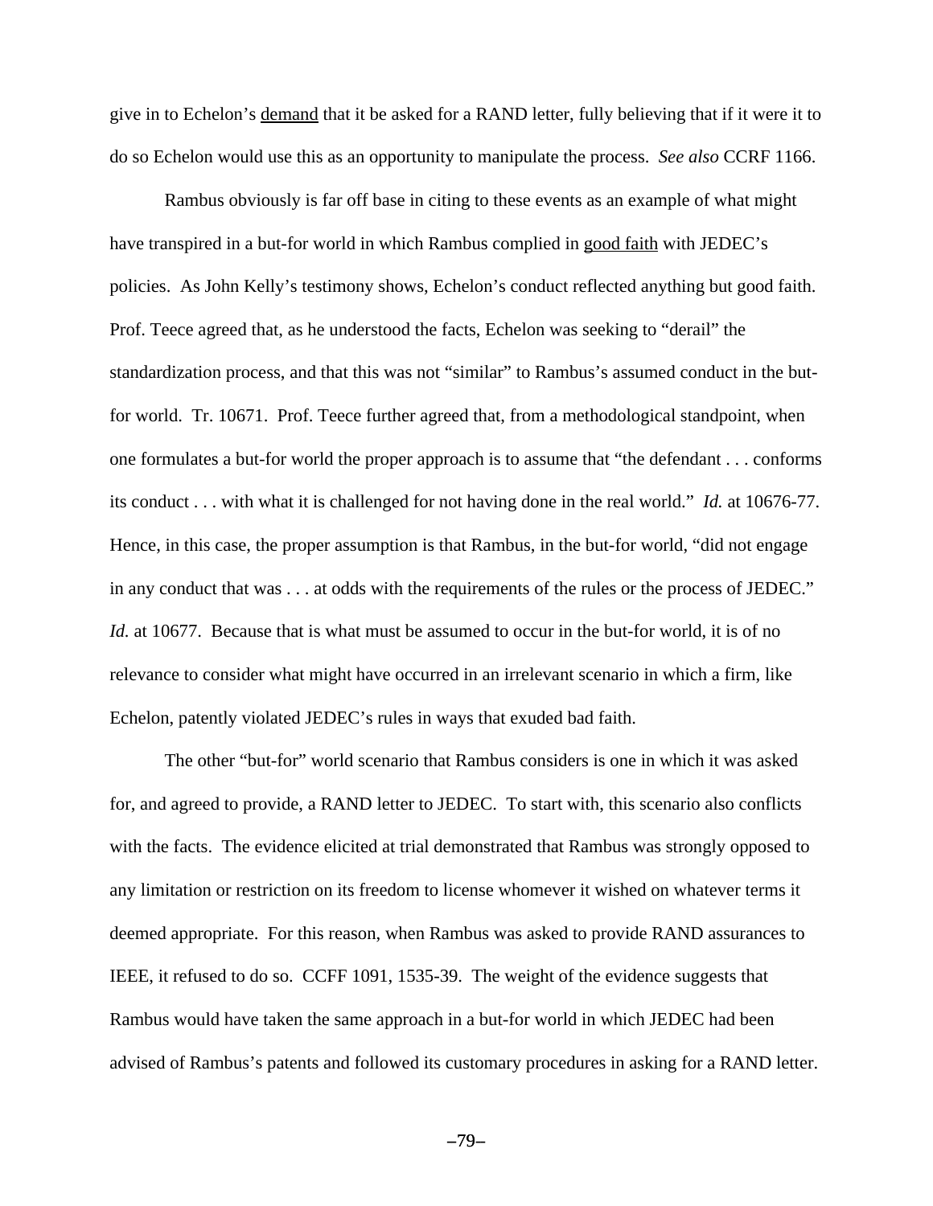give in to Echelon's <u>demand</u> that it be asked for a RAND letter, fully believing that if it were it to do so Echelon would use this as an opportunity to manipulate the process. *See also* CCRF 1166.

Rambus obviously is far off base in citing to these events as an example of what might have transpired in a but-for world in which Rambus complied in <u>good faith</u> with JEDEC's policies. As John Kelly's testimony shows, Echelon's conduct reflected anything but good faith. Prof. Teece agreed that, as he understood the facts, Echelon was seeking to "derail" the standardization process, and that this was not "similar" to Rambus's assumed conduct in the but-for world. Tr. 10671. Prof. Teece further agreed that, from a methodological standpoint, when one formulates a but-for world the proper approach is to assume that "the defendant . . . conforms its conduct . . . with what it is challenged for not having done in the real world." *Id.* at 10676-77. Hence, in this case, the proper assumption is that Rambus, in the but-for world, "did not engage in any conduct that was . . . at odds with the requirements of the rules or the process of JEDEC." *Id.* at 10677. Because that is what must be assumed to occur in the but-for world, it is of no relevance to consider what might have occurred in an irrelevant scenario in which a firm, like Echelon, patently violated JEDEC's rules in ways that exuded bad faith.

The other "but-for" world scenario that Rambus considers is one in which it was asked for, and agreed to provide, a RAND letter to JEDEC. To start with, this scenario also conflicts with the facts. The evidence elicited at trial demonstrated that Rambus was strongly opposed to any limitation or restriction on its freedom to license whomever it wished on whatever terms it deemed appropriate. For this reason, when Rambus was asked to provide RAND assurances to IEEE, it refused to do so. CCFF 1091, 1535-39. The weight of the evidence suggests that Rambus would have taken the same approach in a but-for world in which JEDEC had been advised of Rambus's patents and followed its customary procedures in asking for a RAND letter.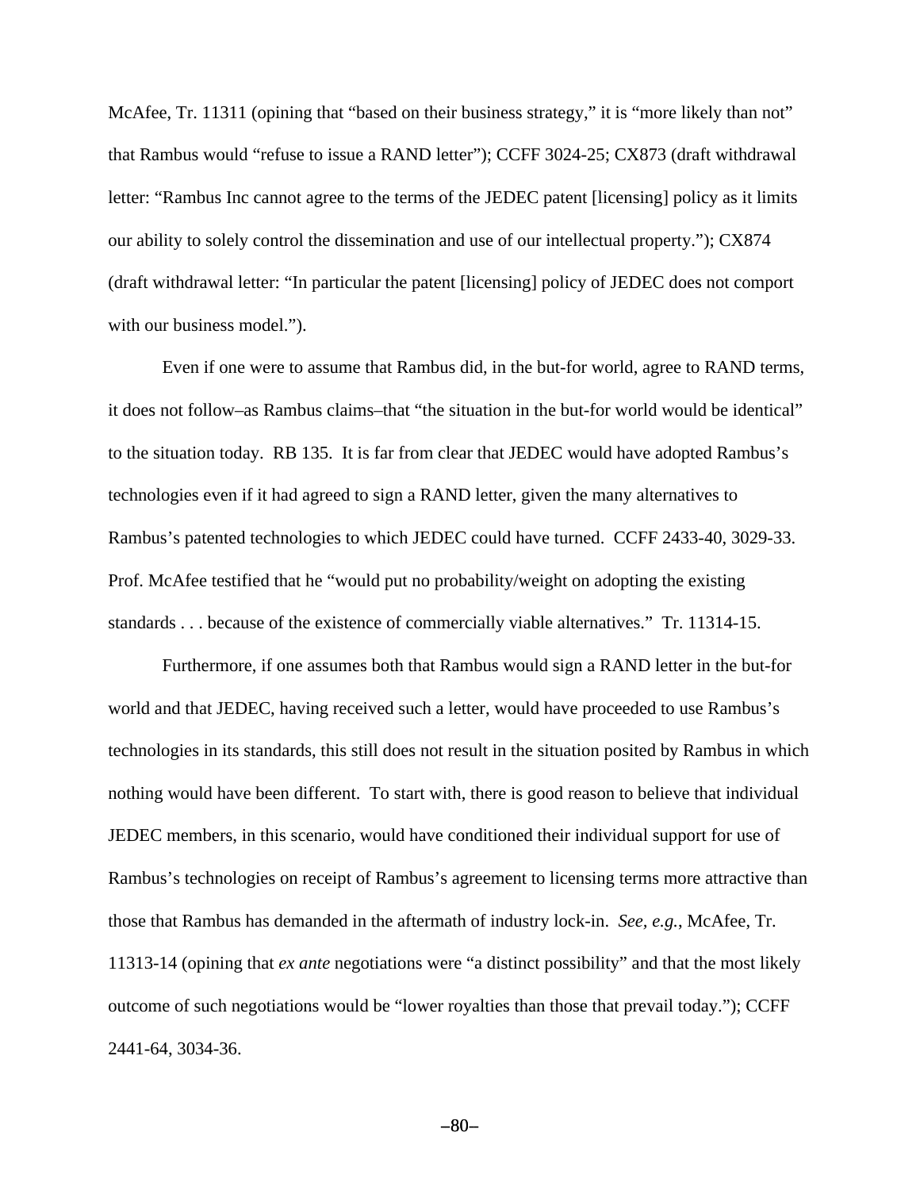McAfee, Tr. 11311 (opining that "based on their business strategy," it is "more likely than not" that Rambus would "refuse to issue a RAND letter"); CCFF 3024-25; CX873 (draft withdrawal letter: "Rambus Inc cannot agree to the terms of the JEDEC patent [licensing] policy as it limits our ability to solely control the dissemination and use of our intellectual property."); CX874 (draft withdrawal letter: "In particular the patent [licensing] policy of JEDEC does not comport with our business model.").

Even if one were to assume that Rambus did, in the but-for world, agree to RAND terms, it does not follow–as Rambus claims–that "the situation in the but-for world would be identical" to the situation today. RB 135. It is far from clear that JEDEC would have adopted Rambus's technologies even if it had agreed to sign a RAND letter, given the many alternatives to Rambus's patented technologies to which JEDEC could have turned. CCFF 2433-40, 3029-33. Prof. McAfee testified that he "would put no probability/weight on adopting the existing standards . . . because of the existence of commercially viable alternatives." Tr. 11314-15.

Furthermore, if one assumes both that Rambus would sign a RAND letter in the but-for world and that JEDEC, having received such a letter, would have proceeded to use Rambus's technologies in its standards, this still does not result in the situation posited by Rambus in which nothing would have been different. To start with, there is good reason to believe that individual JEDEC members, in this scenario, would have conditioned their individual support for use of Rambus's technologies on receipt of Rambus's agreement to licensing terms more attractive than those that Rambus has demanded in the aftermath of industry lock-in. *See, e.g.*, McAfee, Tr. 11313-14 (opining that *ex ante* negotiations were "a distinct possibility" and that the most likely outcome of such negotiations would be "lower royalties than those that prevail today."); CCFF 2441-64, 3034-36.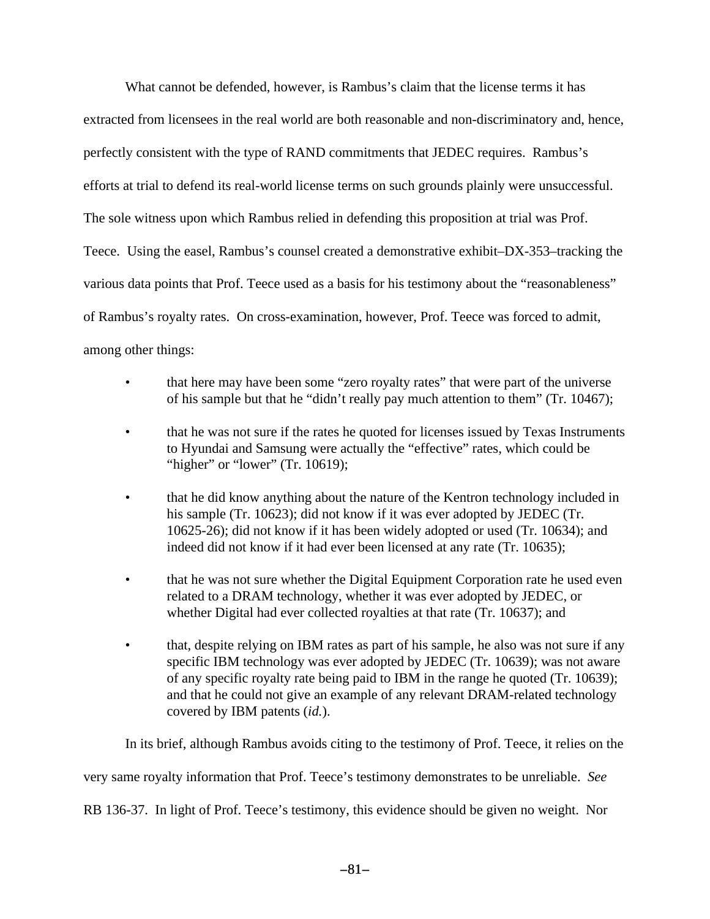What cannot be defended, however, is Rambus's claim that the license terms it has extracted from licensees in the real world are both reasonable and non-discriminatory and, hence, perfectly consistent with the type of RAND commitments that JEDEC requires. Rambus's efforts at trial to defend its real-world license terms on such grounds plainly were unsuccessful. The sole witness upon which Rambus relied in defending this proposition at trial was Prof. Teece. Using the easel, Rambus's counsel created a demonstrative exhibit–DX-353–tracking the various data points that Prof. Teece used as a basis for his testimony about the "reasonableness" of Rambus's royalty rates. On cross-examination, however, Prof. Teece was forced to admit, among other things:

- that here may have been some "zero royalty rates" that were part of the universe of his sample but that he "didn't really pay much attention to them" (Tr. 10467);
- that he was not sure if the rates he quoted for licenses issued by Texas Instruments to Hyundai and Samsung were actually the "effective" rates, which could be "higher" or "lower" (Tr. 10619);
- that he did know anything about the nature of the Kentron technology included in his sample (Tr. 10623); did not know if it was ever adopted by JEDEC (Tr. 10625-26); did not know if it has been widely adopted or used (Tr. 10634); and indeed did not know if it had ever been licensed at any rate (Tr. 10635);
- that he was not sure whether the Digital Equipment Corporation rate he used even related to a DRAM technology, whether it was ever adopted by JEDEC, or whether Digital had ever collected royalties at that rate (Tr. 10637); and
- that, despite relying on IBM rates as part of his sample, he also was not sure if any specific IBM technology was ever adopted by JEDEC (Tr. 10639); was not aware of any specific royalty rate being paid to IBM in the range he quoted (Tr. 10639); and that he could not give an example of any relevant DRAM-related technology covered by IBM patents (*id.*).

In its brief, although Rambus avoids citing to the testimony of Prof. Teece, it relies on the very same royalty information that Prof. Teece's testimony demonstrates to be unreliable. *See* RB 136-37. In light of Prof. Teece's testimony, this evidence should be given no weight. Nor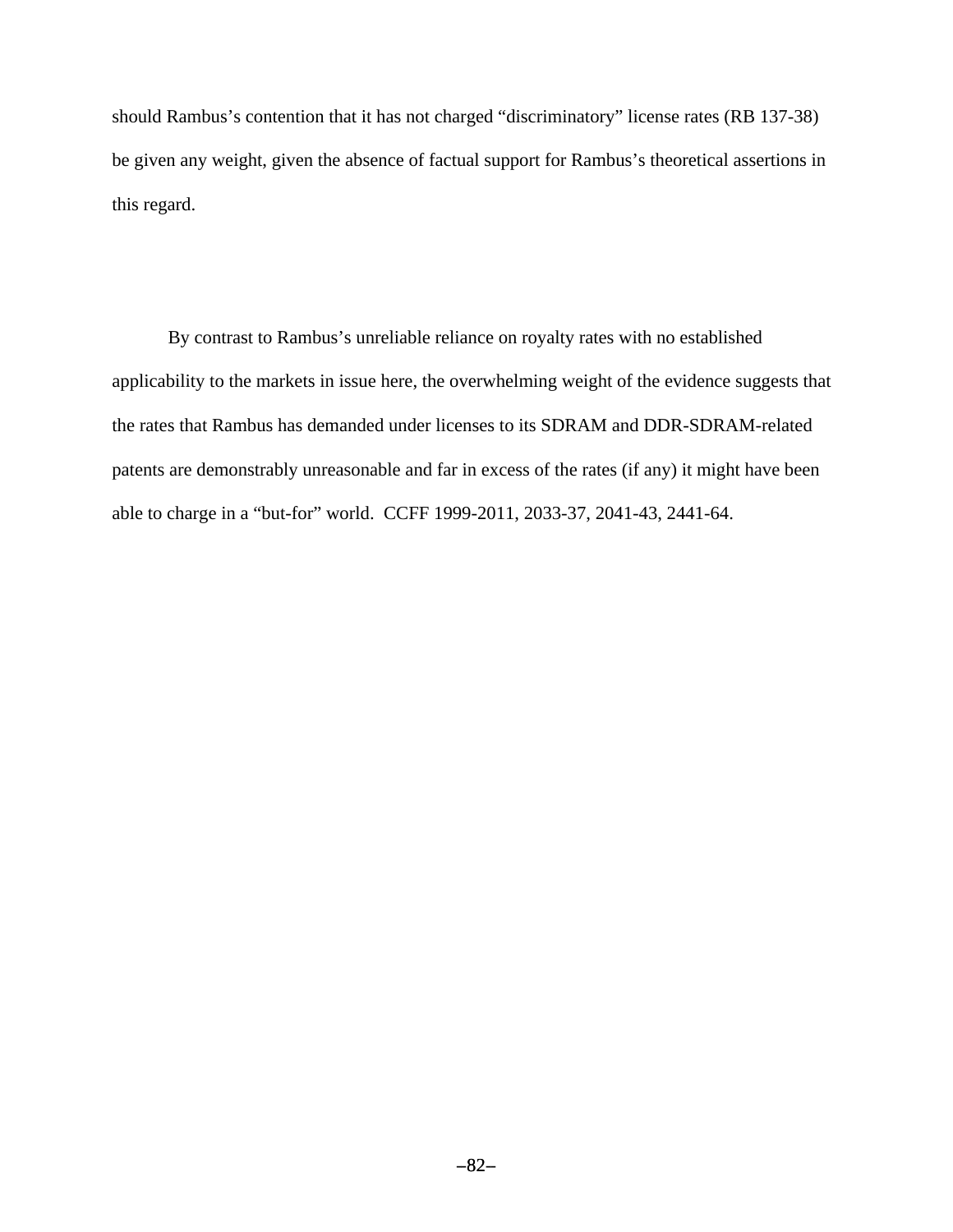should Rambus's contention that it has not charged "discriminatory" license rates (RB 137-38) be given any weight, given the absence of factual support for Rambus's theoretical assertions in this regard.

By contrast to Rambus's unreliable reliance on royalty rates with no established applicability to the markets in issue here, the overwhelming weight of the evidence suggests that the rates that Rambus has demanded under licenses to its SDRAM and DDR-SDRAM-related patents are demonstrably unreasonable and far in excess of the rates (if any) it might have been able to charge in a "but-for" world. CCFF 1999-2011, 2033-37, 2041-43, 2441-64.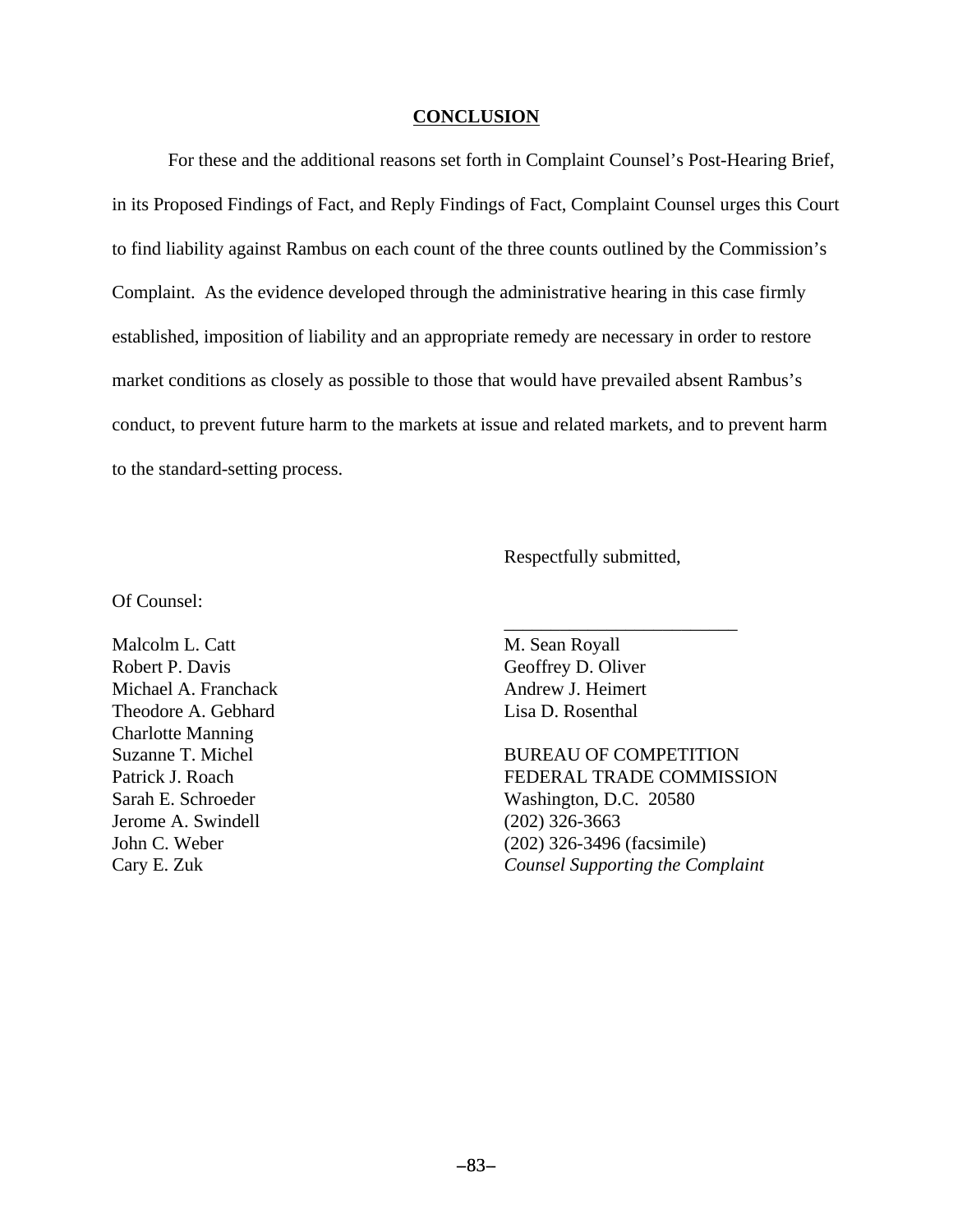## CONCLUSION

For these and the additional reasons set forth in Complaint Counsel's Post-Hearing Brief, in its Proposed Findings of Fact, and Reply Findings of Fact, Complaint Counsel urges this Court to find liability against Rambus on each count of the three counts outlined by the Commission's Complaint. As the evidence developed through the administrative hearing in this case firmly established, imposition of liability and an appropriate remedy are necessary in order to restore market conditions as closely as possible to those that would have prevailed absent Rambus's conduct, to prevent future harm to the markets at issue and related markets, and to prevent harm to the standard-setting process.

Respectfully submitted,

Of Counsel:

Malcolm L. Catt
Robert P. Davis
Michael A. Franchack
Theodore A. Gebhard
Charlotte Manning
Suzanne T. Michel
Patrick J. Roach
Sarah E. Schroeder
Jerome A. Swindell
John C. Weber
Cary E. Zuk

\_\_\_\_\_\_\_\_\_\_\_\_\_\_\_\_\_\_\_\_\_\_\_\_\_\_

M. Sean Royall
Geoffrey D. Oliver
Andrew J. Heimert
Lisa D. Rosenthal

BUREAU OF COMPETITION
FEDERAL TRADE COMMISSION
Washington, D.C. 20580
(202) 326-3663
(202) 326-3496 (facsimile)
*Counsel Supporting the Complaint*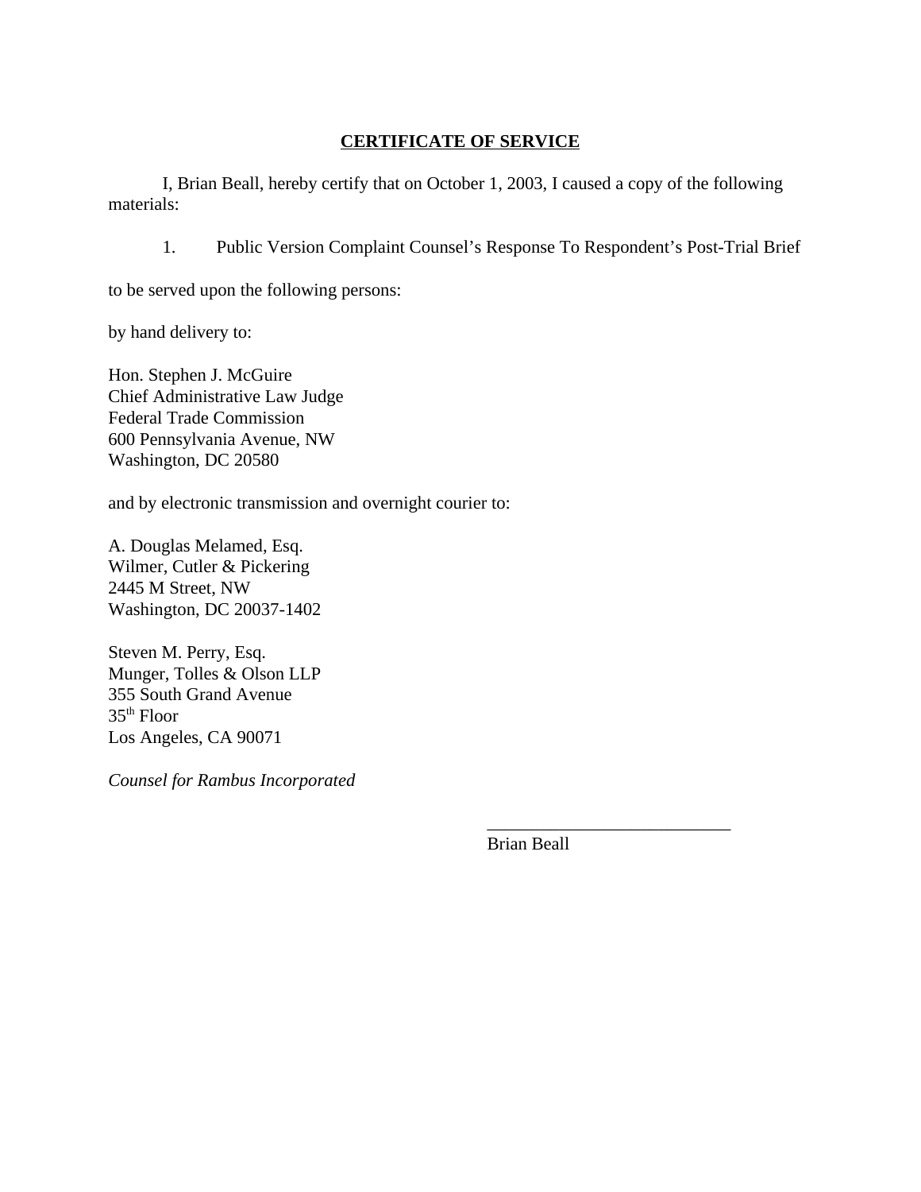## CERTIFICATE OF SERVICE

I, Brian Beall, hereby certify that on October 1, 2003, I caused a copy of the following materials:

1. Public Version Complaint Counsel's Response To Respondent's Post-Trial Brief

to be served upon the following persons:

by hand delivery to:

Hon. Stephen J. McGuire  
Chief Administrative Law Judge  
Federal Trade Commission  
600 Pennsylvania Avenue, NW  
Washington, DC 20580

and by electronic transmission and overnight courier to:

A. Douglas Melamed, Esq.  
Wilmer, Cutler & Pickering  
2445 M Street, NW  
Washington, DC 20037-1402

Steven M. Perry, Esq.  
Munger, Tolles & Olson LLP  
355 South Grand Avenue  
35th Floor  
Los Angeles, CA 90071

*Counsel for Rambus Incorporated*

\_\_\_\_\_\_\_\_\_\_\_\_\_\_\_\_\_\_\_\_\_\_\_\_\_\_\_  
Brian Beall